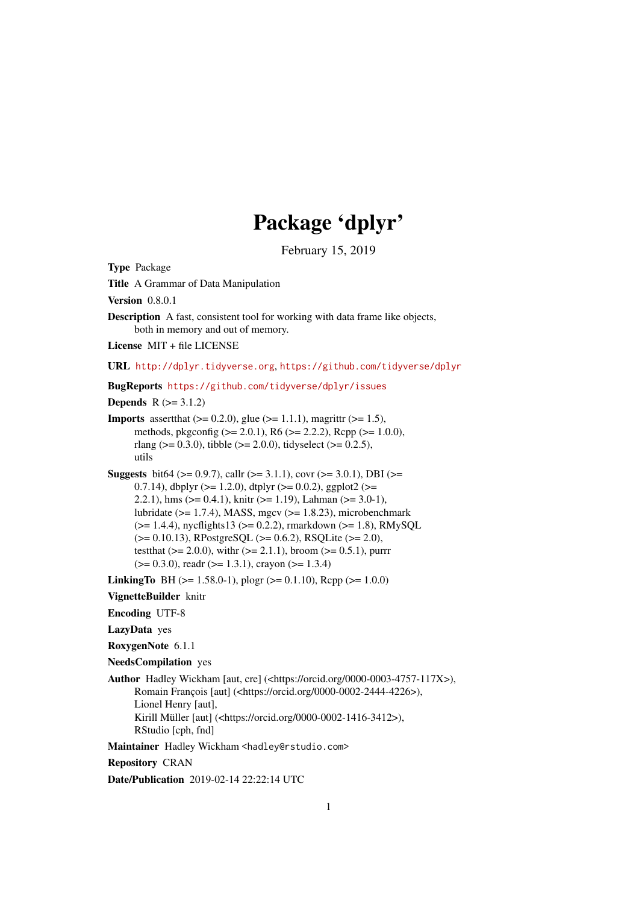# Package 'dplyr'

February 15, 2019

**Type** Package

**Title** A Grammar of Data Manipulation

**Version** 0.8.0.1

**Description** A fast, consistent tool for working with data frame like objects, both in memory and out of memory.

**License** MIT + file LICENSE

**URL** http://dplyr.tidyverse.org, https://github.com/tidyverse/dplyr

**BugReports** https://github.com/tidyverse/dplyr/issues

**Depends** R (>= 3.1.2)

**Imports** assertthat (>= 0.2.0), glue (>= 1.1.1), magrittr (>= 1.5), methods, pkgconfig (>= 2.0.1), R6 (>= 2.2.2), Rcpp (>= 1.0.0), rlang (>= 0.3.0), tibble (>= 2.0.0), tidyselect (>= 0.2.5), utils

**Suggests** bit64 (>= 0.9.7), callr (>= 3.1.1), covr (>= 3.0.1), DBI (>= 0.7.14), dbplyr (>= 1.2.0), dtplyr (>= 0.0.2), ggplot2 (>= 2.2.1), hms (>= 0.4.1), knitr (>= 1.19), Lahman (>= 3.0-1), lubridate (>= 1.7.4), MASS, mgcv (>= 1.8.23), microbenchmark (>= 1.4.4), nycflights13 (>= 0.2.2), rmarkdown (>= 1.8), RMySQL (>= 0.10.13), RPostgreSQL (>= 0.6.2), RSQLite (>= 2.0), testthat (>= 2.0.0), withr (>= 2.1.1), broom (>= 0.5.1), purrr (>= 0.3.0), readr (>= 1.3.1), crayon (>= 1.3.4)

**LinkingTo** BH (>= 1.58.0-1), plogr (>= 0.1.10), Rcpp (>= 1.0.0)

**VignetteBuilder** knitr

**Encoding** UTF-8

**LazyData** yes

**RoxygenNote** 6.1.1

**NeedsCompilation** yes

**Author** Hadley Wickham [aut, cre] (<https://orcid.org/0000-0003-4757-117X>), Romain François [aut] (<https://orcid.org/0000-0002-2444-4226>), Lionel Henry [aut], Kirill Müller [aut] (<https://orcid.org/0000-0002-1416-3412>), RStudio [cph, fnd]

**Maintainer** Hadley Wickham <hadley@rstudio.com>

**Repository** CRAN

**Date/Publication** 2019-02-14 22:22:14 UTC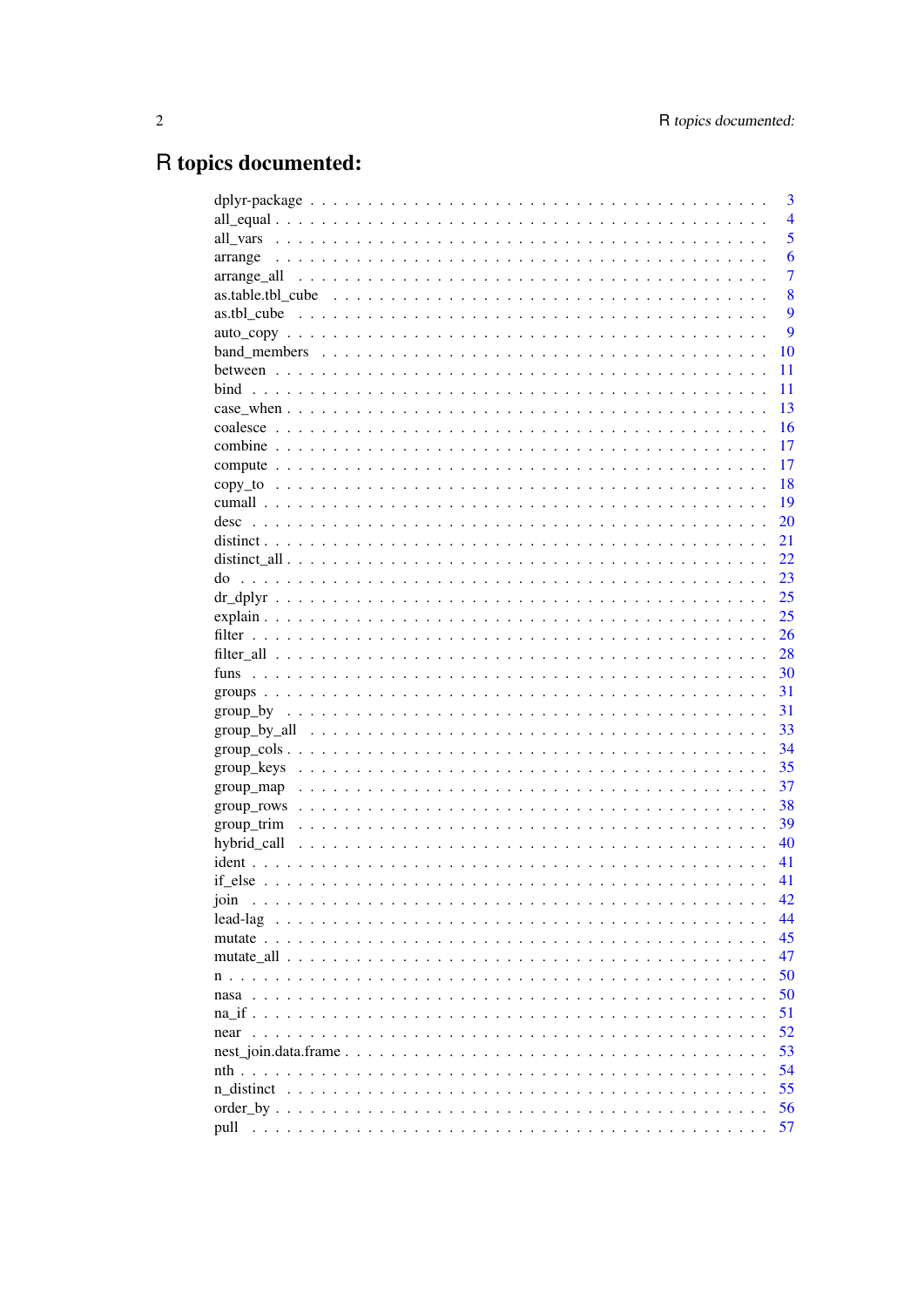# R topics documented:

| | |
|---|---|
| dplyr-package | 3 |
| all_equal | 4 |
| all_vars | 5 |
| arrange | 6 |
| arrange_all | 7 |
| as.table.tbl_cube | 8 |
| as.tbl_cube | 9 |
| auto_copy | 9 |
| band_members | 10 |
| between | 11 |
| bind | 11 |
| case_when | 13 |
| coalesce | 16 |
| combine | 17 |
| compute | 17 |
| copy_to | 18 |
| cumall | 19 |
| desc | 20 |
| distinct | 21 |
| distinct_all | 22 |
| do | 23 |
| dr_dplyr | 25 |
| explain | 25 |
| filter | 26 |
| filter_all | 28 |
| funs | 30 |
| groups | 31 |
| group_by | 31 |
| group_by_all | 33 |
| group_cols | 34 |
| group_keys | 35 |
| group_map | 37 |
| group_rows | 38 |
| group_trim | 39 |
| hybrid_call | 40 |
| ident | 41 |
| if_else | 41 |
| join | 42 |
| lead-lag | 44 |
| mutate | 45 |
| mutate_all | 47 |
| n | 50 |
| nasa | 50 |
| na_if | 51 |
| near | 52 |
| nest_join.data.frame | 53 |
| nth | 54 |
| n_distinct | 55 |
| order_by | 56 |
| pull | 57 |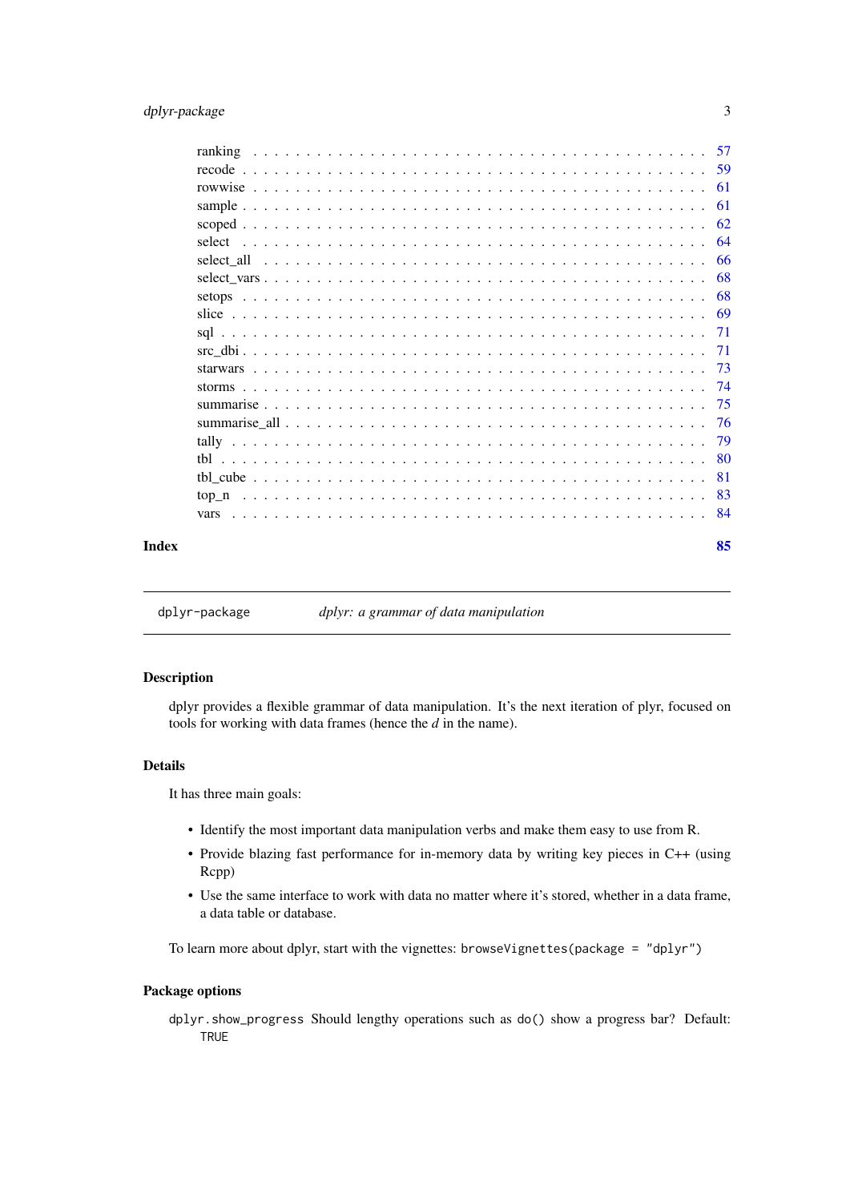ranking . . . . . . . . . . . . . . . . . . . . . . . . . . . . . . . . . . . . . . . . . . 57
recode . . . . . . . . . . . . . . . . . . . . . . . . . . . . . . . . . . . . . . . . . . . 59
rowwise . . . . . . . . . . . . . . . . . . . . . . . . . . . . . . . . . . . . . . . . . . 61
sample . . . . . . . . . . . . . . . . . . . . . . . . . . . . . . . . . . . . . . . . . . . 61
scoped . . . . . . . . . . . . . . . . . . . . . . . . . . . . . . . . . . . . . . . . . . . 62
select . . . . . . . . . . . . . . . . . . . . . . . . . . . . . . . . . . . . . . . . . . . 64
select_all . . . . . . . . . . . . . . . . . . . . . . . . . . . . . . . . . . . . . . . . . 66
select_vars . . . . . . . . . . . . . . . . . . . . . . . . . . . . . . . . . . . . . . . . . 68
setops . . . . . . . . . . . . . . . . . . . . . . . . . . . . . . . . . . . . . . . . . . . 68
slice . . . . . . . . . . . . . . . . . . . . . . . . . . . . . . . . . . . . . . . . . . . . 69
sql . . . . . . . . . . . . . . . . . . . . . . . . . . . . . . . . . . . . . . . . . . . . . 71
src_dbi . . . . . . . . . . . . . . . . . . . . . . . . . . . . . . . . . . . . . . . . . . . 71
starwars . . . . . . . . . . . . . . . . . . . . . . . . . . . . . . . . . . . . . . . . . . 73
storms . . . . . . . . . . . . . . . . . . . . . . . . . . . . . . . . . . . . . . . . . . . 74
summarise . . . . . . . . . . . . . . . . . . . . . . . . . . . . . . . . . . . . . . . . . 75
summarise_all . . . . . . . . . . . . . . . . . . . . . . . . . . . . . . . . . . . . . . . 76
tally . . . . . . . . . . . . . . . . . . . . . . . . . . . . . . . . . . . . . . . . . . . . 79
tbl . . . . . . . . . . . . . . . . . . . . . . . . . . . . . . . . . . . . . . . . . . . . . 80
tbl_cube . . . . . . . . . . . . . . . . . . . . . . . . . . . . . . . . . . . . . . . . . . 81
top_n . . . . . . . . . . . . . . . . . . . . . . . . . . . . . . . . . . . . . . . . . . . . 83
vars . . . . . . . . . . . . . . . . . . . . . . . . . . . . . . . . . . . . . . . . . . . . . 84

**Index** **85**

---

`dplyr-package` *dplyr: a grammar of data manipulation*

---

### Description

dplyr provides a flexible grammar of data manipulation. It's the next iteration of plyr, focused on tools for working with data frames (hence the *d* in the name).

### Details

It has three main goals:

- Identify the most important data manipulation verbs and make them easy to use from R.
- Provide blazing fast performance for in-memory data by writing key pieces in C++ (using Rcpp)
- Use the same interface to work with data no matter where it's stored, whether in a data frame, a data table or database.

To learn more about dplyr, start with the vignettes: `browseVignettes(package = "dplyr")`

### Package options

`dplyr.show_progress` Should lengthy operations such as `do()` show a progress bar? Default: `TRUE`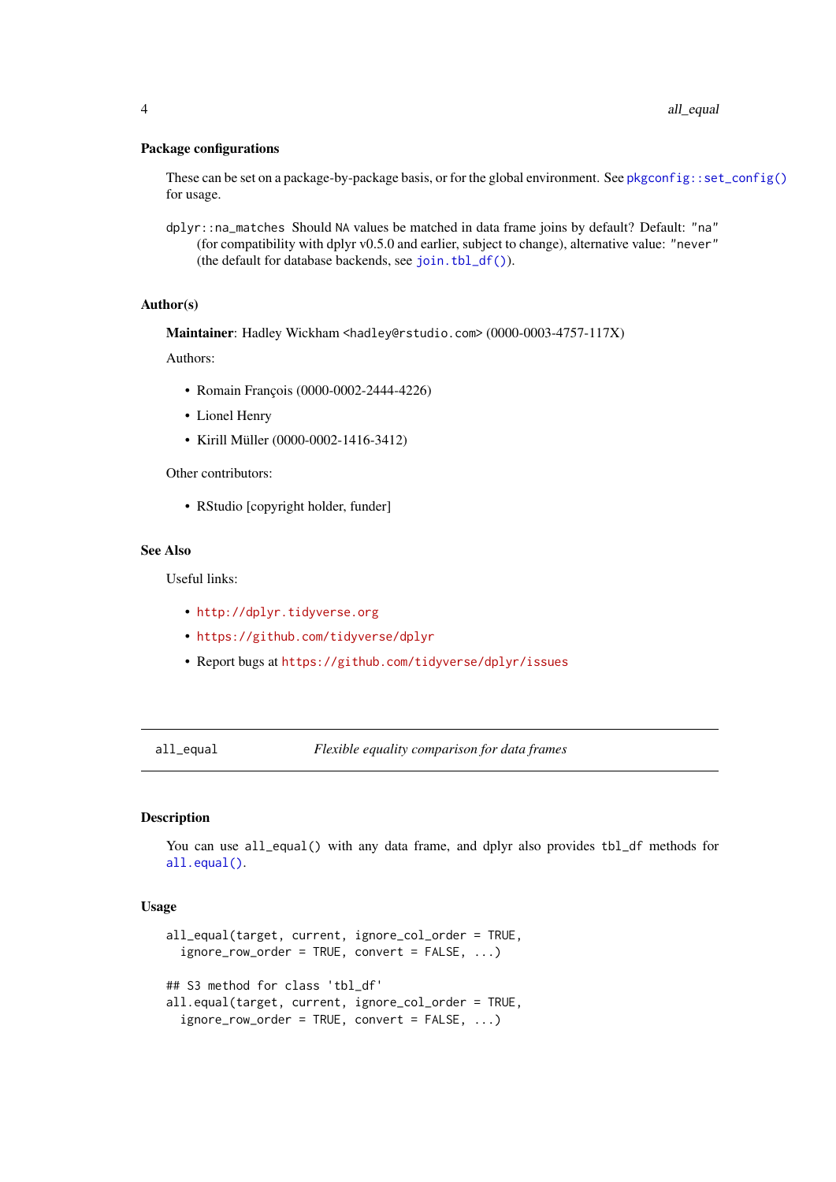### Package configurations

These can be set on a package-by-package basis, or for the global environment. See `pkgconfig::set_config()` for usage.

`dplyr::na_matches` Should `NA` values be matched in data frame joins by default? Default: `"na"` (for compatibility with dplyr v0.5.0 and earlier, subject to change), alternative value: `"never"` (the default for database backends, see `join.tbl_df()`).

### Author(s)

**Maintainer**: Hadley Wickham <hadley@rstudio.com> (0000-0003-4757-117X)

Authors:

- Romain François (0000-0002-2444-4226)
- Lionel Henry
- Kirill Müller (0000-0002-1416-3412)

Other contributors:

- RStudio [copyright holder, funder]

### See Also

Useful links:

- http://dplyr.tidyverse.org
- https://github.com/tidyverse/dplyr
- Report bugs at https://github.com/tidyverse/dplyr/issues

---

## all_equal *Flexible equality comparison for data frames*

---

### Description

You can use `all_equal()` with any data frame, and dplyr also provides `tbl_df` methods for `all.equal()`.

### Usage

```
all_equal(target, current, ignore_col_order = TRUE,
  ignore_row_order = TRUE, convert = FALSE, ...)

## S3 method for class 'tbl_df'
all.equal(target, current, ignore_col_order = TRUE,
  ignore_row_order = TRUE, convert = FALSE, ...)
```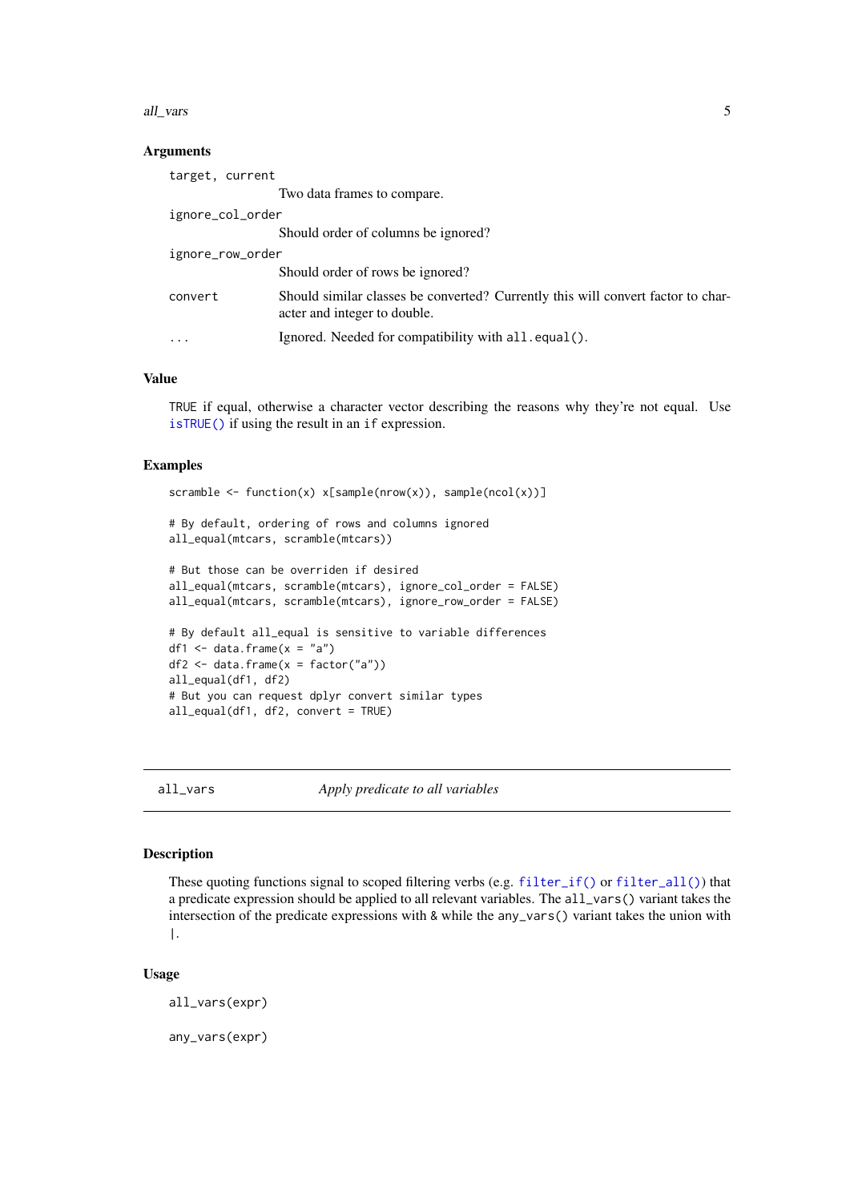### Arguments

| | |
|---|---|
| `target, current` | Two data frames to compare. |
| `ignore_col_order` | Should order of columns be ignored? |
| `ignore_row_order` | Should order of rows be ignored? |
| `convert` | Should similar classes be converted? Currently this will convert factor to character and integer to double. |
| `...` | Ignored. Needed for compatibility with `all.equal()`. |

### Value

`TRUE` if equal, otherwise a character vector describing the reasons why they're not equal. Use `isTRUE()` if using the result in an `if` expression.

### Examples

```
scramble <- function(x) x[sample(nrow(x)), sample(ncol(x))]

# By default, ordering of rows and columns ignored
all_equal(mtcars, scramble(mtcars))

# But those can be overriden if desired
all_equal(mtcars, scramble(mtcars), ignore_col_order = FALSE)
all_equal(mtcars, scramble(mtcars), ignore_row_order = FALSE)

# By default all_equal is sensitive to variable differences
df1 <- data.frame(x = "a")
df2 <- data.frame(x = factor("a"))
all_equal(df1, df2)
# But you can request dplyr convert similar types
all_equal(df1, df2, convert = TRUE)
```

---

## all_vars — *Apply predicate to all variables*

### Description

These quoting functions signal to scoped filtering verbs (e.g. `filter_if()` or `filter_all()`) that a predicate expression should be applied to all relevant variables. The `all_vars()` variant takes the intersection of the predicate expressions with `&` while the `any_vars()` variant takes the union with `|`.

### Usage

```
all_vars(expr)

any_vars(expr)
```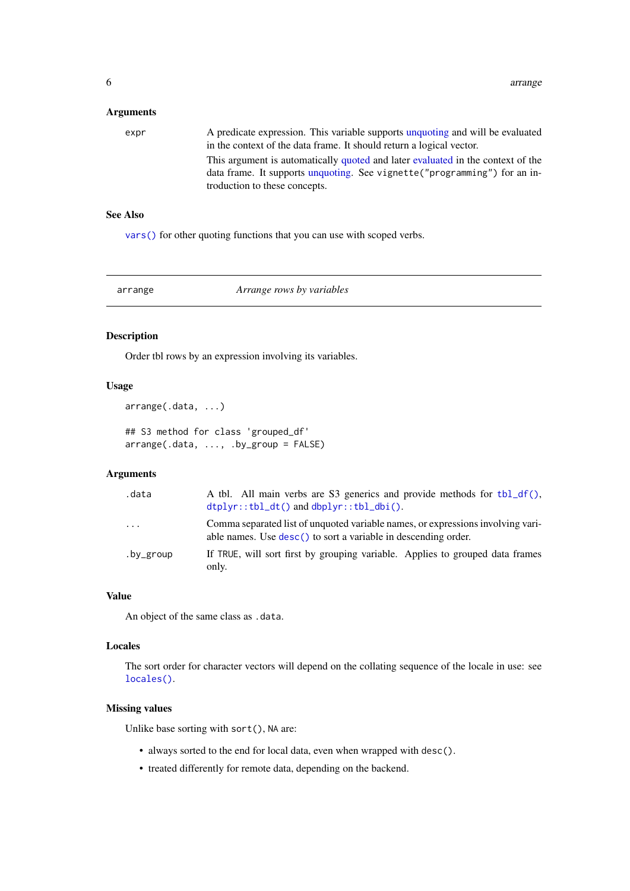### Arguments

| | |
|---|---|
| `expr` | A predicate expression. This variable supports unquoting and will be evaluated in the context of the data frame. It should return a logical vector. This argument is automatically quoted and later evaluated in the context of the data frame. It supports unquoting. See `vignette("programming")` for an introduction to these concepts. |

### See Also

`vars()` for other quoting functions that you can use with scoped verbs.

---

## arrange — *Arrange rows by variables*

---

### Description

Order tbl rows by an expression involving its variables.

### Usage

```
arrange(.data, ...)

## S3 method for class 'grouped_df'
arrange(.data, ..., .by_group = FALSE)
```

### Arguments

| | |
|---|---|
| `.data` | A tbl. All main verbs are S3 generics and provide methods for `tbl_df()`, `dtplyr::tbl_dt()` and `dbplyr::tbl_dbi()`. |
| `...` | Comma separated list of unquoted variable names, or expressions involving variable names. Use `desc()` to sort a variable in descending order. |
| `.by_group` | If `TRUE`, will sort first by grouping variable. Applies to grouped data frames only. |

### Value

An object of the same class as `.data`.

### Locales

The sort order for character vectors will depend on the collating sequence of the locale in use: see `locales()`.

### Missing values

Unlike base sorting with `sort()`, `NA` are:

- always sorted to the end for local data, even when wrapped with `desc()`.
- treated differently for remote data, depending on the backend.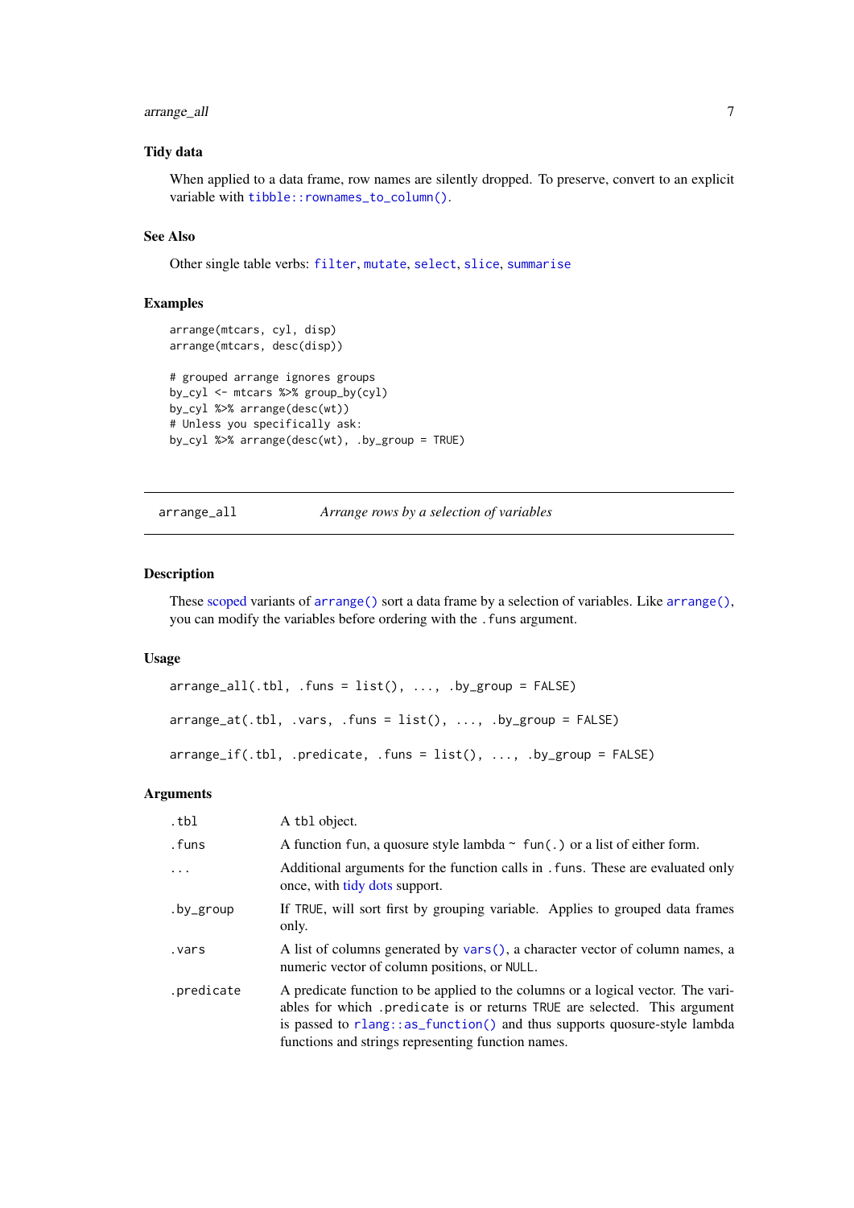### Tidy data

When applied to a data frame, row names are silently dropped. To preserve, convert to an explicit variable with `tibble::rownames_to_column()`.

### See Also

Other single table verbs: `filter`, `mutate`, `select`, `slice`, `summarise`

### Examples

```
arrange(mtcars, cyl, disp)
arrange(mtcars, desc(disp))

# grouped arrange ignores groups
by_cyl <- mtcars %>% group_by(cyl)
by_cyl %>% arrange(desc(wt))
# Unless you specifically ask:
by_cyl %>% arrange(desc(wt), .by_group = TRUE)
```

---

## arrange_all — *Arrange rows by a selection of variables*

---

### Description

These scoped variants of `arrange()` sort a data frame by a selection of variables. Like `arrange()`, you can modify the variables before ordering with the `.funs` argument.

### Usage

```
arrange_all(.tbl, .funs = list(), ..., .by_group = FALSE)

arrange_at(.tbl, .vars, .funs = list(), ..., .by_group = FALSE)

arrange_if(.tbl, .predicate, .funs = list(), ..., .by_group = FALSE)
```

### Arguments

| | |
|---|---|
| `.tbl` | A `tbl` object. |
| `.funs` | A function `fun`, a quosure style lambda `~ fun(.)` or a list of either form. |
| `...` | Additional arguments for the function calls in `.funs`. These are evaluated only once, with tidy dots support. |
| `.by_group` | If `TRUE`, will sort first by grouping variable. Applies to grouped data frames only. |
| `.vars` | A list of columns generated by `vars()`, a character vector of column names, a numeric vector of column positions, or `NULL`. |
| `.predicate` | A predicate function to be applied to the columns or a logical vector. The variables for which `.predicate` is or returns `TRUE` are selected. This argument is passed to `rlang::as_function()` and thus supports quosure-style lambda functions and strings representing function names. |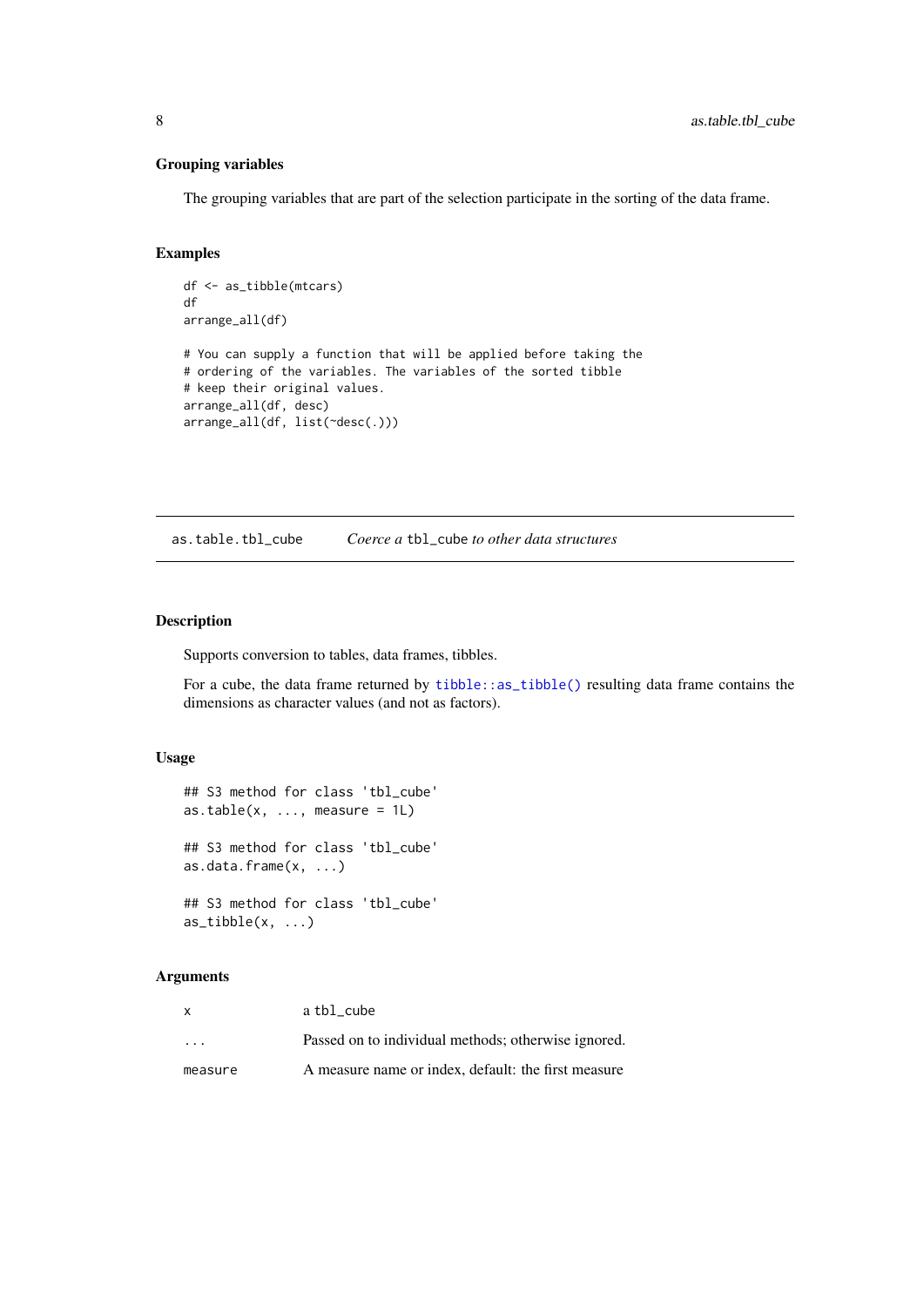### Grouping variables

The grouping variables that are part of the selection participate in the sorting of the data frame.

### Examples

```
df <- as_tibble(mtcars)
df
arrange_all(df)

# You can supply a function that will be applied before taking the
# ordering of the variables. The variables of the sorted tibble
# keep their original values.
arrange_all(df, desc)
arrange_all(df, list(~desc(.)))
```

---

## as.table.tbl_cube — *Coerce a* `tbl_cube` *to other data structures*

---

### Description

Supports conversion to tables, data frames, tibbles.

For a cube, the data frame returned by `tibble::as_tibble()` resulting data frame contains the dimensions as character values (and not as factors).

### Usage

```
## S3 method for class 'tbl_cube'
as.table(x, ..., measure = 1L)

## S3 method for class 'tbl_cube'
as.data.frame(x, ...)

## S3 method for class 'tbl_cube'
as_tibble(x, ...)
```

### Arguments

| | |
|---|---|
| `x` | a `tbl_cube` |
| `...` | Passed on to individual methods; otherwise ignored. |
| `measure` | A measure name or index, default: the first measure |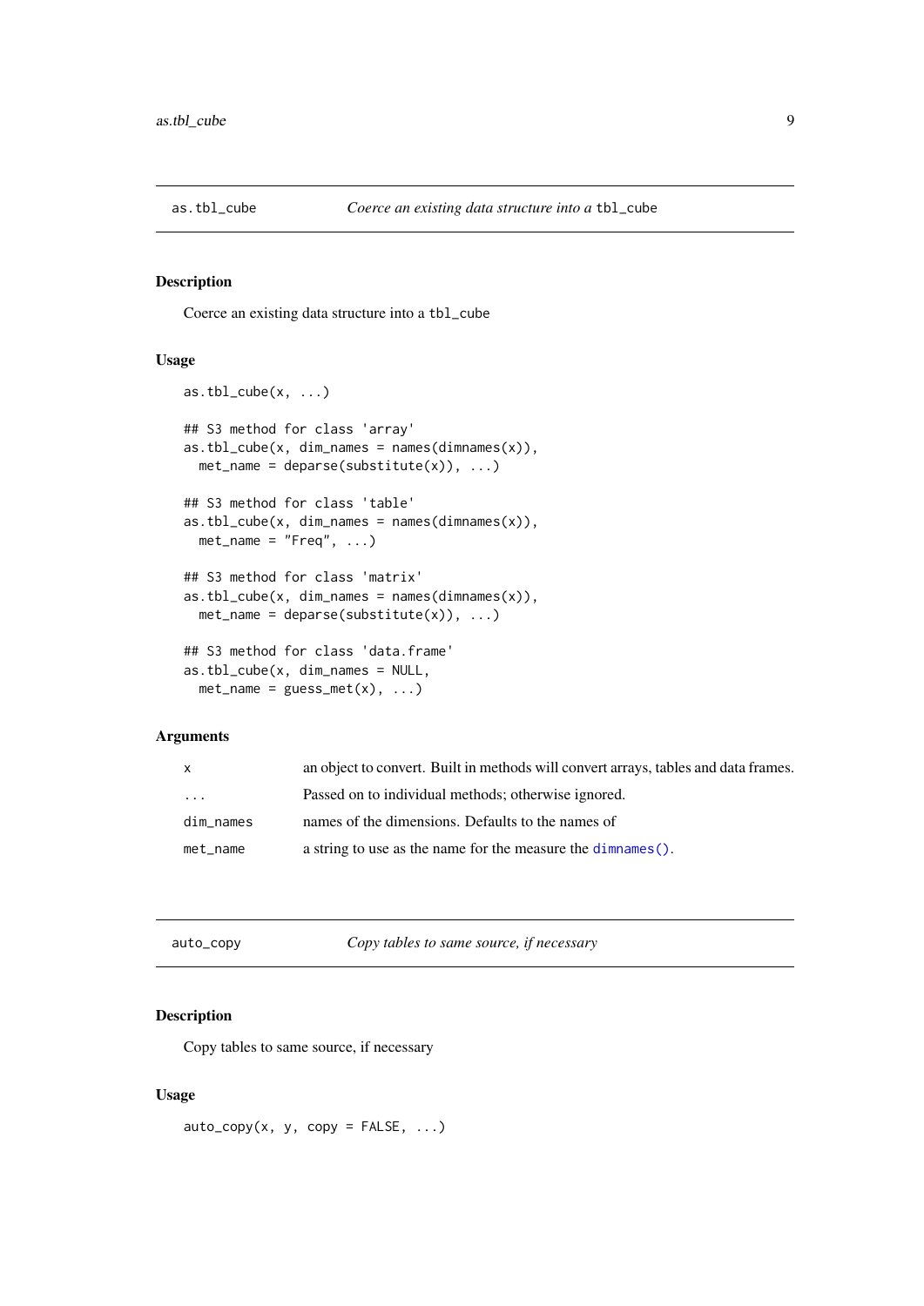## as.tbl_cube — *Coerce an existing data structure into a* `tbl_cube`

### Description

Coerce an existing data structure into a `tbl_cube`

### Usage

```
as.tbl_cube(x, ...)

## S3 method for class 'array'
as.tbl_cube(x, dim_names = names(dimnames(x)),
  met_name = deparse(substitute(x)), ...)

## S3 method for class 'table'
as.tbl_cube(x, dim_names = names(dimnames(x)),
  met_name = "Freq", ...)

## S3 method for class 'matrix'
as.tbl_cube(x, dim_names = names(dimnames(x)),
  met_name = deparse(substitute(x)), ...)

## S3 method for class 'data.frame'
as.tbl_cube(x, dim_names = NULL,
  met_name = guess_met(x), ...)
```

### Arguments

| | |
|---|---|
| `x` | an object to convert. Built in methods will convert arrays, tables and data frames. |
| `...` | Passed on to individual methods; otherwise ignored. |
| `dim_names` | names of the dimensions. Defaults to the names of |
| `met_name` | a string to use as the name for the measure the `dimnames()`. |

## auto_copy — *Copy tables to same source, if necessary*

### Description

Copy tables to same source, if necessary

### Usage

```
auto_copy(x, y, copy = FALSE, ...)
```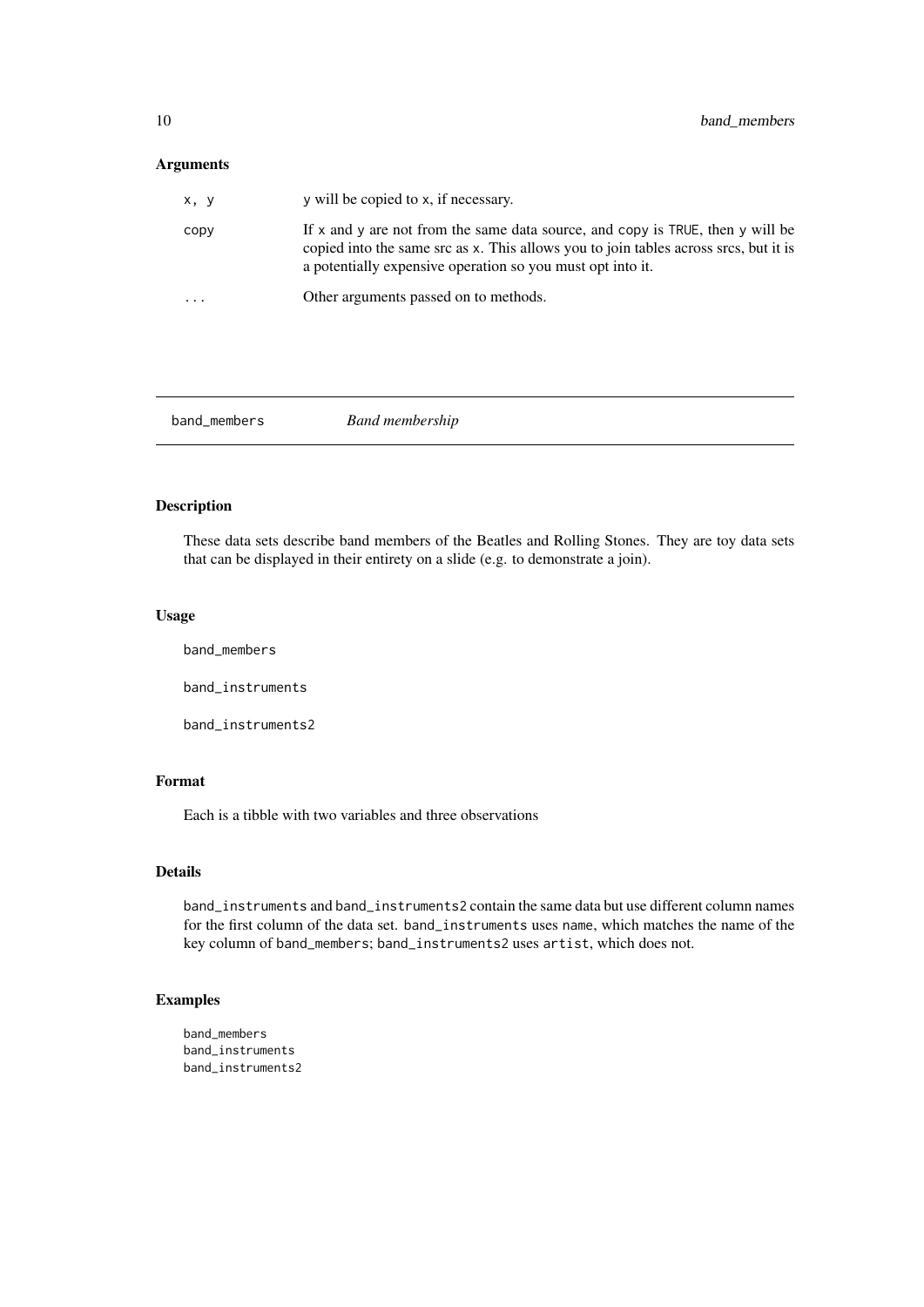### Arguments

| | |
|---|---|
| `x, y` | y will be copied to x, if necessary. |
| `copy` | If x and y are not from the same data source, and copy is TRUE, then y will be copied into the same src as x. This allows you to join tables across srcs, but it is a potentially expensive operation so you must opt into it. |
| `...` | Other arguments passed on to methods. |

---

## band_members — *Band membership*

### Description

These data sets describe band members of the Beatles and Rolling Stones. They are toy data sets that can be displayed in their entirety on a slide (e.g. to demonstrate a join).

### Usage

```
band_members

band_instruments

band_instruments2
```

### Format

Each is a tibble with two variables and three observations

### Details

`band_instruments` and `band_instruments2` contain the same data but use different column names for the first column of the data set. `band_instruments` uses `name`, which matches the name of the key column of `band_members`; `band_instruments2` uses `artist`, which does not.

### Examples

```
band_members
band_instruments
band_instruments2
```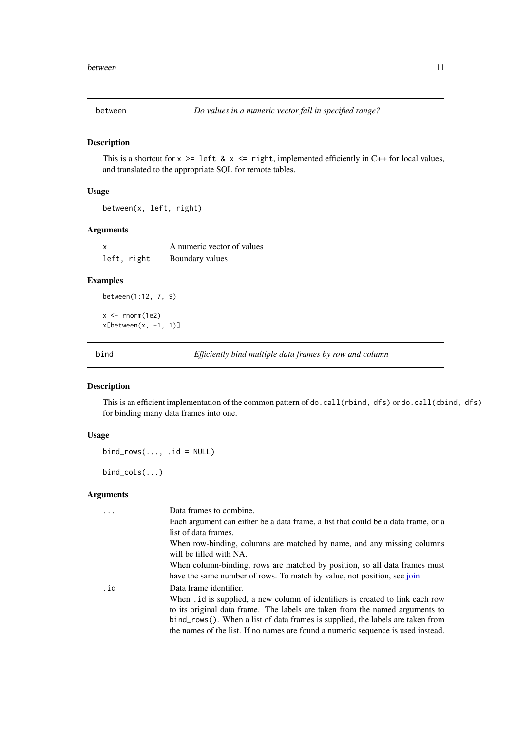## between — *Do values in a numeric vector fall in specified range?*

### Description

This is a shortcut for `x >= left & x <= right`, implemented efficiently in C++ for local values, and translated to the appropriate SQL for remote tables.

### Usage

```
between(x, left, right)
```

### Arguments

| | |
|---|---|
| `x` | A numeric vector of values |
| `left, right` | Boundary values |

### Examples

```
between(1:12, 7, 9)

x <- rnorm(1e2)
x[between(x, -1, 1)]
```

## bind — *Efficiently bind multiple data frames by row and column*

### Description

This is an efficient implementation of the common pattern of `do.call(rbind, dfs)` or `do.call(cbind, dfs)` for binding many data frames into one.

### Usage

```
bind_rows(..., .id = NULL)

bind_cols(...)
```

### Arguments

| | |
|---|---|
| `...` | Data frames to combine.<br>Each argument can either be a data frame, a list that could be a data frame, or a list of data frames.<br>When row-binding, columns are matched by name, and any missing columns will be filled with NA.<br>When column-binding, rows are matched by position, so all data frames must have the same number of rows. To match by value, not position, see join. |
| `.id` | Data frame identifier.<br>When `.id` is supplied, a new column of identifiers is created to link each row to its original data frame. The labels are taken from the named arguments to `bind_rows()`. When a list of data frames is supplied, the labels are taken from the names of the list. If no names are found a numeric sequence is used instead. |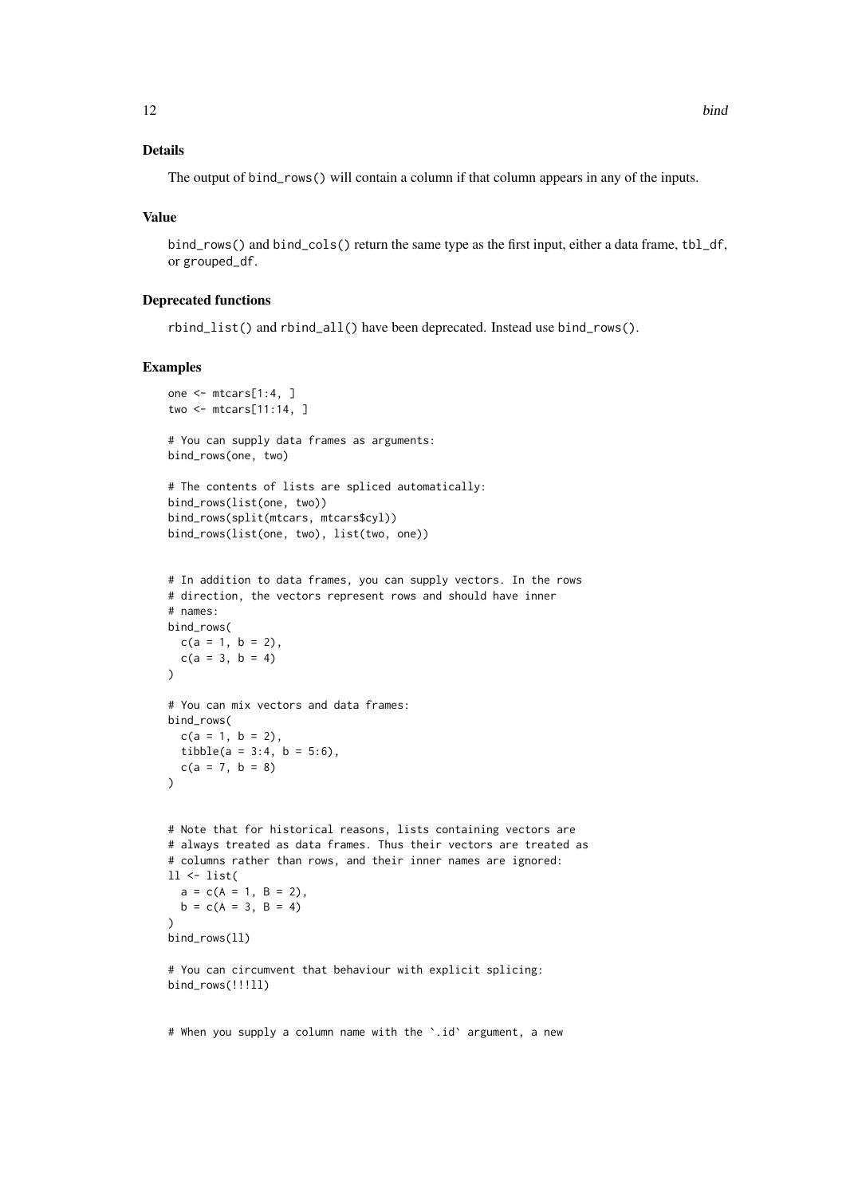### Details

The output of `bind_rows()` will contain a column if that column appears in any of the inputs.

### Value

`bind_rows()` and `bind_cols()` return the same type as the first input, either a data frame, `tbl_df`, or `grouped_df`.

### Deprecated functions

`rbind_list()` and `rbind_all()` have been deprecated. Instead use `bind_rows()`.

### Examples

```
one <- mtcars[1:4, ]
two <- mtcars[11:14, ]

# You can supply data frames as arguments:
bind_rows(one, two)

# The contents of lists are spliced automatically:
bind_rows(list(one, two))
bind_rows(split(mtcars, mtcars$cyl))
bind_rows(list(one, two), list(two, one))


# In addition to data frames, you can supply vectors. In the rows
# direction, the vectors represent rows and should have inner
# names:
bind_rows(
  c(a = 1, b = 2),
  c(a = 3, b = 4)
)

# You can mix vectors and data frames:
bind_rows(
  c(a = 1, b = 2),
  tibble(a = 3:4, b = 5:6),
  c(a = 7, b = 8)
)


# Note that for historical reasons, lists containing vectors are
# always treated as data frames. Thus their vectors are treated as
# columns rather than rows, and their inner names are ignored:
ll <- list(
  a = c(A = 1, B = 2),
  b = c(A = 3, B = 4)
)
bind_rows(ll)

# You can circumvent that behaviour with explicit splicing:
bind_rows(!!!ll)


# When you supply a column name with the `.id` argument, a new
```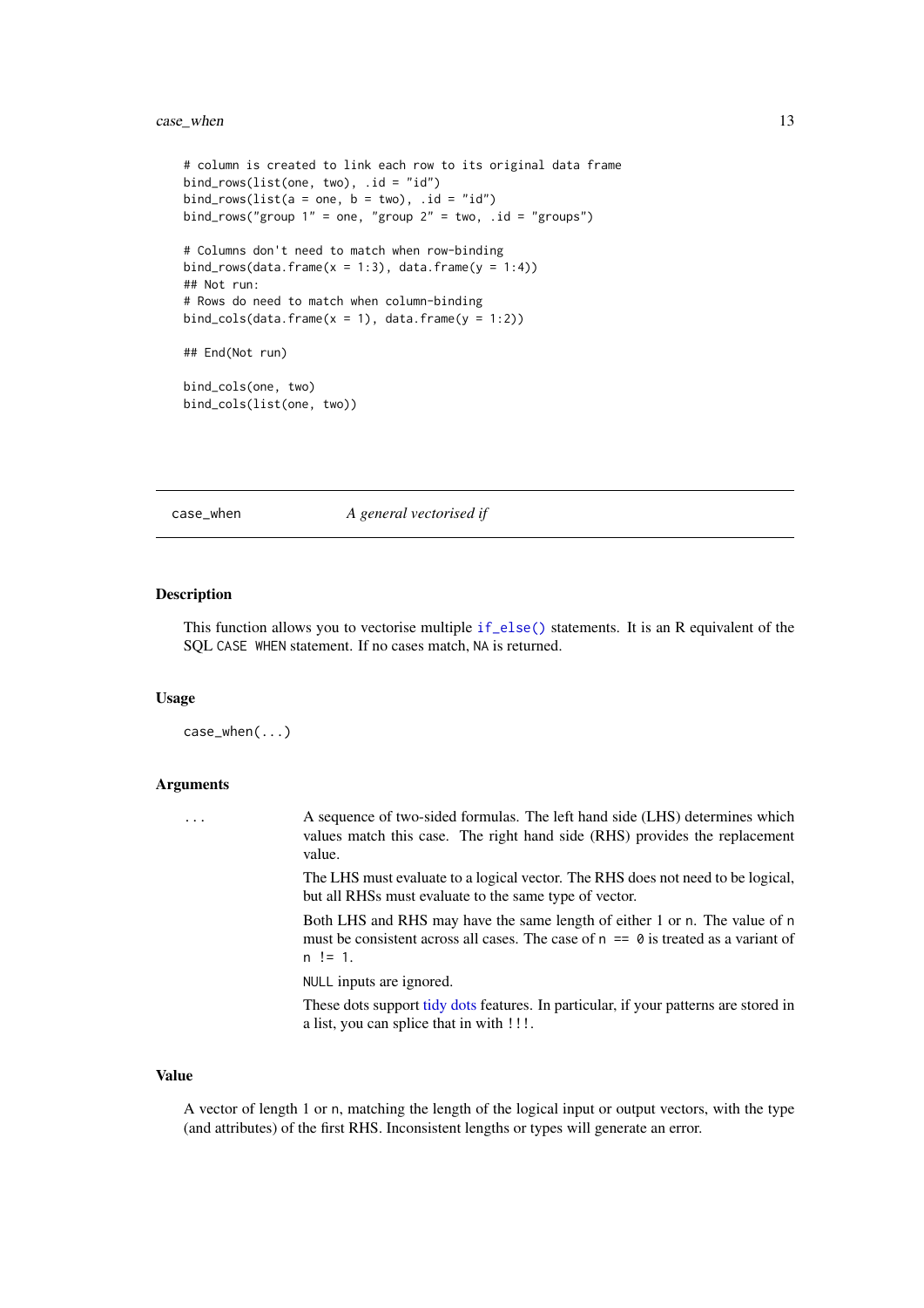```
# column is created to link each row to its original data frame
bind_rows(list(one, two), .id = "id")
bind_rows(list(a = one, b = two), .id = "id")
bind_rows("group 1" = one, "group 2" = two, .id = "groups")

# Columns don't need to match when row-binding
bind_rows(data.frame(x = 1:3), data.frame(y = 1:4))
## Not run:
# Rows do need to match when column-binding
bind_cols(data.frame(x = 1), data.frame(y = 1:2))

## End(Not run)

bind_cols(one, two)
bind_cols(list(one, two))
```

## case_when — *A general vectorised if*

### Description

This function allows you to vectorise multiple `if_else()` statements. It is an R equivalent of the SQL `CASE WHEN` statement. If no cases match, `NA` is returned.

### Usage

```
case_when(...)
```

### Arguments

`...` A sequence of two-sided formulas. The left hand side (LHS) determines which values match this case. The right hand side (RHS) provides the replacement value.

The LHS must evaluate to a logical vector. The RHS does not need to be logical, but all RHSs must evaluate to the same type of vector.

Both LHS and RHS may have the same length of either 1 or `n`. The value of `n` must be consistent across all cases. The case of `n == 0` is treated as a variant of `n != 1`.

`NULL` inputs are ignored.

These dots support tidy dots features. In particular, if your patterns are stored in a list, you can splice that in with `!!!`.

### Value

A vector of length 1 or `n`, matching the length of the logical input or output vectors, with the type (and attributes) of the first RHS. Inconsistent lengths or types will generate an error.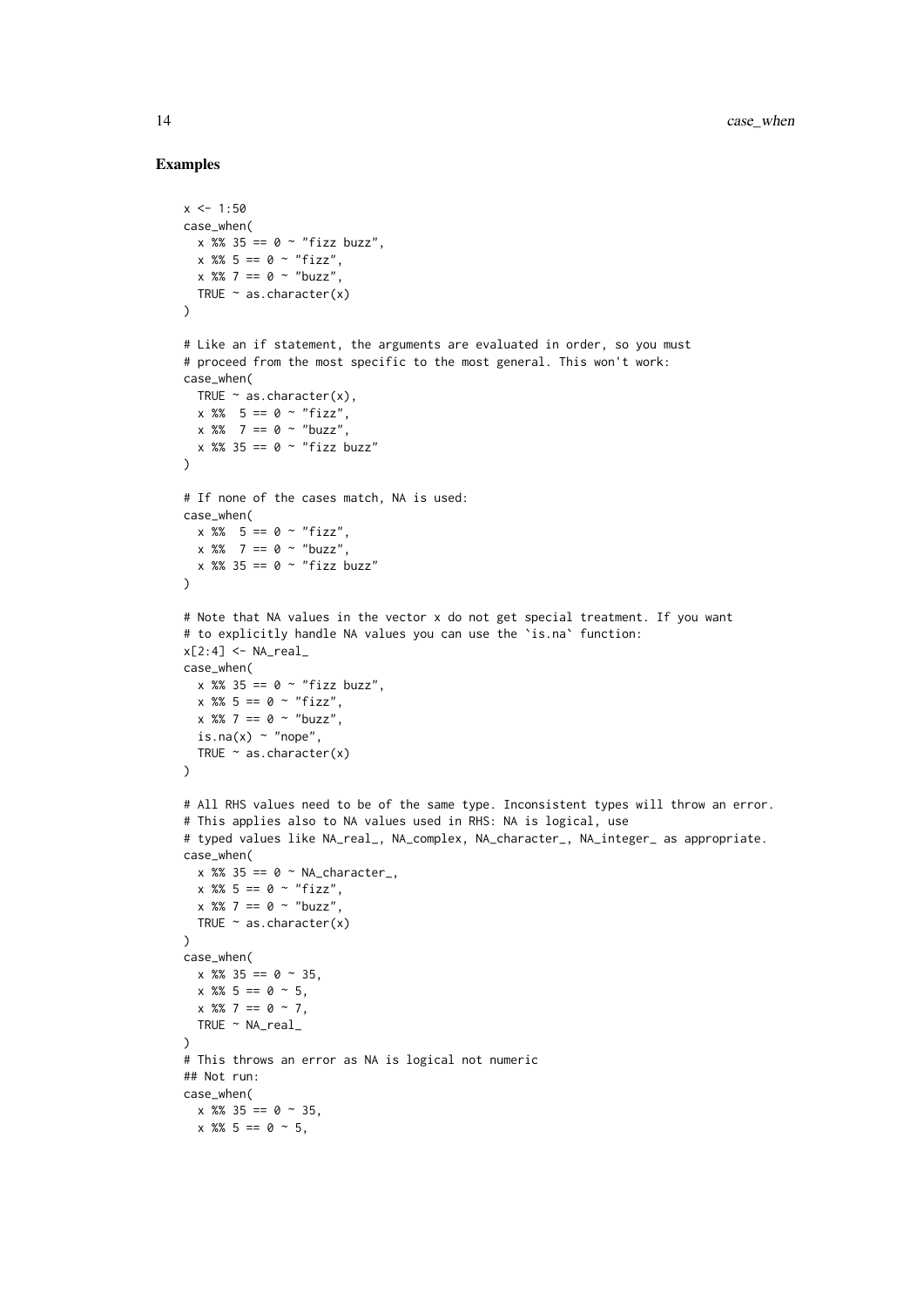### Examples

```
x <- 1:50
case_when(
  x %% 35 == 0 ~ "fizz buzz",
  x %% 5 == 0 ~ "fizz",
  x %% 7 == 0 ~ "buzz",
  TRUE ~ as.character(x)
)

# Like an if statement, the arguments are evaluated in order, so you must
# proceed from the most specific to the most general. This won't work:
case_when(
  TRUE ~ as.character(x),
  x %%  5 == 0 ~ "fizz",
  x %%  7 == 0 ~ "buzz",
  x %% 35 == 0 ~ "fizz buzz"
)

# If none of the cases match, NA is used:
case_when(
  x %%  5 == 0 ~ "fizz",
  x %%  7 == 0 ~ "buzz",
  x %% 35 == 0 ~ "fizz buzz"
)

# Note that NA values in the vector x do not get special treatment. If you want
# to explicitly handle NA values you can use the `is.na` function:
x[2:4] <- NA_real_
case_when(
  x %% 35 == 0 ~ "fizz buzz",
  x %% 5 == 0 ~ "fizz",
  x %% 7 == 0 ~ "buzz",
  is.na(x) ~ "nope",
  TRUE ~ as.character(x)
)

# All RHS values need to be of the same type. Inconsistent types will throw an error.
# This applies also to NA values used in RHS: NA is logical, use
# typed values like NA_real_, NA_complex, NA_character_, NA_integer_ as appropriate.
case_when(
  x %% 35 == 0 ~ NA_character_,
  x %% 5 == 0 ~ "fizz",
  x %% 7 == 0 ~ "buzz",
  TRUE ~ as.character(x)
)
case_when(
  x %% 35 == 0 ~ 35,
  x %% 5 == 0 ~ 5,
  x %% 7 == 0 ~ 7,
  TRUE ~ NA_real_
)
# This throws an error as NA is logical not numeric
## Not run:
case_when(
  x %% 35 == 0 ~ 35,
  x %% 5 == 0 ~ 5,
```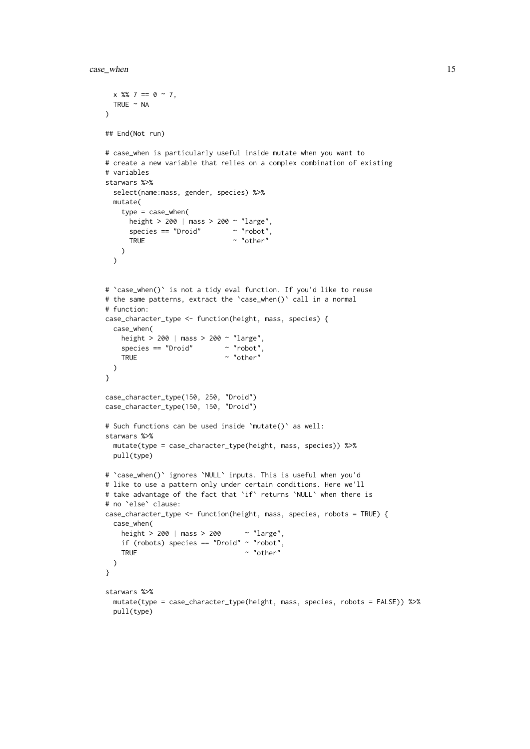```
  x %% 7 == 0 ~ 7,
  TRUE ~ NA
)

## End(Not run)

# case_when is particularly useful inside mutate when you want to
# create a new variable that relies on a complex combination of existing
# variables
starwars %>%
  select(name:mass, gender, species) %>%
  mutate(
    type = case_when(
      height > 200 | mass > 200 ~ "large",
      species == "Droid"        ~ "robot",
      TRUE                      ~ "other"
    )
  )


# `case_when()` is not a tidy eval function. If you'd like to reuse
# the same patterns, extract the `case_when()` call in a normal
# function:
case_character_type <- function(height, mass, species) {
  case_when(
    height > 200 | mass > 200 ~ "large",
    species == "Droid"        ~ "robot",
    TRUE                      ~ "other"
  )
}

case_character_type(150, 250, "Droid")
case_character_type(150, 150, "Droid")

# Such functions can be used inside `mutate()` as well:
starwars %>%
  mutate(type = case_character_type(height, mass, species)) %>%
  pull(type)

# `case_when()` ignores `NULL` inputs. This is useful when you'd
# like to use a pattern only under certain conditions. Here we'll
# take advantage of the fact that `if` returns `NULL` when there is
# no `else` clause:
case_character_type <- function(height, mass, species, robots = TRUE) {
  case_when(
    height > 200 | mass > 200      ~ "large",
    if (robots) species == "Droid" ~ "robot",
    TRUE                           ~ "other"
  )
}

starwars %>%
  mutate(type = case_character_type(height, mass, species, robots = FALSE)) %>%
  pull(type)
```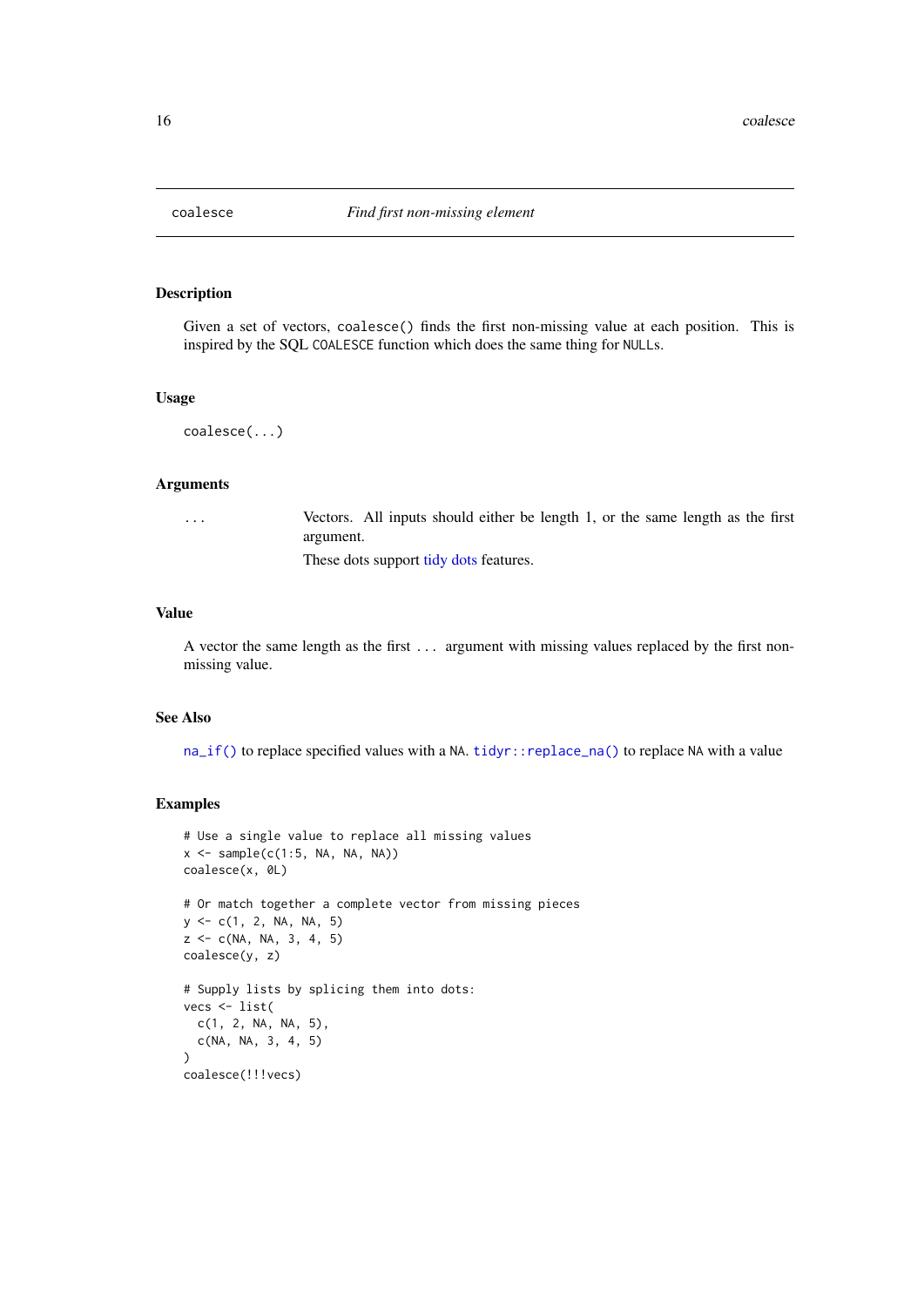# coalesce — *Find first non-missing element*

## Description

Given a set of vectors, `coalesce()` finds the first non-missing value at each position. This is inspired by the SQL `COALESCE` function which does the same thing for `NULL`s.

## Usage

```
coalesce(...)
```

## Arguments

| | |
|---|---|
| `...` | Vectors. All inputs should either be length 1, or the same length as the first argument. These dots support tidy dots features. |

## Value

A vector the same length as the first `...` argument with missing values replaced by the first non-missing value.

## See Also

`na_if()` to replace specified values with a `NA`. `tidyr::replace_na()` to replace `NA` with a value

## Examples

```
# Use a single value to replace all missing values
x <- sample(c(1:5, NA, NA, NA))
coalesce(x, 0L)

# Or match together a complete vector from missing pieces
y <- c(1, 2, NA, NA, 5)
z <- c(NA, NA, 3, 4, 5)
coalesce(y, z)

# Supply lists by splicing them into dots:
vecs <- list(
  c(1, 2, NA, NA, 5),
  c(NA, NA, 3, 4, 5)
)
coalesce(!!!vecs)
```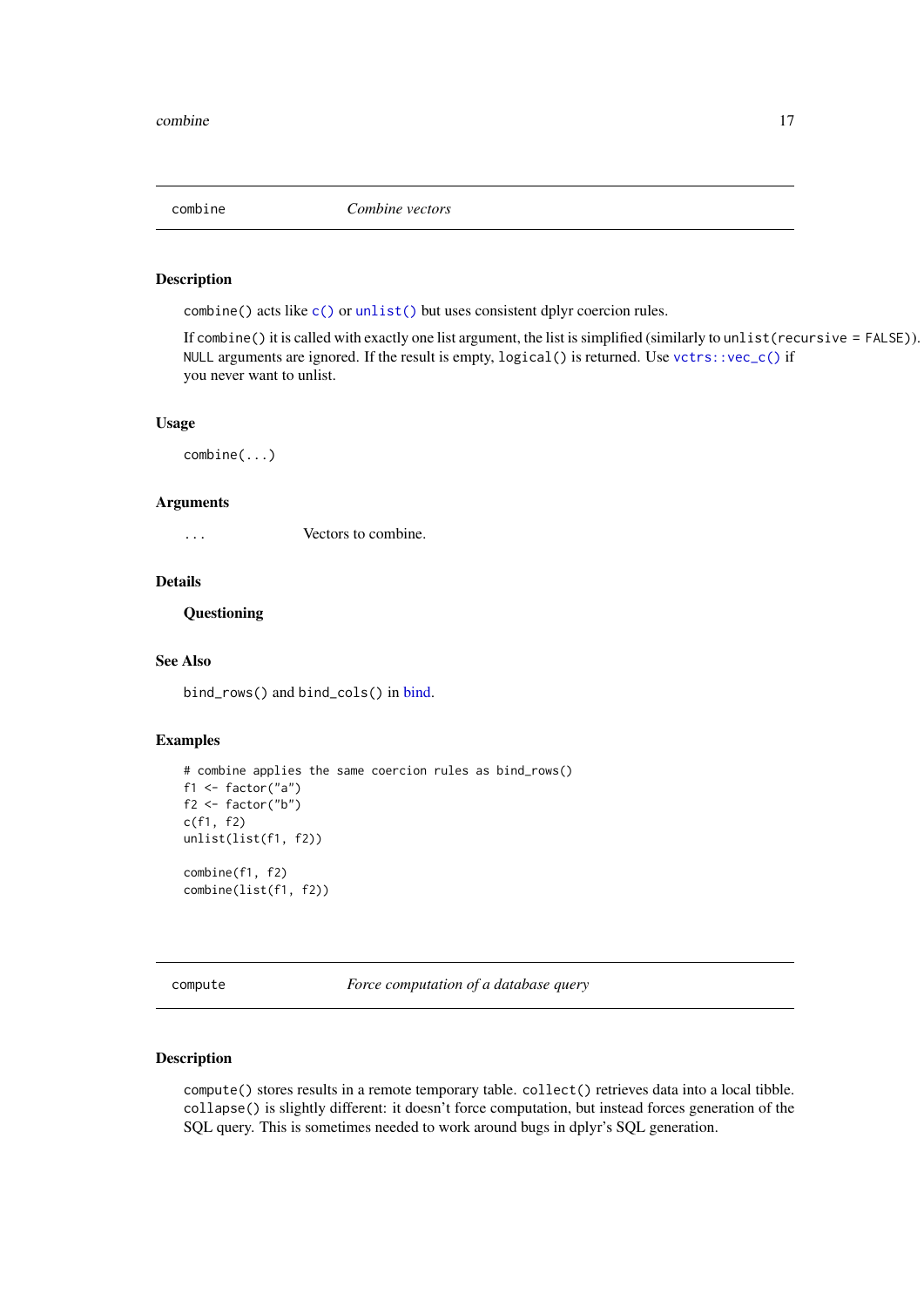## combine — *Combine vectors*

### Description

combine() acts like c() or unlist() but uses consistent dplyr coercion rules.

If combine() it is called with exactly one list argument, the list is simplified (similarly to unlist(recursive = FALSE)). NULL arguments are ignored. If the result is empty, logical() is returned. Use vctrs::vec_c() if you never want to unlist.

### Usage

```
combine(...)
```

### Arguments

| | |
|---|---|
| ... | Vectors to combine. |

### Details

**Questioning**

### See Also

bind_rows() and bind_cols() in bind.

### Examples

```
# combine applies the same coercion rules as bind_rows()
f1 <- factor("a")
f2 <- factor("b")
c(f1, f2)
unlist(list(f1, f2))

combine(f1, f2)
combine(list(f1, f2))
```

## compute — *Force computation of a database query*

### Description

compute() stores results in a remote temporary table. collect() retrieves data into a local tibble. collapse() is slightly different: it doesn't force computation, but instead forces generation of the SQL query. This is sometimes needed to work around bugs in dplyr's SQL generation.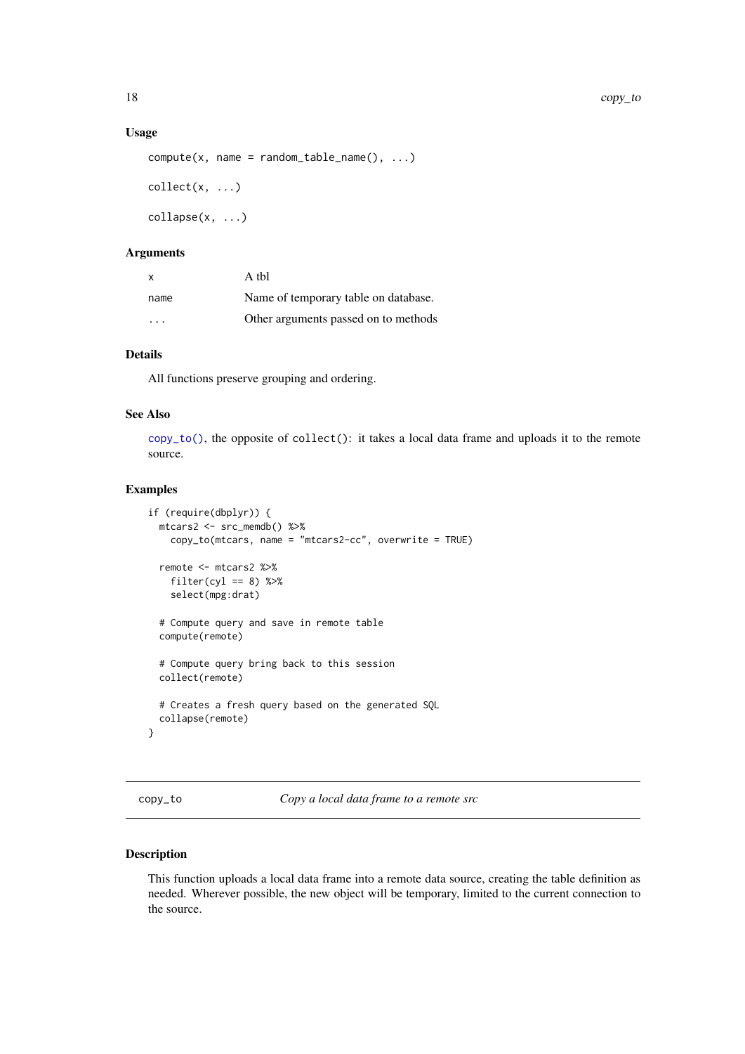### Usage

```
compute(x, name = random_table_name(), ...)

collect(x, ...)

collapse(x, ...)
```

### Arguments

| | |
|---|---|
| x | A tbl |
| name | Name of temporary table on database. |
| ... | Other arguments passed on to methods |

### Details

All functions preserve grouping and ordering.

### See Also

copy_to(), the opposite of collect(): it takes a local data frame and uploads it to the remote source.

### Examples

```
if (require(dbplyr)) {
  mtcars2 <- src_memdb() %>%
    copy_to(mtcars, name = "mtcars2-cc", overwrite = TRUE)

  remote <- mtcars2 %>%
    filter(cyl == 8) %>%
    select(mpg:drat)

  # Compute query and save in remote table
  compute(remote)

  # Compute query bring back to this session
  collect(remote)

  # Creates a fresh query based on the generated SQL
  collapse(remote)
}
```

---

## copy_to — *Copy a local data frame to a remote src*

### Description

This function uploads a local data frame into a remote data source, creating the table definition as needed. Wherever possible, the new object will be temporary, limited to the current connection to the source.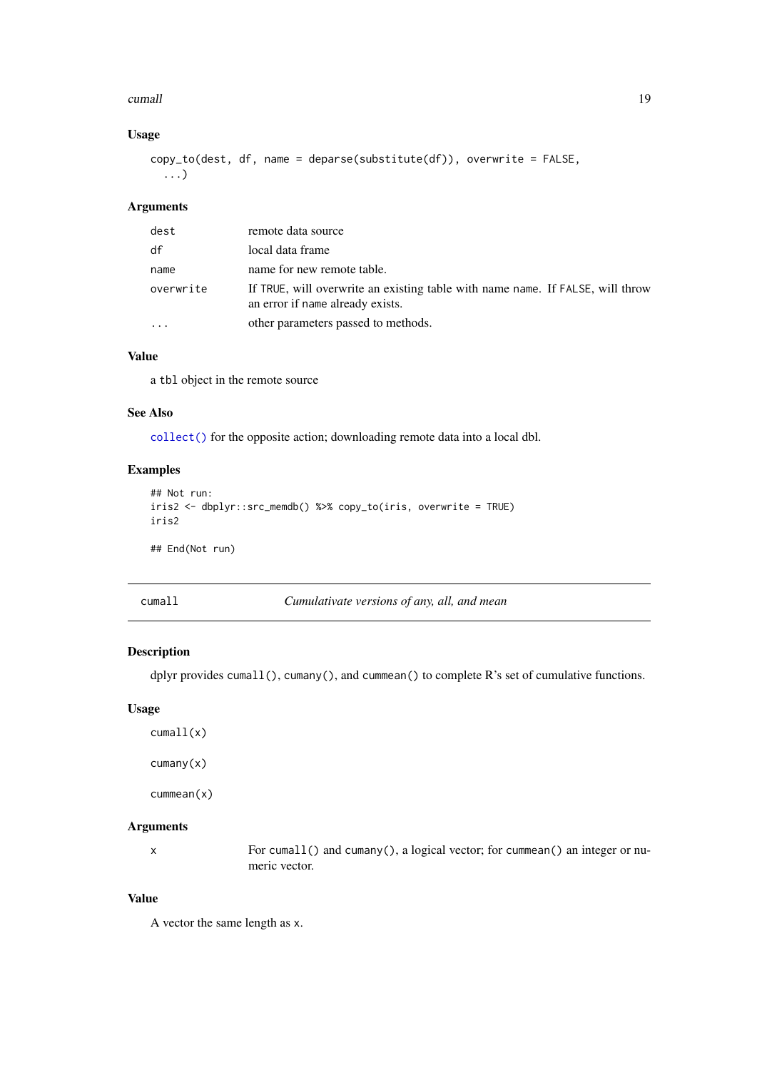### Usage

```
copy_to(dest, df, name = deparse(substitute(df)), overwrite = FALSE,
  ...)
```

### Arguments

| | |
|---|---|
| dest | remote data source |
| df | local data frame |
| name | name for new remote table. |
| overwrite | If TRUE, will overwrite an existing table with name name. If FALSE, will throw an error if name already exists. |
| ... | other parameters passed to methods. |

### Value

a tbl object in the remote source

### See Also

collect() for the opposite action; downloading remote data into a local dbl.

### Examples

```
## Not run:
iris2 <- dbplyr::src_memdb() %>% copy_to(iris, overwrite = TRUE)
iris2

## End(Not run)
```

---

## cumall — *Cumulativate versions of any, all, and mean*

### Description

dplyr provides cumall(), cumany(), and cummean() to complete R's set of cumulative functions.

### Usage

```
cumall(x)

cumany(x)

cummean(x)
```

### Arguments

| | |
|---|---|
| x | For cumall() and cumany(), a logical vector; for cummean() an integer or numeric vector. |

### Value

A vector the same length as x.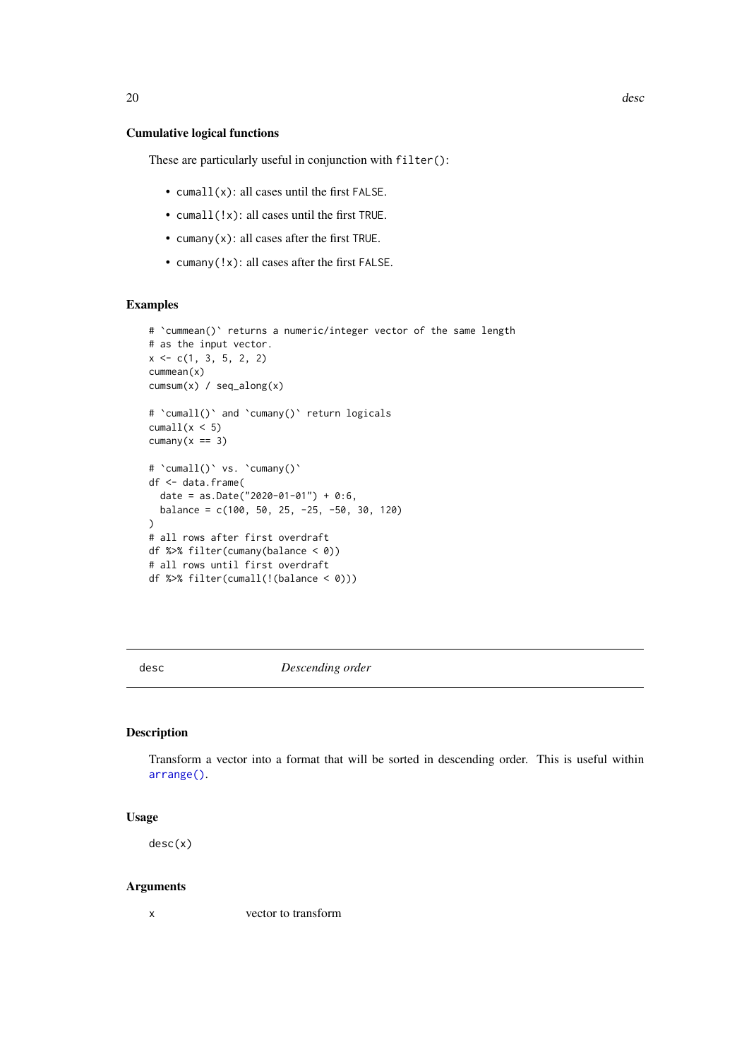### Cumulative logical functions

These are particularly useful in conjunction with `filter()`:

- `cumall(x)`: all cases until the first `FALSE`.
- `cumall(!x)`: all cases until the first `TRUE`.
- `cumany(x)`: all cases after the first `TRUE`.
- `cumany(!x)`: all cases after the first `FALSE`.

### Examples

```
# `cummean()` returns a numeric/integer vector of the same length
# as the input vector.
x <- c(1, 3, 5, 2, 2)
cummean(x)
cumsum(x) / seq_along(x)

# `cumall()` and `cumany()` return logicals
cumall(x < 5)
cumany(x == 3)

# `cumall()` vs. `cumany()`
df <- data.frame(
  date = as.Date("2020-01-01") + 0:6,
  balance = c(100, 50, 25, -25, -50, 30, 120)
)
# all rows after first overdraft
df %>% filter(cumany(balance < 0))
# all rows until first overdraft
df %>% filter(cumall(!(balance < 0)))
```

---

## desc    *Descending order*

---

### Description

Transform a vector into a format that will be sorted in descending order. This is useful within `arrange()`.

### Usage

```
desc(x)
```

### Arguments

| | |
|---|---|
| x | vector to transform |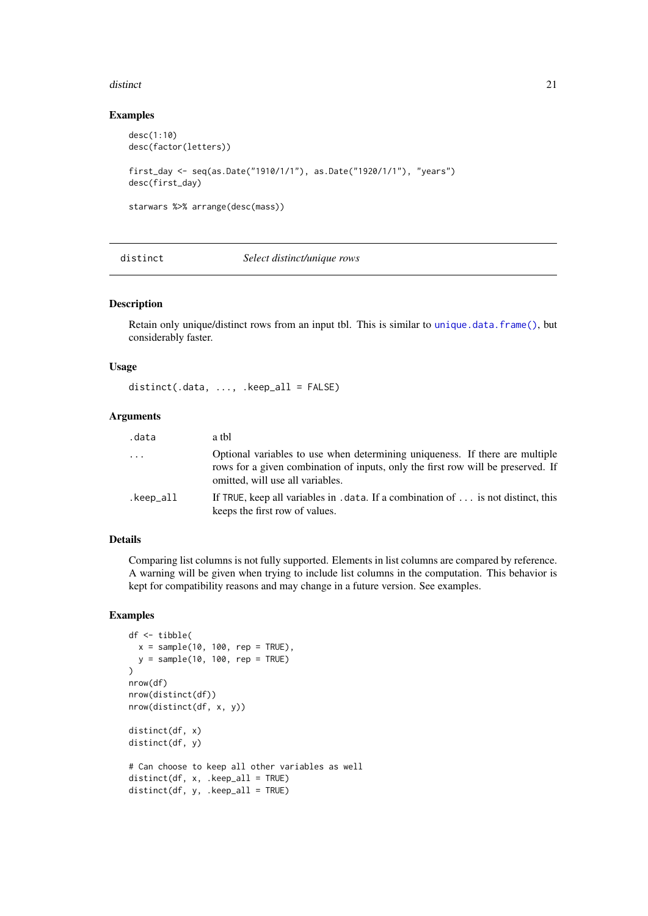### Examples

```
desc(1:10)
desc(factor(letters))

first_day <- seq(as.Date("1910/1/1"), as.Date("1920/1/1"), "years")
desc(first_day)

starwars %>% arrange(desc(mass))
```

---

## distinct — *Select distinct/unique rows*

---

### Description

Retain only unique/distinct rows from an input tbl. This is similar to `unique.data.frame()`, but considerably faster.

### Usage

```
distinct(.data, ..., .keep_all = FALSE)
```

### Arguments

| | |
|---|---|
| `.data` | a tbl |
| `...` | Optional variables to use when determining uniqueness. If there are multiple rows for a given combination of inputs, only the first row will be preserved. If omitted, will use all variables. |
| `.keep_all` | If `TRUE`, keep all variables in `.data`. If a combination of `...` is not distinct, this keeps the first row of values. |

### Details

Comparing list columns is not fully supported. Elements in list columns are compared by reference. A warning will be given when trying to include list columns in the computation. This behavior is kept for compatibility reasons and may change in a future version. See examples.

### Examples

```
df <- tibble(
  x = sample(10, 100, rep = TRUE),
  y = sample(10, 100, rep = TRUE)
)
nrow(df)
nrow(distinct(df))
nrow(distinct(df, x, y))

distinct(df, x)
distinct(df, y)

# Can choose to keep all other variables as well
distinct(df, x, .keep_all = TRUE)
distinct(df, y, .keep_all = TRUE)
```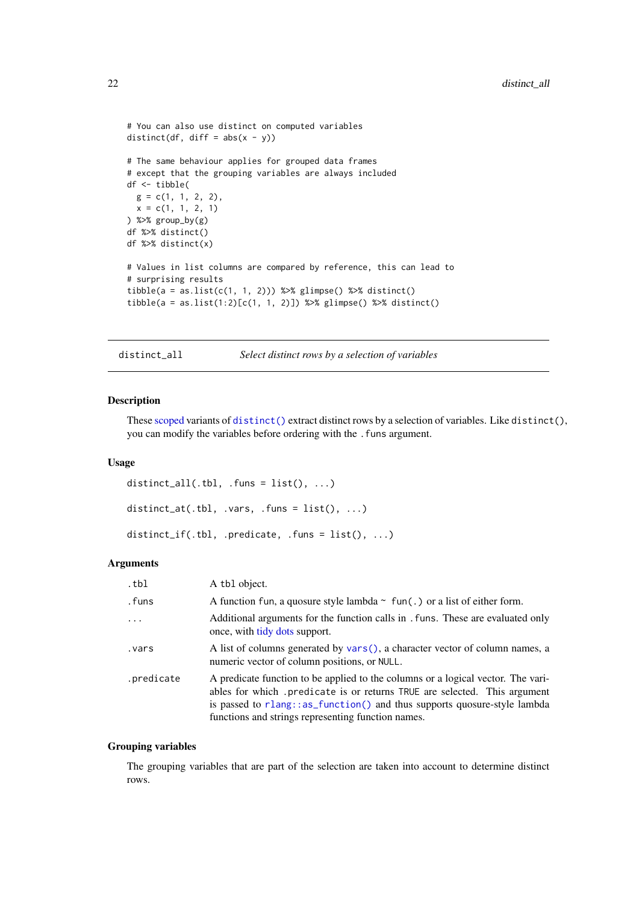```
# You can also use distinct on computed variables
distinct(df, diff = abs(x - y))

# The same behaviour applies for grouped data frames
# except that the grouping variables are always included
df <- tibble(
  g = c(1, 1, 2, 2),
  x = c(1, 1, 2, 1)
) %>% group_by(g)
df %>% distinct()
df %>% distinct(x)

# Values in list columns are compared by reference, this can lead to
# surprising results
tibble(a = as.list(c(1, 1, 2))) %>% glimpse() %>% distinct()
tibble(a = as.list(1:2)[c(1, 1, 2)]) %>% glimpse() %>% distinct()
```

## distinct_all — *Select distinct rows by a selection of variables*

### Description

These scoped variants of `distinct()` extract distinct rows by a selection of variables. Like `distinct()`, you can modify the variables before ordering with the `.funs` argument.

### Usage

```
distinct_all(.tbl, .funs = list(), ...)

distinct_at(.tbl, .vars, .funs = list(), ...)

distinct_if(.tbl, .predicate, .funs = list(), ...)
```

### Arguments

| | |
|---|---|
| `.tbl` | A `tbl` object. |
| `.funs` | A function `fun`, a quosure style lambda `~ fun(.)` or a list of either form. |
| `...` | Additional arguments for the function calls in `.funs`. These are evaluated only once, with tidy dots support. |
| `.vars` | A list of columns generated by `vars()`, a character vector of column names, a numeric vector of column positions, or `NULL`. |
| `.predicate` | A predicate function to be applied to the columns or a logical vector. The variables for which `.predicate` is or returns `TRUE` are selected. This argument is passed to `rlang::as_function()` and thus supports quosure-style lambda functions and strings representing function names. |

### Grouping variables

The grouping variables that are part of the selection are taken into account to determine distinct rows.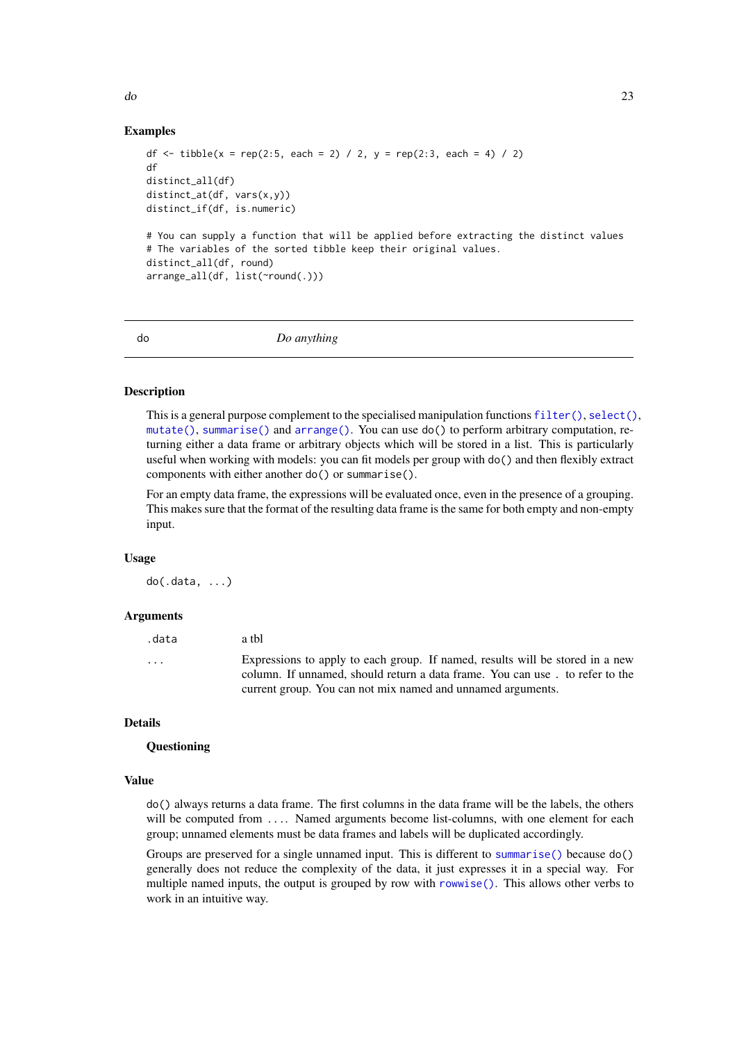## Examples

```
df <- tibble(x = rep(2:5, each = 2) / 2, y = rep(2:3, each = 4) / 2)
df
distinct_all(df)
distinct_at(df, vars(x,y))
distinct_if(df, is.numeric)

# You can supply a function that will be applied before extracting the distinct values
# The variables of the sorted tibble keep their original values.
distinct_all(df, round)
arrange_all(df, list(~round(.)))
```

---

# do — *Do anything*

---

## Description

This is a general purpose complement to the specialised manipulation functions `filter()`, `select()`, `mutate()`, `summarise()` and `arrange()`. You can use `do()` to perform arbitrary computation, returning either a data frame or arbitrary objects which will be stored in a list. This is particularly useful when working with models: you can fit models per group with `do()` and then flexibly extract components with either another `do()` or `summarise()`.

For an empty data frame, the expressions will be evaluated once, even in the presence of a grouping. This makes sure that the format of the resulting data frame is the same for both empty and non-empty input.

## Usage

```
do(.data, ...)
```

## Arguments

| | |
|---|---|
| `.data` | a tbl |
| `...` | Expressions to apply to each group. If named, results will be stored in a new column. If unnamed, should return a data frame. You can use `.` to refer to the current group. You can not mix named and unnamed arguments. |

## Details

### Questioning

## Value

`do()` always returns a data frame. The first columns in the data frame will be the labels, the others will be computed from `...`. Named arguments become list-columns, with one element for each group; unnamed elements must be data frames and labels will be duplicated accordingly.

Groups are preserved for a single unnamed input. This is different to `summarise()` because `do()` generally does not reduce the complexity of the data, it just expresses it in a special way. For multiple named inputs, the output is grouped by row with `rowwise()`. This allows other verbs to work in an intuitive way.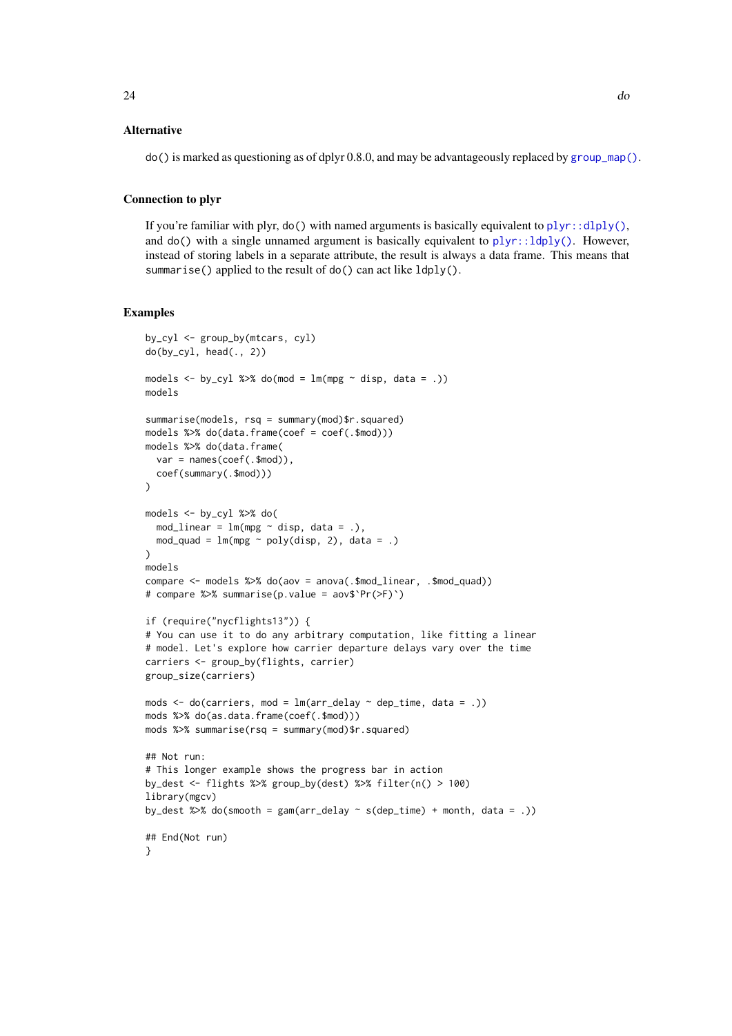## Alternative

do() is marked as questioning as of dplyr 0.8.0, and may be advantageously replaced by group_map().

## Connection to plyr

If you're familiar with plyr, do() with named arguments is basically equivalent to plyr::dlply(), and do() with a single unnamed argument is basically equivalent to plyr::ldply(). However, instead of storing labels in a separate attribute, the result is always a data frame. This means that summarise() applied to the result of do() can act like ldply().

## Examples

```
by_cyl <- group_by(mtcars, cyl)
do(by_cyl, head(., 2))

models <- by_cyl %>% do(mod = lm(mpg ~ disp, data = .))
models

summarise(models, rsq = summary(mod)$r.squared)
models %>% do(data.frame(coef = coef(.$mod)))
models %>% do(data.frame(
  var = names(coef(.$mod)),
  coef(summary(.$mod)))
)

models <- by_cyl %>% do(
  mod_linear = lm(mpg ~ disp, data = .),
  mod_quad = lm(mpg ~ poly(disp, 2), data = .)
)
models
compare <- models %>% do(aov = anova(.$mod_linear, .$mod_quad))
# compare %>% summarise(p.value = aov$`Pr(>F)`)

if (require("nycflights13")) {
# You can use it to do any arbitrary computation, like fitting a linear
# model. Let's explore how carrier departure delays vary over the time
carriers <- group_by(flights, carrier)
group_size(carriers)

mods <- do(carriers, mod = lm(arr_delay ~ dep_time, data = .))
mods %>% do(as.data.frame(coef(.$mod)))
mods %>% summarise(rsq = summary(mod)$r.squared)

## Not run:
# This longer example shows the progress bar in action
by_dest <- flights %>% group_by(dest) %>% filter(n() > 100)
library(mgcv)
by_dest %>% do(smooth = gam(arr_delay ~ s(dep_time) + month, data = .))

## End(Not run)
}
```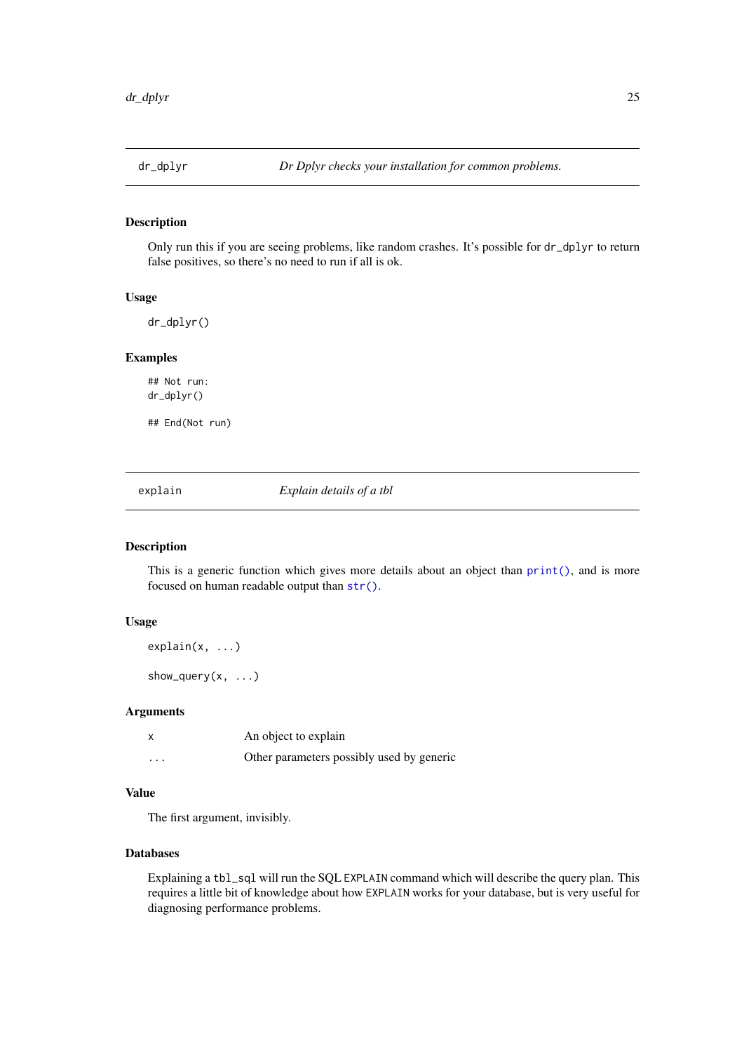## dr_dplyr — *Dr Dplyr checks your installation for common problems.*

### Description

Only run this if you are seeing problems, like random crashes. It's possible for `dr_dplyr` to return false positives, so there's no need to run if all is ok.

### Usage

```
dr_dplyr()
```

### Examples

```
## Not run:
dr_dplyr()

## End(Not run)
```

## explain — *Explain details of a tbl*

### Description

This is a generic function which gives more details about an object than `print()`, and is more focused on human readable output than `str()`.

### Usage

```
explain(x, ...)

show_query(x, ...)
```

### Arguments

| | |
|---|---|
| x | An object to explain |
| ... | Other parameters possibly used by generic |

### Value

The first argument, invisibly.

### Databases

Explaining a `tbl_sql` will run the SQL `EXPLAIN` command which will describe the query plan. This requires a little bit of knowledge about how `EXPLAIN` works for your database, but is very useful for diagnosing performance problems.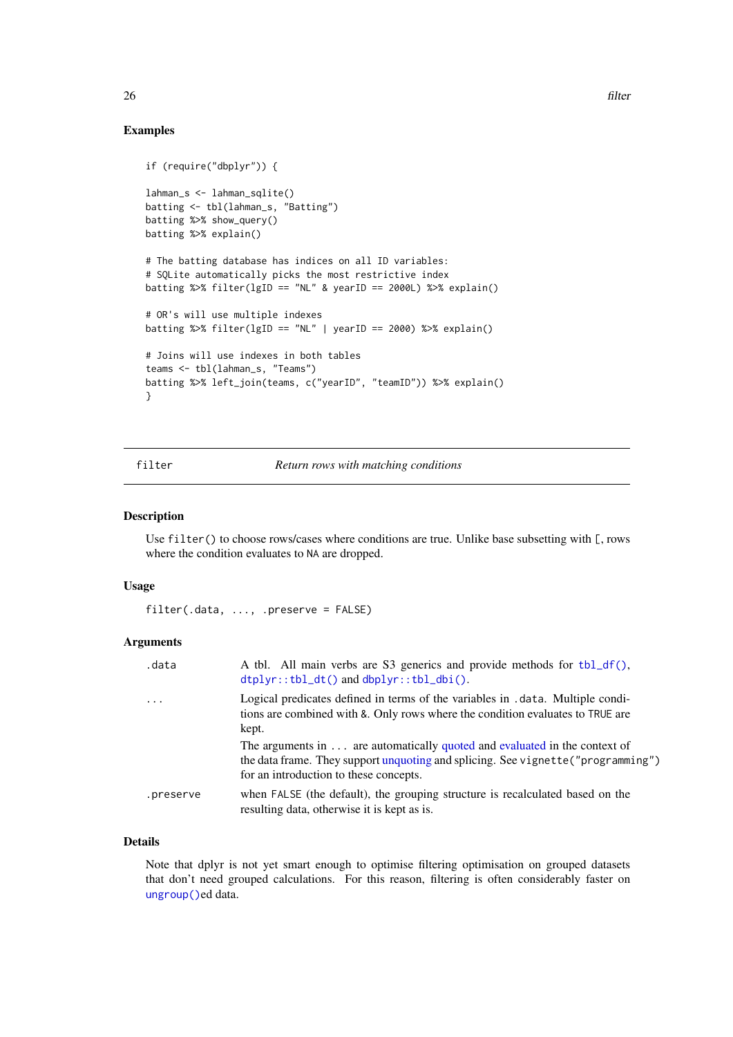### Examples

```
if (require("dbplyr")) {

lahman_s <- lahman_sqlite()
batting <- tbl(lahman_s, "Batting")
batting %>% show_query()
batting %>% explain()

# The batting database has indices on all ID variables:
# SQLite automatically picks the most restrictive index
batting %>% filter(lgID == "NL" & yearID == 2000L) %>% explain()

# OR's will use multiple indexes
batting %>% filter(lgID == "NL" | yearID == 2000) %>% explain()

# Joins will use indexes in both tables
teams <- tbl(lahman_s, "Teams")
batting %>% left_join(teams, c("yearID", "teamID")) %>% explain()
}
```

---

## filter — *Return rows with matching conditions*

### Description

Use `filter()` to choose rows/cases where conditions are true. Unlike base subsetting with `[`, rows where the condition evaluates to `NA` are dropped.

### Usage

```
filter(.data, ..., .preserve = FALSE)
```

### Arguments

| Argument | Description |
|---|---|
| `.data` | A tbl. All main verbs are S3 generics and provide methods for `tbl_df()`, `dtplyr::tbl_dt()` and `dbplyr::tbl_dbi()`. |
| `...` | Logical predicates defined in terms of the variables in `.data`. Multiple conditions are combined with `&`. Only rows where the condition evaluates to `TRUE` are kept.<br><br>The arguments in `...` are automatically quoted and evaluated in the context of the data frame. They support unquoting and splicing. See `vignette("programming")` for an introduction to these concepts. |
| `.preserve` | when `FALSE` (the default), the grouping structure is recalculated based on the resulting data, otherwise it is kept as is. |

### Details

Note that dplyr is not yet smart enough to optimise filtering optimisation on grouped datasets that don't need grouped calculations. For this reason, filtering is often considerably faster on `ungroup()`ed data.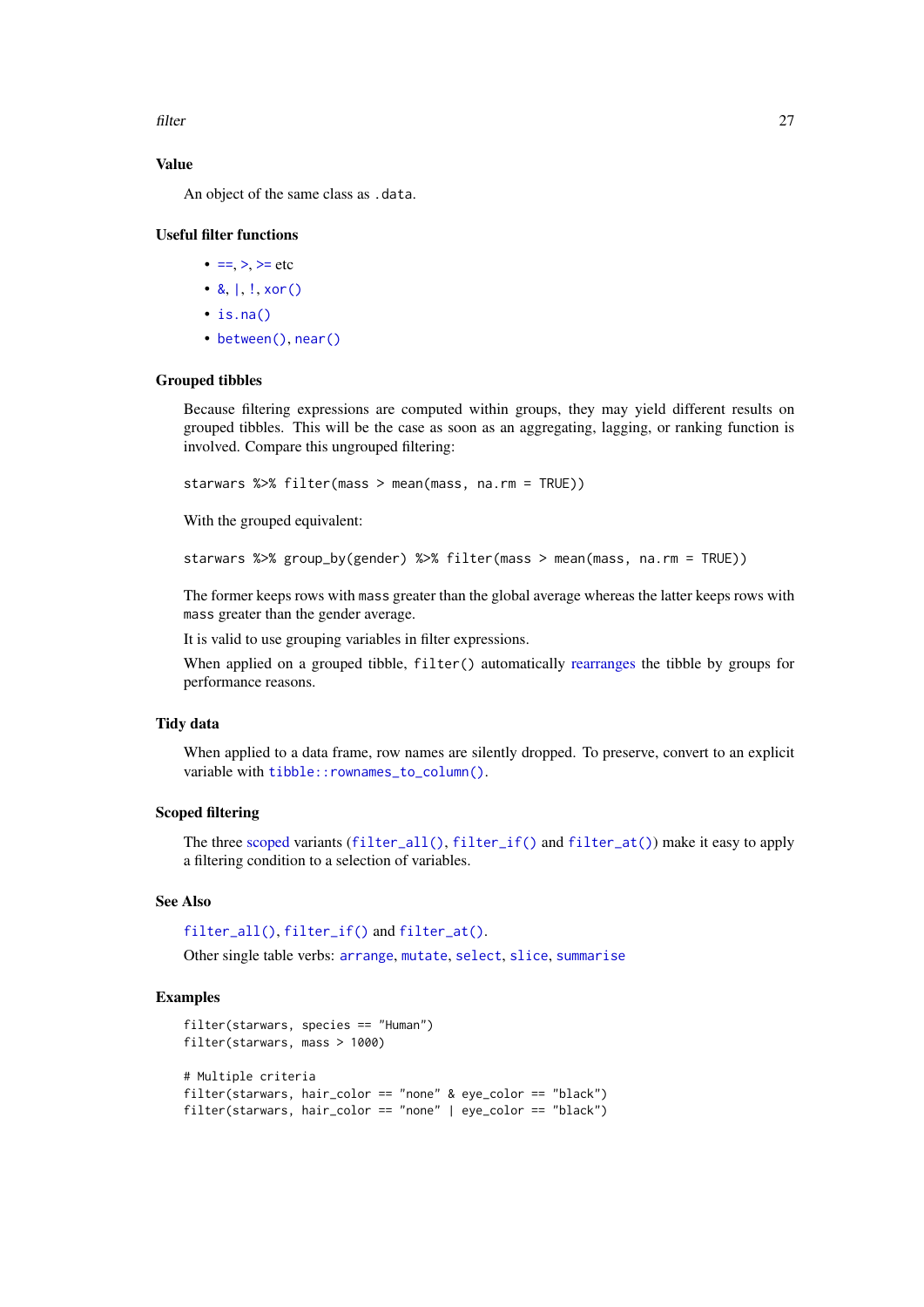### Value

An object of the same class as `.data`.

### Useful filter functions

- `==`, `>`, `>=` etc
- `&`, `|`, `!`, `xor()`
- `is.na()`
- `between()`, `near()`

### Grouped tibbles

Because filtering expressions are computed within groups, they may yield different results on grouped tibbles. This will be the case as soon as an aggregating, lagging, or ranking function is involved. Compare this ungrouped filtering:

```
starwars %>% filter(mass > mean(mass, na.rm = TRUE))
```

With the grouped equivalent:

```
starwars %>% group_by(gender) %>% filter(mass > mean(mass, na.rm = TRUE))
```

The former keeps rows with `mass` greater than the global average whereas the latter keeps rows with `mass` greater than the gender average.

It is valid to use grouping variables in filter expressions.

When applied on a grouped tibble, `filter()` automatically rearranges the tibble by groups for performance reasons.

### Tidy data

When applied to a data frame, row names are silently dropped. To preserve, convert to an explicit variable with `tibble::rownames_to_column()`.

### Scoped filtering

The three scoped variants (`filter_all()`, `filter_if()` and `filter_at()`) make it easy to apply a filtering condition to a selection of variables.

### See Also

`filter_all()`, `filter_if()` and `filter_at()`.

Other single table verbs: `arrange`, `mutate`, `select`, `slice`, `summarise`

### Examples

```
filter(starwars, species == "Human")
filter(starwars, mass > 1000)

# Multiple criteria
filter(starwars, hair_color == "none" & eye_color == "black")
filter(starwars, hair_color == "none" | eye_color == "black")
```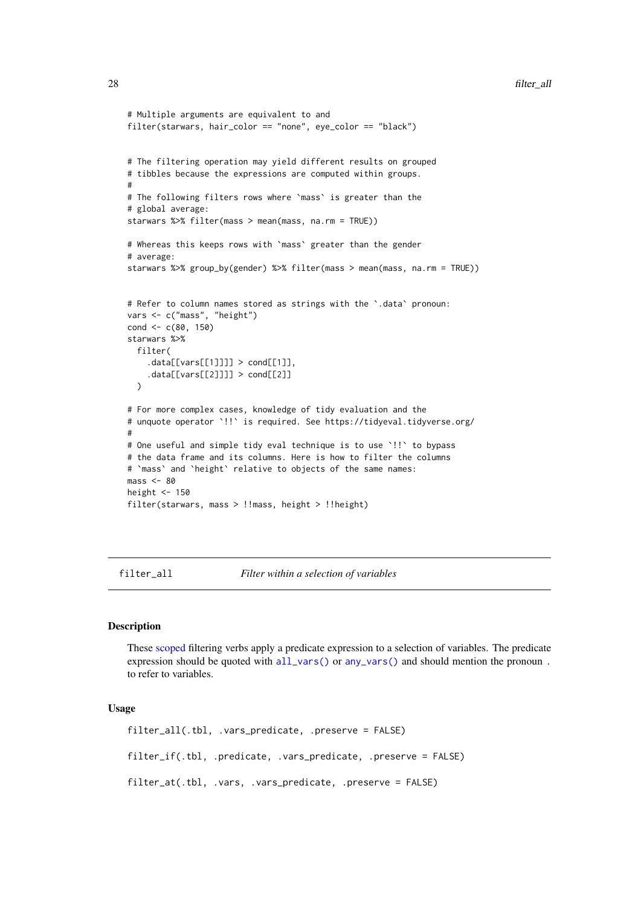```
# Multiple arguments are equivalent to and
filter(starwars, hair_color == "none", eye_color == "black")


# The filtering operation may yield different results on grouped
# tibbles because the expressions are computed within groups.
#
# The following filters rows where `mass` is greater than the
# global average:
starwars %>% filter(mass > mean(mass, na.rm = TRUE))

# Whereas this keeps rows with `mass` greater than the gender
# average:
starwars %>% group_by(gender) %>% filter(mass > mean(mass, na.rm = TRUE))


# Refer to column names stored as strings with the `.data` pronoun:
vars <- c("mass", "height")
cond <- c(80, 150)
starwars %>%
  filter(
    .data[[vars[[1]]]] > cond[[1]],
    .data[[vars[[2]]]] > cond[[2]]
  )

# For more complex cases, knowledge of tidy evaluation and the
# unquote operator `!!` is required. See https://tidyeval.tidyverse.org/
#
# One useful and simple tidy eval technique is to use `!!` to bypass
# the data frame and its columns. Here is how to filter the columns
# `mass` and `height` relative to objects of the same names:
mass <- 80
height <- 150
filter(starwars, mass > !!mass, height > !!height)
```

## filter_all — *Filter within a selection of variables*

### Description

These scoped filtering verbs apply a predicate expression to a selection of variables. The predicate expression should be quoted with `all_vars()` or `any_vars()` and should mention the pronoun . to refer to variables.

### Usage

```
filter_all(.tbl, .vars_predicate, .preserve = FALSE)

filter_if(.tbl, .predicate, .vars_predicate, .preserve = FALSE)

filter_at(.tbl, .vars, .vars_predicate, .preserve = FALSE)
```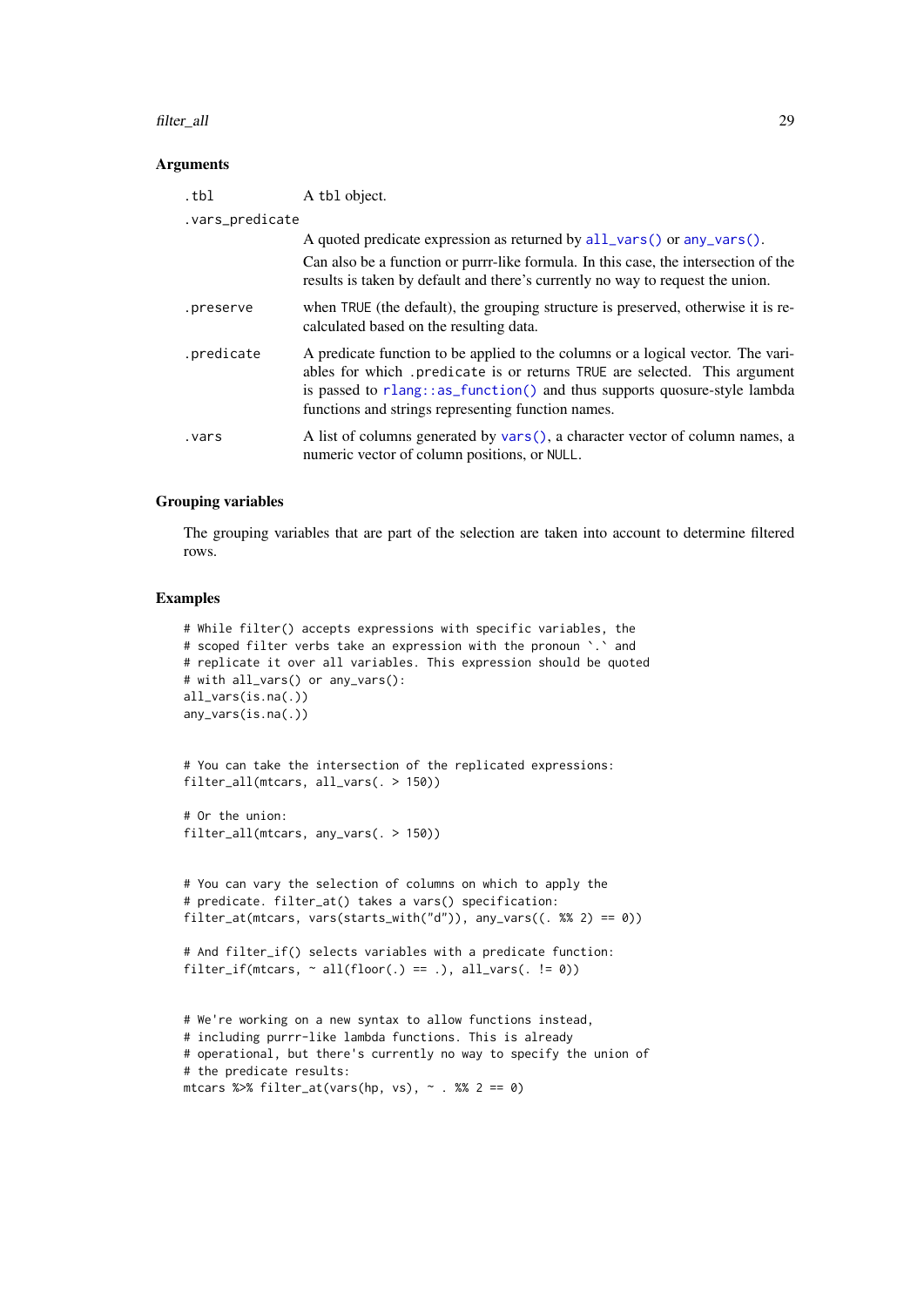### Arguments

| | |
|---|---|
| `.tbl` | A tbl object. |
| `.vars_predicate` | A quoted predicate expression as returned by `all_vars()` or `any_vars()`.<br><br>Can also be a function or purrr-like formula. In this case, the intersection of the results is taken by default and there's currently no way to request the union. |
| `.preserve` | when `TRUE` (the default), the grouping structure is preserved, otherwise it is recalculated based on the resulting data. |
| `.predicate` | A predicate function to be applied to the columns or a logical vector. The variables for which `.predicate` is or returns `TRUE` are selected. This argument is passed to `rlang::as_function()` and thus supports quosure-style lambda functions and strings representing function names. |
| `.vars` | A list of columns generated by `vars()`, a character vector of column names, a numeric vector of column positions, or `NULL`. |

### Grouping variables

The grouping variables that are part of the selection are taken into account to determine filtered rows.

### Examples

```
# While filter() accepts expressions with specific variables, the
# scoped filter verbs take an expression with the pronoun `.` and
# replicate it over all variables. This expression should be quoted
# with all_vars() or any_vars():
all_vars(is.na(.))
any_vars(is.na(.))


# You can take the intersection of the replicated expressions:
filter_all(mtcars, all_vars(. > 150))

# Or the union:
filter_all(mtcars, any_vars(. > 150))


# You can vary the selection of columns on which to apply the
# predicate. filter_at() takes a vars() specification:
filter_at(mtcars, vars(starts_with("d")), any_vars((. %% 2) == 0))

# And filter_if() selects variables with a predicate function:
filter_if(mtcars, ~ all(floor(.) == .), all_vars(. != 0))


# We're working on a new syntax to allow functions instead,
# including purrr-like lambda functions. This is already
# operational, but there's currently no way to specify the union of
# the predicate results:
mtcars %>% filter_at(vars(hp, vs), ~ . %% 2 == 0)
```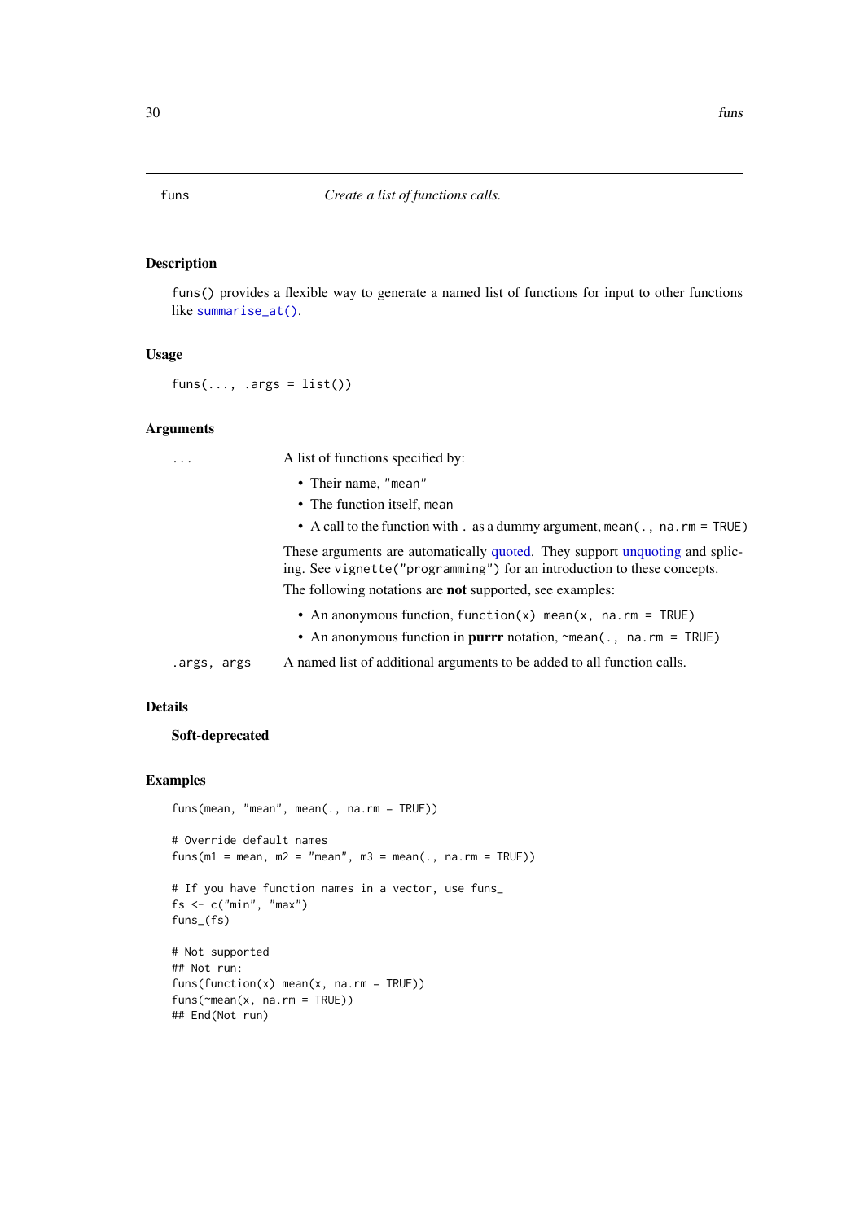## funs — *Create a list of functions calls.*

### Description

`funs()` provides a flexible way to generate a named list of functions for input to other functions like `summarise_at()`.

### Usage

```
funs(..., .args = list())
```

### Arguments

| | |
|---|---|
| `...` | A list of functions specified by:<br>• Their name, `"mean"`<br>• The function itself, `mean`<br>• A call to the function with `.` as a dummy argument, `mean(., na.rm = TRUE)`<br><br>These arguments are automatically quoted. They support unquoting and splicing. See `vignette("programming")` for an introduction to these concepts.<br><br>The following notations are **not** supported, see examples:<br>• An anonymous function, `function(x) mean(x, na.rm = TRUE)`<br>• An anonymous function in **purrr** notation, `~mean(., na.rm = TRUE)` |
| `.args, args` | A named list of additional arguments to be added to all function calls. |

### Details

**Soft-deprecated**

### Examples

```
funs(mean, "mean", mean(., na.rm = TRUE))

# Override default names
funs(m1 = mean, m2 = "mean", m3 = mean(., na.rm = TRUE))

# If you have function names in a vector, use funs_
fs <- c("min", "max")
funs_(fs)

# Not supported
## Not run:
funs(function(x) mean(x, na.rm = TRUE))
funs(~mean(x, na.rm = TRUE))
## End(Not run)
```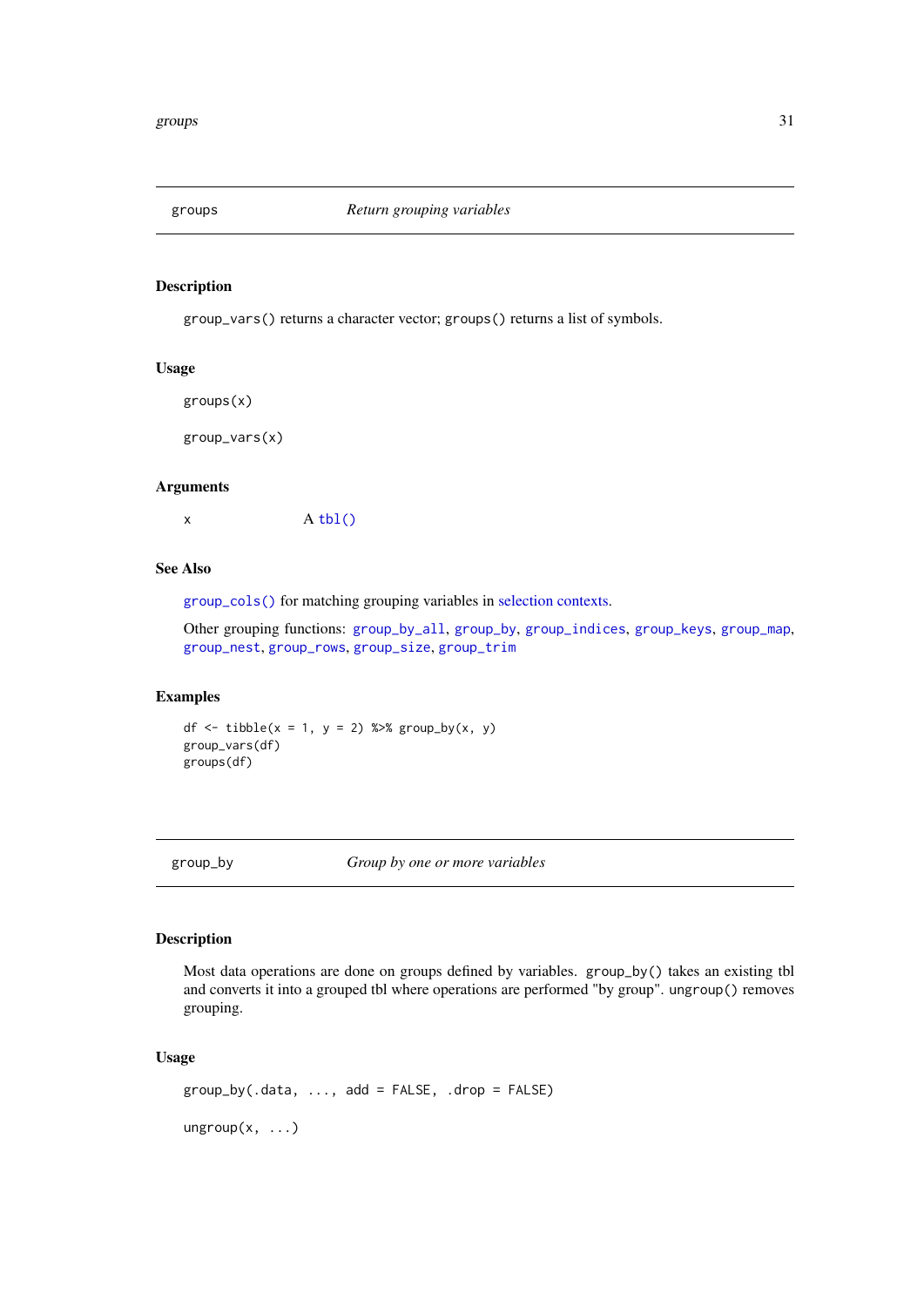## groups — *Return grouping variables*

### Description

`group_vars()` returns a character vector; `groups()` returns a list of symbols.

### Usage

```
groups(x)

group_vars(x)
```

### Arguments

| | |
|---|---|
| x | A `tbl()` |

### See Also

`group_cols()` for matching grouping variables in selection contexts.

Other grouping functions: `group_by_all`, `group_by`, `group_indices`, `group_keys`, `group_map`, `group_nest`, `group_rows`, `group_size`, `group_trim`

### Examples

```
df <- tibble(x = 1, y = 2) %>% group_by(x, y)
group_vars(df)
groups(df)
```

## group_by — *Group by one or more variables*

### Description

Most data operations are done on groups defined by variables. `group_by()` takes an existing tbl and converts it into a grouped tbl where operations are performed "by group". `ungroup()` removes grouping.

### Usage

```
group_by(.data, ..., add = FALSE, .drop = FALSE)

ungroup(x, ...)
```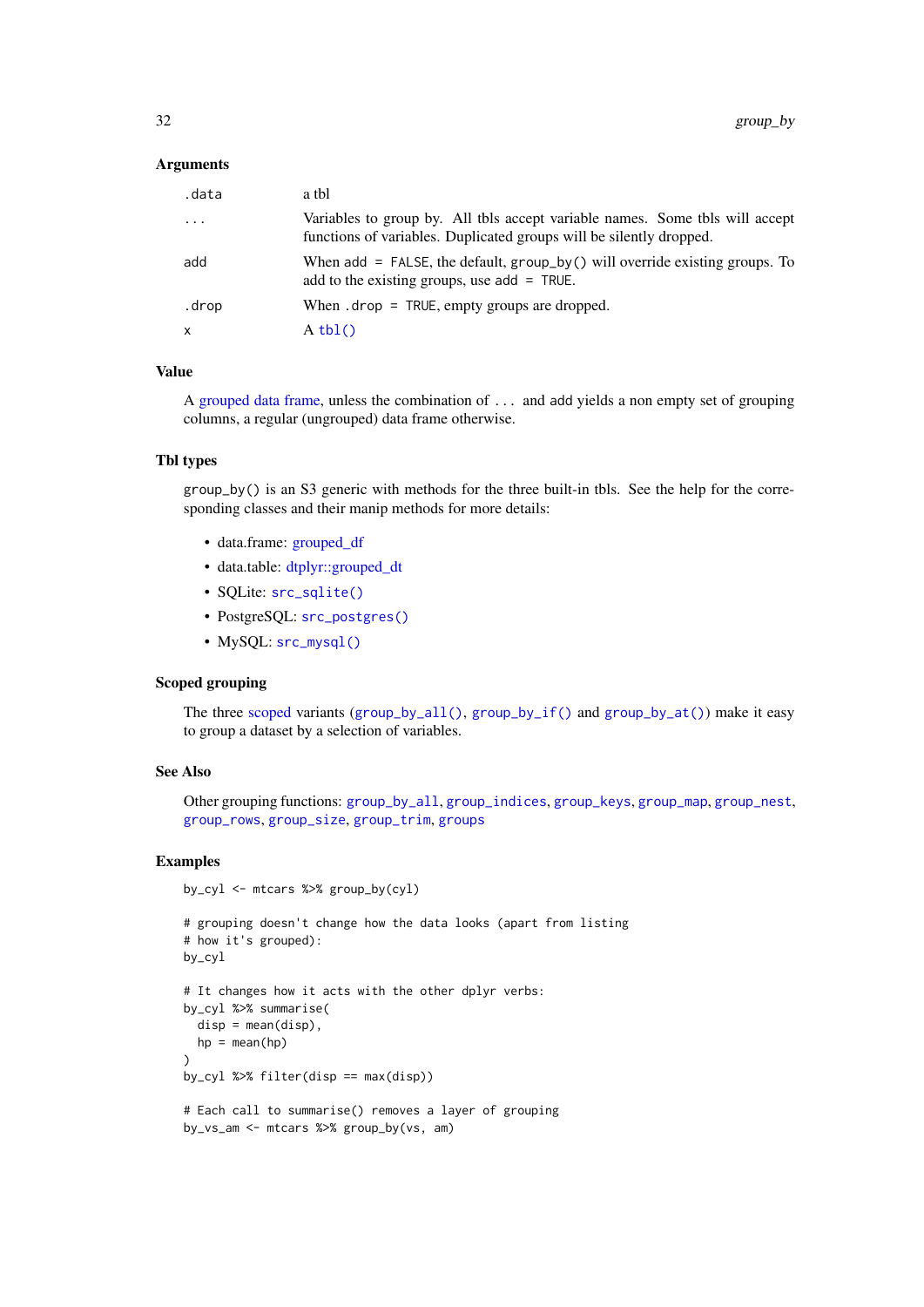### Arguments

| | |
|---|---|
| `.data` | a tbl |
| `...` | Variables to group by. All tbls accept variable names. Some tbls will accept functions of variables. Duplicated groups will be silently dropped. |
| `add` | When `add = FALSE`, the default, `group_by()` will override existing groups. To add to the existing groups, use `add = TRUE`. |
| `.drop` | When `.drop = TRUE`, empty groups are dropped. |
| `x` | A `tbl()` |

### Value

A grouped data frame, unless the combination of `...` and `add` yields a non empty set of grouping columns, a regular (ungrouped) data frame otherwise.

### Tbl types

`group_by()` is an S3 generic with methods for the three built-in tbls. See the help for the corresponding classes and their manip methods for more details:

- data.frame: grouped_df
- data.table: dtplyr::grouped_dt
- SQLite: `src_sqlite()`
- PostgreSQL: `src_postgres()`
- MySQL: `src_mysql()`

### Scoped grouping

The three scoped variants (`group_by_all()`, `group_by_if()` and `group_by_at()`) make it easy to group a dataset by a selection of variables.

### See Also

Other grouping functions: `group_by_all`, `group_indices`, `group_keys`, `group_map`, `group_nest`, `group_rows`, `group_size`, `group_trim`, `groups`

### Examples

```
by_cyl <- mtcars %>% group_by(cyl)

# grouping doesn't change how the data looks (apart from listing
# how it's grouped):
by_cyl

# It changes how it acts with the other dplyr verbs:
by_cyl %>% summarise(
  disp = mean(disp),
  hp = mean(hp)
)
by_cyl %>% filter(disp == max(disp))

# Each call to summarise() removes a layer of grouping
by_vs_am <- mtcars %>% group_by(vs, am)
```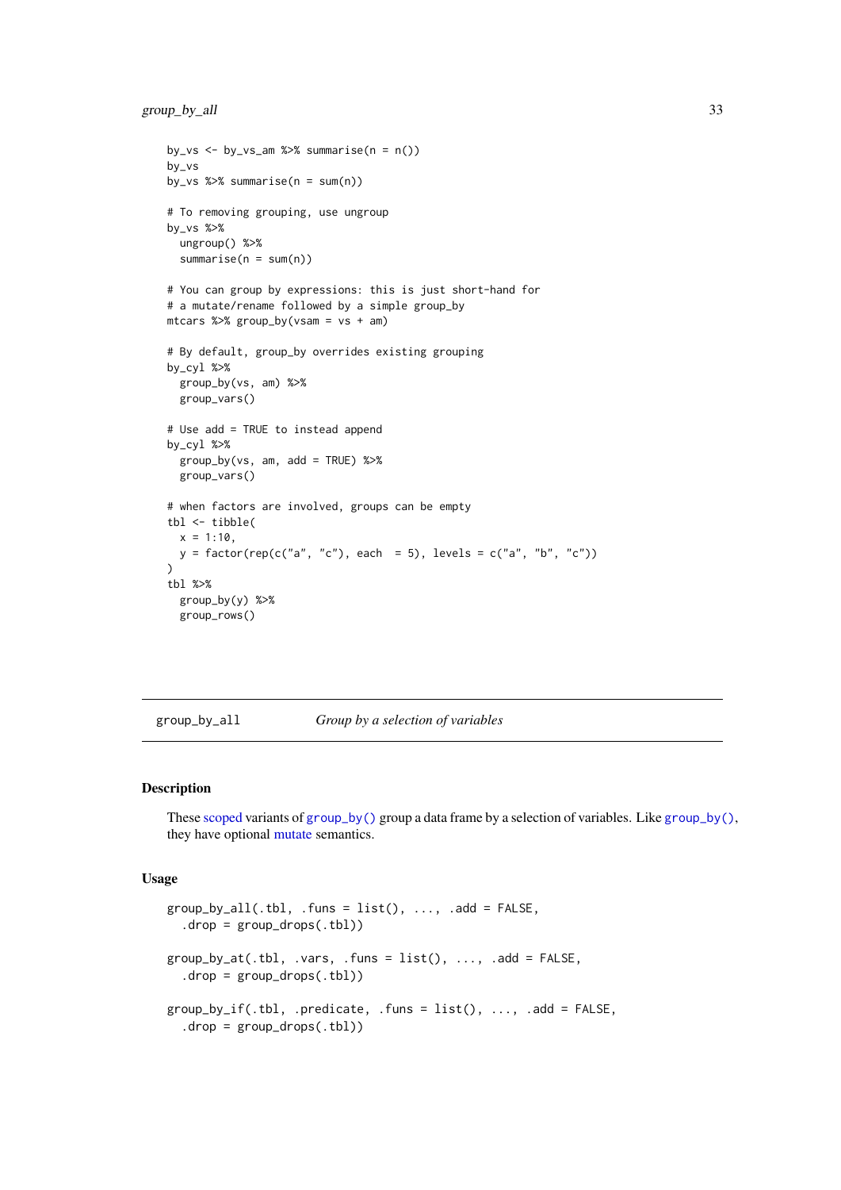```
by_vs <- by_vs_am %>% summarise(n = n())
by_vs
by_vs %>% summarise(n = sum(n))

# To removing grouping, use ungroup
by_vs %>%
  ungroup() %>%
  summarise(n = sum(n))

# You can group by expressions: this is just short-hand for
# a mutate/rename followed by a simple group_by
mtcars %>% group_by(vsam = vs + am)

# By default, group_by overrides existing grouping
by_cyl %>%
  group_by(vs, am) %>%
  group_vars()

# Use add = TRUE to instead append
by_cyl %>%
  group_by(vs, am, add = TRUE) %>%
  group_vars()

# when factors are involved, groups can be empty
tbl <- tibble(
  x = 1:10,
  y = factor(rep(c("a", "c"), each  = 5), levels = c("a", "b", "c"))
)
tbl %>%
  group_by(y) %>%
  group_rows()
```

---

## group_by_all — *Group by a selection of variables*

### Description

These scoped variants of `group_by()` group a data frame by a selection of variables. Like `group_by()`, they have optional mutate semantics.

### Usage

```
group_by_all(.tbl, .funs = list(), ..., .add = FALSE,
  .drop = group_drops(.tbl))

group_by_at(.tbl, .vars, .funs = list(), ..., .add = FALSE,
  .drop = group_drops(.tbl))

group_by_if(.tbl, .predicate, .funs = list(), ..., .add = FALSE,
  .drop = group_drops(.tbl))
```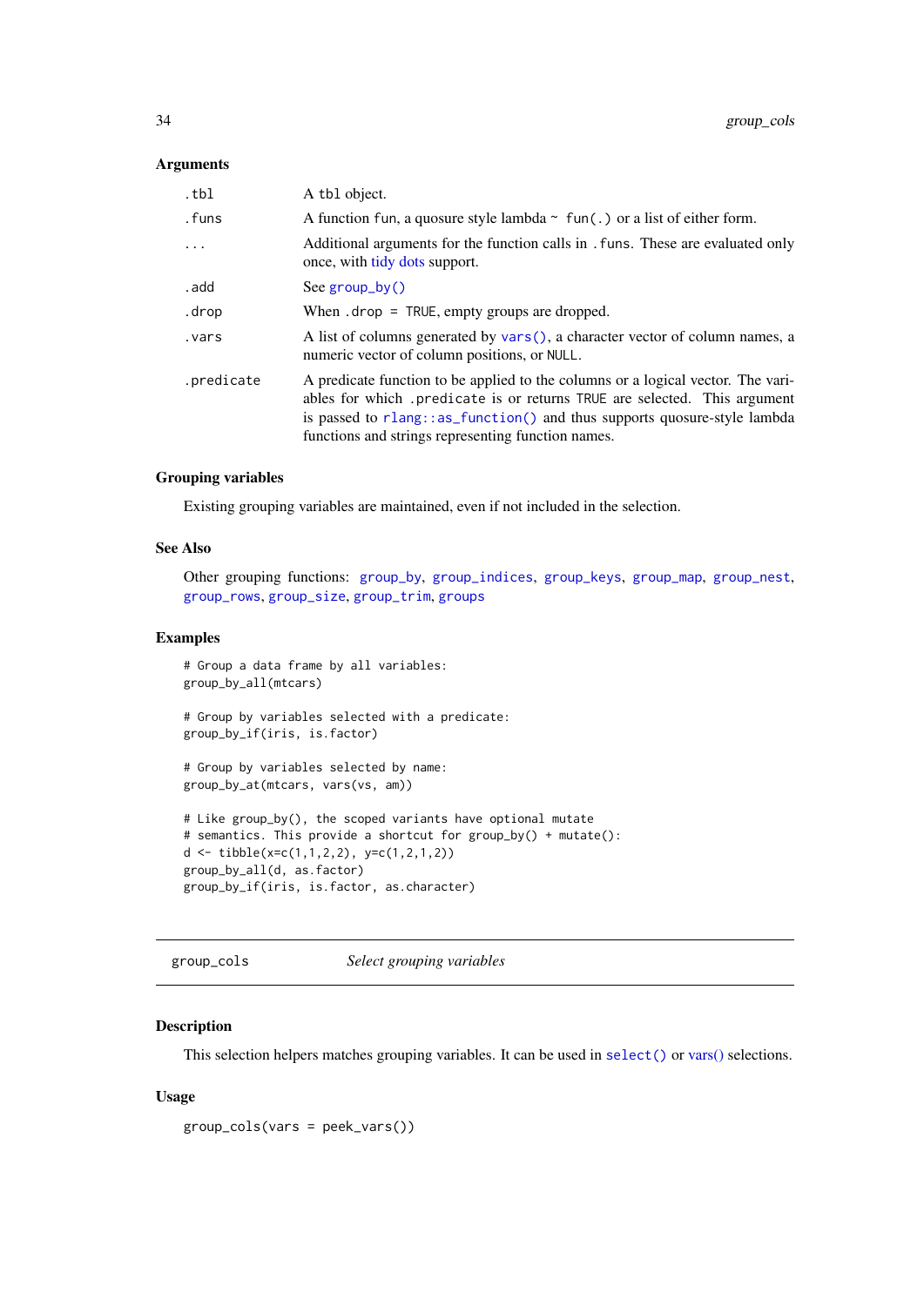### Arguments

| | |
|---|---|
| `.tbl` | A `tbl` object. |
| `.funs` | A function `fun`, a quosure style lambda `~ fun(.)` or a list of either form. |
| `...` | Additional arguments for the function calls in `.funs`. These are evaluated only once, with tidy dots support. |
| `.add` | See `group_by()` |
| `.drop` | When `.drop = TRUE`, empty groups are dropped. |
| `.vars` | A list of columns generated by `vars()`, a character vector of column names, a numeric vector of column positions, or `NULL`. |
| `.predicate` | A predicate function to be applied to the columns or a logical vector. The variables for which `.predicate` is or returns `TRUE` are selected. This argument is passed to `rlang::as_function()` and thus supports quosure-style lambda functions and strings representing function names. |

### Grouping variables

Existing grouping variables are maintained, even if not included in the selection.

### See Also

Other grouping functions: `group_by`, `group_indices`, `group_keys`, `group_map`, `group_nest`, `group_rows`, `group_size`, `group_trim`, `groups`

### Examples

```
# Group a data frame by all variables:
group_by_all(mtcars)

# Group by variables selected with a predicate:
group_by_if(iris, is.factor)

# Group by variables selected by name:
group_by_at(mtcars, vars(vs, am))

# Like group_by(), the scoped variants have optional mutate
# semantics. This provide a shortcut for group_by() + mutate():
d <- tibble(x=c(1,1,2,2), y=c(1,2,1,2))
group_by_all(d, as.factor)
group_by_if(iris, is.factor, as.character)
```

---

## group_cols — *Select grouping variables*

### Description

This selection helpers matches grouping variables. It can be used in `select()` or vars() selections.

### Usage

```
group_cols(vars = peek_vars())
```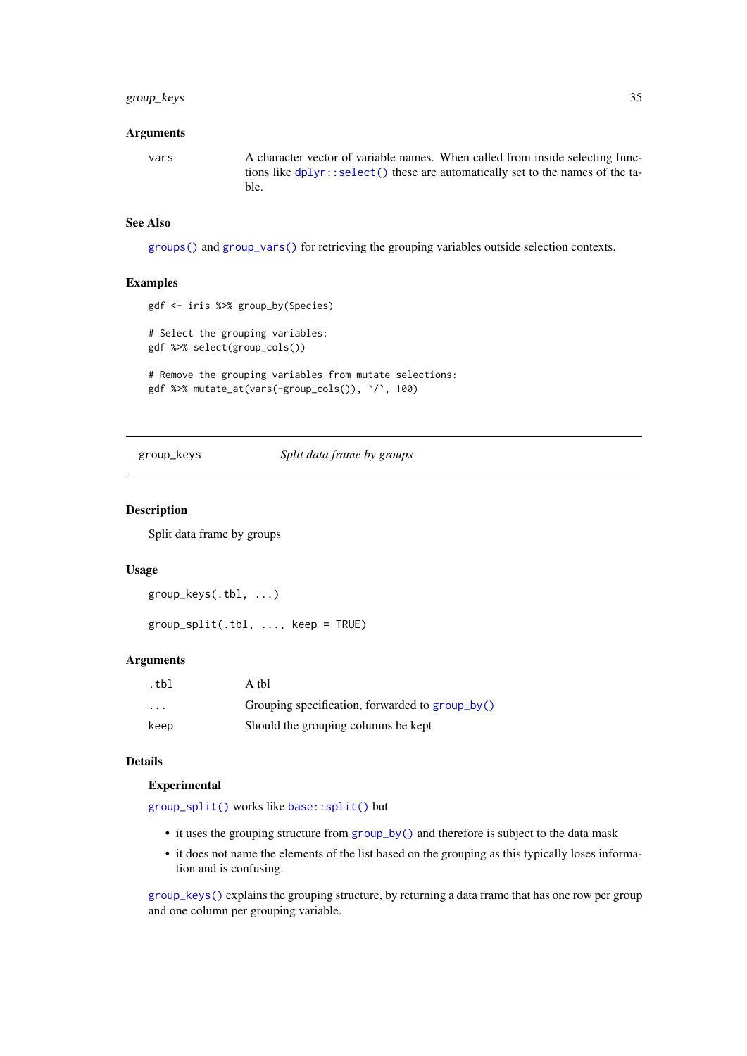### Arguments

| | |
|---|---|
| vars | A character vector of variable names. When called from inside selecting functions like `dplyr::select()` these are automatically set to the names of the table. |

### See Also

`groups()` and `group_vars()` for retrieving the grouping variables outside selection contexts.

### Examples

```
gdf <- iris %>% group_by(Species)

# Select the grouping variables:
gdf %>% select(group_cols())

# Remove the grouping variables from mutate selections:
gdf %>% mutate_at(vars(-group_cols()), `/`, 100)
```

---

## group_keys — *Split data frame by groups*

---

### Description

Split data frame by groups

### Usage

```
group_keys(.tbl, ...)

group_split(.tbl, ..., keep = TRUE)
```

### Arguments

| | |
|---|---|
| .tbl | A tbl |
| ... | Grouping specification, forwarded to `group_by()` |
| keep | Should the grouping columns be kept |

### Details

**Experimental**

`group_split()` works like `base::split()` but

- it uses the grouping structure from `group_by()` and therefore is subject to the data mask
- it does not name the elements of the list based on the grouping as this typically loses information and is confusing.

`group_keys()` explains the grouping structure, by returning a data frame that has one row per group and one column per grouping variable.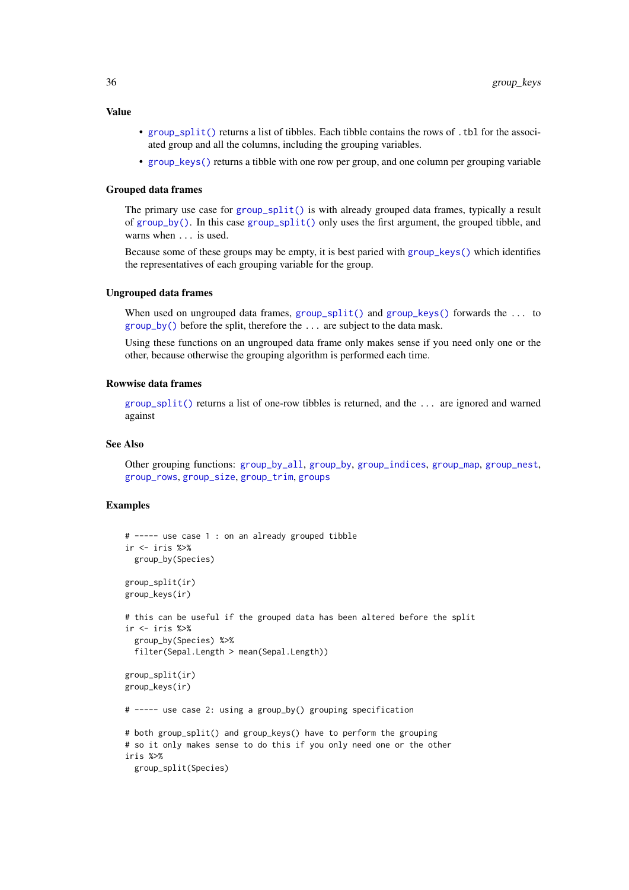### Value

- `group_split()` returns a list of tibbles. Each tibble contains the rows of `.tbl` for the associated group and all the columns, including the grouping variables.
- `group_keys()` returns a tibble with one row per group, and one column per grouping variable

### Grouped data frames

The primary use case for `group_split()` is with already grouped data frames, typically a result of `group_by()`. In this case `group_split()` only uses the first argument, the grouped tibble, and warns when ... is used.

Because some of these groups may be empty, it is best paried with `group_keys()` which identifies the representatives of each grouping variable for the group.

### Ungrouped data frames

When used on ungrouped data frames, `group_split()` and `group_keys()` forwards the ... to `group_by()` before the split, therefore the ... are subject to the data mask.

Using these functions on an ungrouped data frame only makes sense if you need only one or the other, because otherwise the grouping algorithm is performed each time.

### Rowwise data frames

`group_split()` returns a list of one-row tibbles is returned, and the ... are ignored and warned against

### See Also

Other grouping functions: `group_by_all`, `group_by`, `group_indices`, `group_map`, `group_nest`, `group_rows`, `group_size`, `group_trim`, `groups`

### Examples

```
# ----- use case 1 : on an already grouped tibble
ir <- iris %>%
  group_by(Species)

group_split(ir)
group_keys(ir)

# this can be useful if the grouped data has been altered before the split
ir <- iris %>%
  group_by(Species) %>%
  filter(Sepal.Length > mean(Sepal.Length))

group_split(ir)
group_keys(ir)

# ----- use case 2: using a group_by() grouping specification

# both group_split() and group_keys() have to perform the grouping
# so it only makes sense to do this if you only need one or the other
iris %>%
  group_split(Species)
```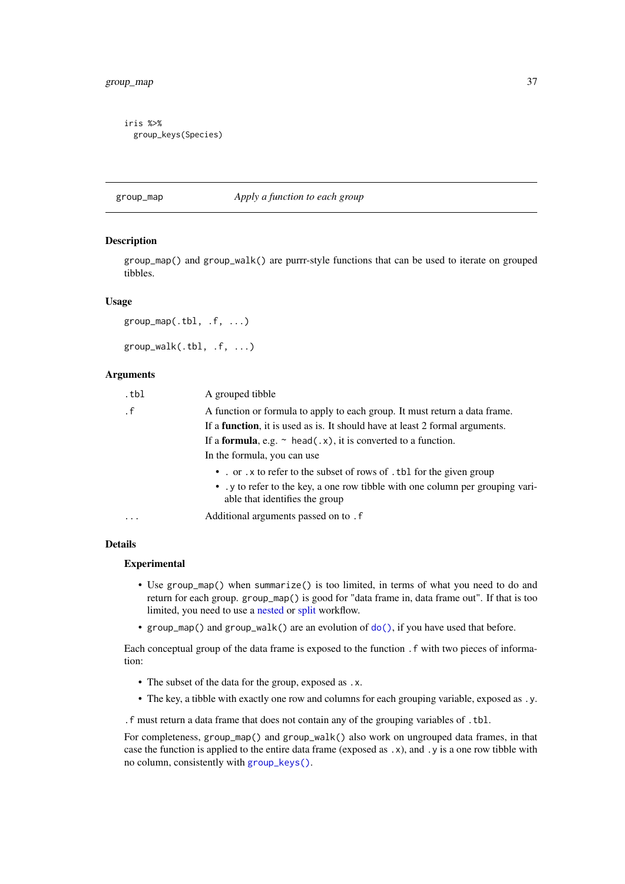```
iris %>%
  group_keys(Species)
```

---

`group_map` *Apply a function to each group*

---

## Description

`group_map()` and `group_walk()` are purrr-style functions that can be used to iterate on grouped tibbles.

## Usage

```
group_map(.tbl, .f, ...)

group_walk(.tbl, .f, ...)
```

## Arguments

| | |
|---|---|
| `.tbl` | A grouped tibble |
| `.f` | A function or formula to apply to each group. It must return a data frame.<br>If a **function**, it is used as is. It should have at least 2 formal arguments.<br>If a **formula**, e.g. `~ head(.x)`, it is converted to a function.<br>In the formula, you can use<br>• `.` or `.x` to refer to the subset of rows of `.tbl` for the given group<br>• `.y` to refer to the key, a one row tibble with one column per grouping variable that identifies the group |
| `...` | Additional arguments passed on to `.f` |

## Details

### Experimental

- Use `group_map()` when `summarize()` is too limited, in terms of what you need to do and return for each group. `group_map()` is good for "data frame in, data frame out". If that is too limited, you need to use a nested or split workflow.
- `group_map()` and `group_walk()` are an evolution of `do()`, if you have used that before.

Each conceptual group of the data frame is exposed to the function `.f` with two pieces of information:

- The subset of the data for the group, exposed as `.x`.
- The key, a tibble with exactly one row and columns for each grouping variable, exposed as `.y`.

`.f` must return a data frame that does not contain any of the grouping variables of `.tbl`.

For completeness, `group_map()` and `group_walk()` also work on ungrouped data frames, in that case the function is applied to the entire data frame (exposed as `.x`), and `.y` is a one row tibble with no column, consistently with `group_keys()`.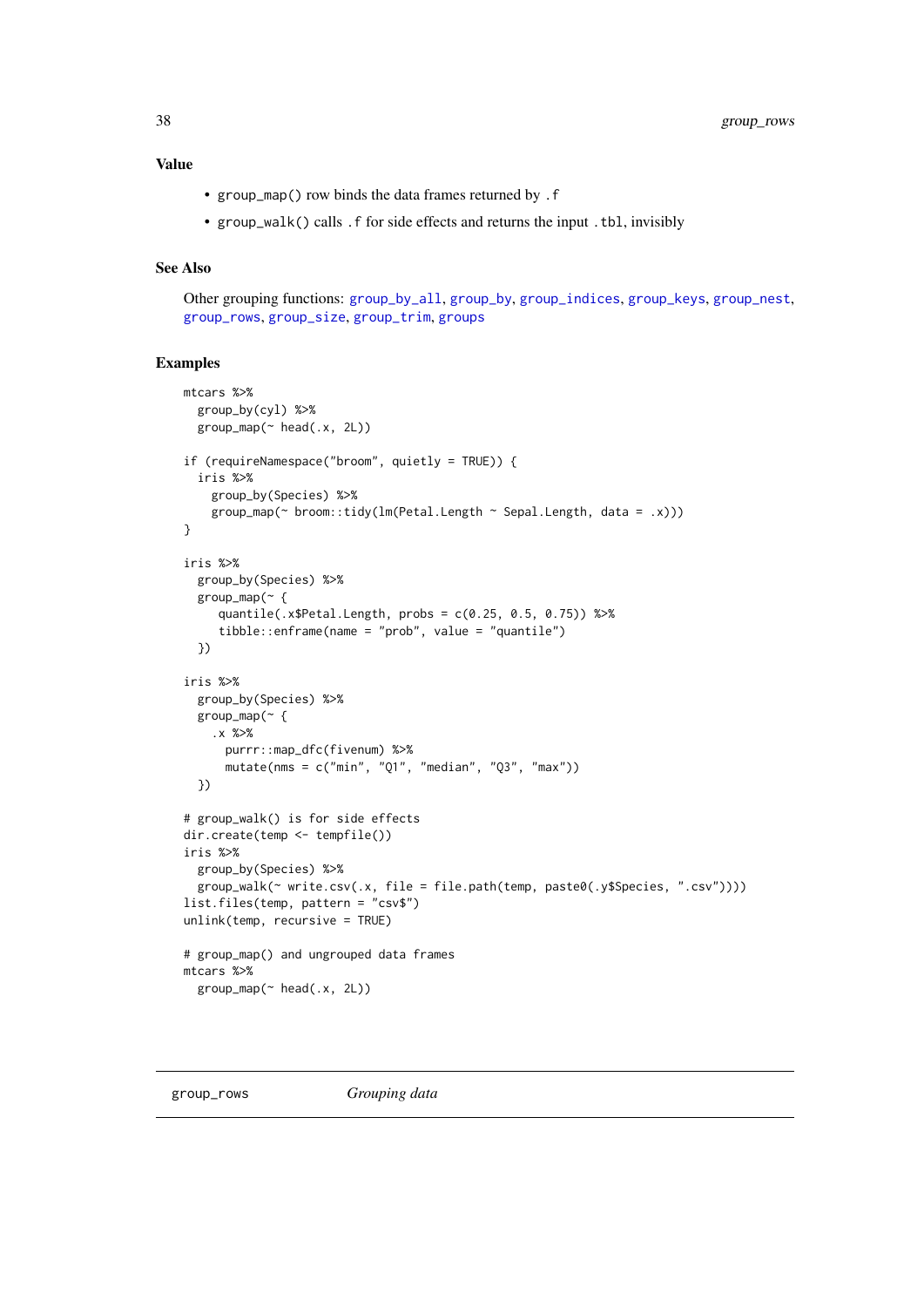### Value

- `group_map()` row binds the data frames returned by `.f`
- `group_walk()` calls `.f` for side effects and returns the input `.tbl`, invisibly

### See Also

Other grouping functions: group_by_all, group_by, group_indices, group_keys, group_nest, group_rows, group_size, group_trim, groups

### Examples

```
mtcars %>%
  group_by(cyl) %>%
  group_map(~ head(.x, 2L))

if (requireNamespace("broom", quietly = TRUE)) {
  iris %>%
    group_by(Species) %>%
    group_map(~ broom::tidy(lm(Petal.Length ~ Sepal.Length, data = .x)))
}

iris %>%
  group_by(Species) %>%
  group_map(~ {
     quantile(.x$Petal.Length, probs = c(0.25, 0.5, 0.75)) %>%
     tibble::enframe(name = "prob", value = "quantile")
  })

iris %>%
  group_by(Species) %>%
  group_map(~ {
    .x %>%
      purrr::map_dfc(fivenum) %>%
      mutate(nms = c("min", "Q1", "median", "Q3", "max"))
  })

# group_walk() is for side effects
dir.create(temp <- tempfile())
iris %>%
  group_by(Species) %>%
  group_walk(~ write.csv(.x, file = file.path(temp, paste0(.y$Species, ".csv"))))
list.files(temp, pattern = "csv$")
unlink(temp, recursive = TRUE)

# group_map() and ungrouped data frames
mtcars %>%
  group_map(~ head(.x, 2L))
```

---

## group_rows *Grouping data*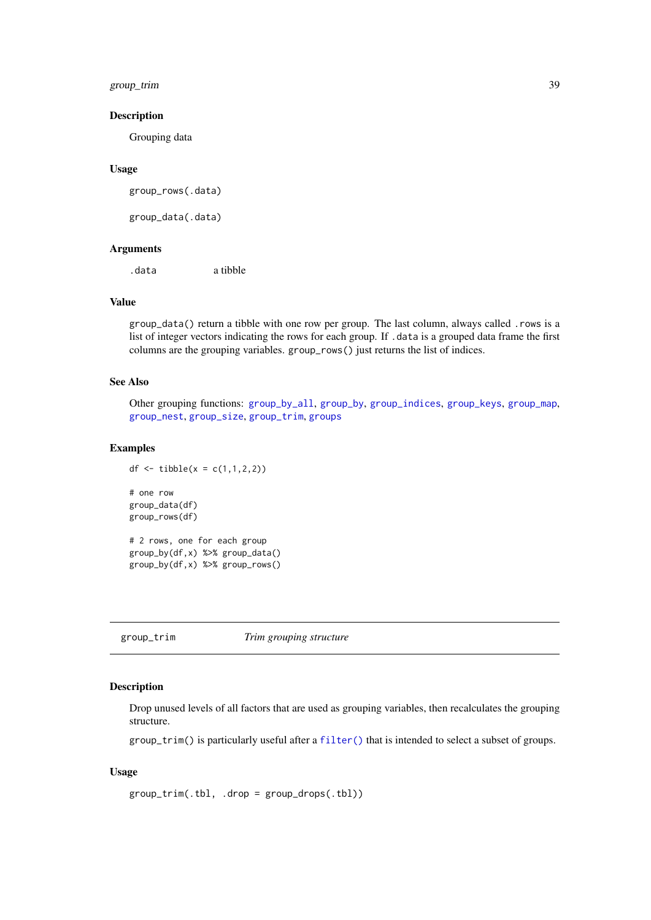### Description

Grouping data

### Usage

```
group_rows(.data)

group_data(.data)
```

### Arguments

| | |
|---|---|
| .data | a tibble |

### Value

group_data() return a tibble with one row per group. The last column, always called .rows is a list of integer vectors indicating the rows for each group. If .data is a grouped data frame the first columns are the grouping variables. group_rows() just returns the list of indices.

### See Also

Other grouping functions: group_by_all, group_by, group_indices, group_keys, group_map, group_nest, group_size, group_trim, groups

### Examples

```
df <- tibble(x = c(1,1,2,2))

# one row
group_data(df)
group_rows(df)

# 2 rows, one for each group
group_by(df,x) %>% group_data()
group_by(df,x) %>% group_rows()
```

## group_trim *Trim grouping structure*

### Description

Drop unused levels of all factors that are used as grouping variables, then recalculates the grouping structure.

group_trim() is particularly useful after a filter() that is intended to select a subset of groups.

### Usage

```
group_trim(.tbl, .drop = group_drops(.tbl))
```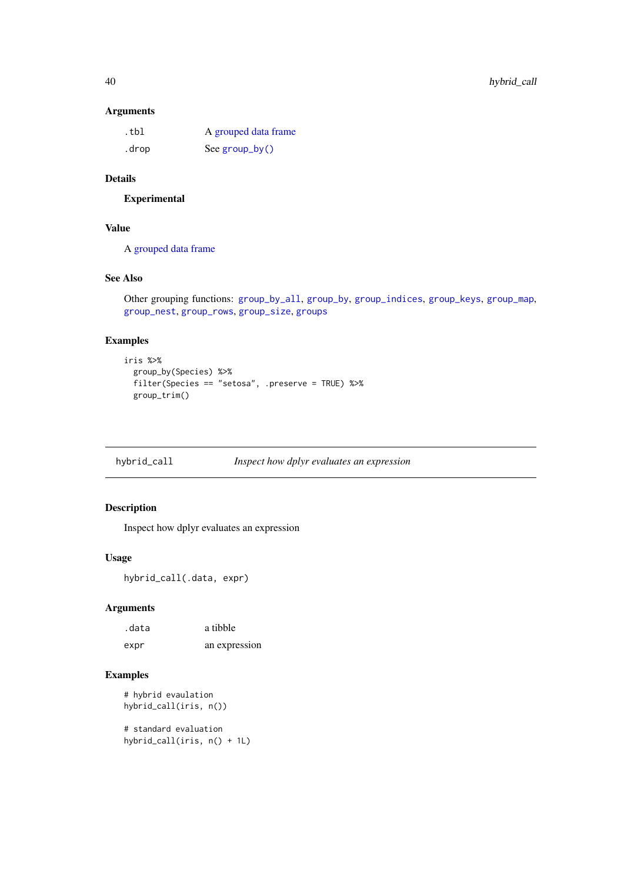### Arguments

| | |
|---|---|
| .tbl | A grouped data frame |
| .drop | See group_by() |

### Details

**Experimental**

### Value

A grouped data frame

### See Also

Other grouping functions: group_by_all, group_by, group_indices, group_keys, group_map, group_nest, group_rows, group_size, groups

### Examples

```
iris %>%
  group_by(Species) %>%
  filter(Species == "setosa", .preserve = TRUE) %>%
  group_trim()
```

---

## hybrid_call — *Inspect how dplyr evaluates an expression*

---

### Description

Inspect how dplyr evaluates an expression

### Usage

```
hybrid_call(.data, expr)
```

### Arguments

| | |
|---|---|
| .data | a tibble |
| expr | an expression |

### Examples

```
# hybrid evaulation
hybrid_call(iris, n())

# standard evaluation
hybrid_call(iris, n() + 1L)
```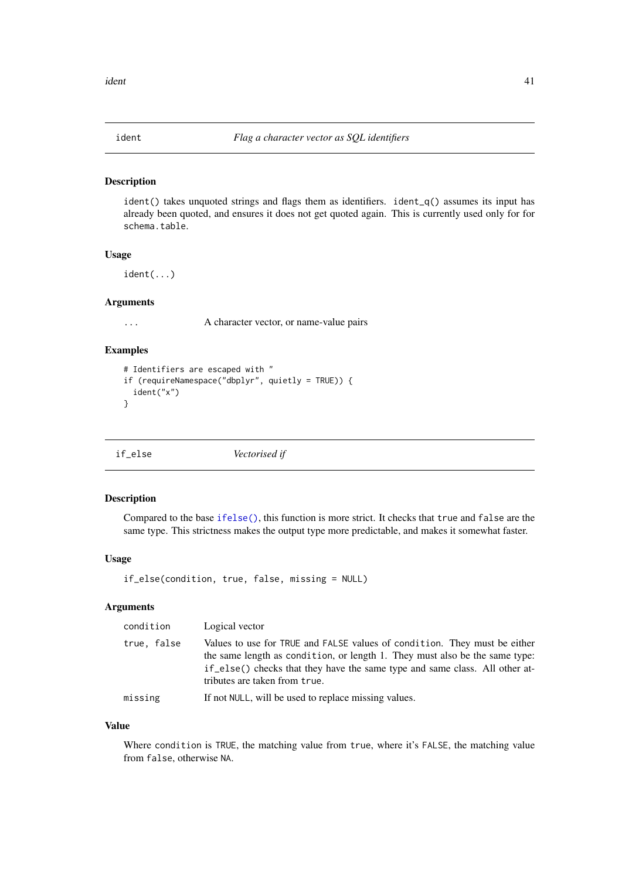## ident — *Flag a character vector as SQL identifiers*

### Description

`ident()` takes unquoted strings and flags them as identifiers. `ident_q()` assumes its input has already been quoted, and ensures it does not get quoted again. This is currently used only for for `schema.table`.

### Usage

```
ident(...)
```

### Arguments

| | |
|---|---|
| `...` | A character vector, or name-value pairs |

### Examples

```
# Identifiers are escaped with "
if (requireNamespace("dbplyr", quietly = TRUE)) {
  ident("x")
}
```

## if_else — *Vectorised if*

### Description

Compared to the base `ifelse()`, this function is more strict. It checks that `true` and `false` are the same type. This strictness makes the output type more predictable, and makes it somewhat faster.

### Usage

```
if_else(condition, true, false, missing = NULL)
```

### Arguments

| | |
|---|---|
| `condition` | Logical vector |
| `true, false` | Values to use for `TRUE` and `FALSE` values of `condition`. They must be either the same length as `condition`, or length 1. They must also be the same type: `if_else()` checks that they have the same type and same class. All other attributes are taken from `true`. |
| `missing` | If not `NULL`, will be used to replace missing values. |

### Value

Where `condition` is `TRUE`, the matching value from `true`, where it's `FALSE`, the matching value from `false`, otherwise `NA`.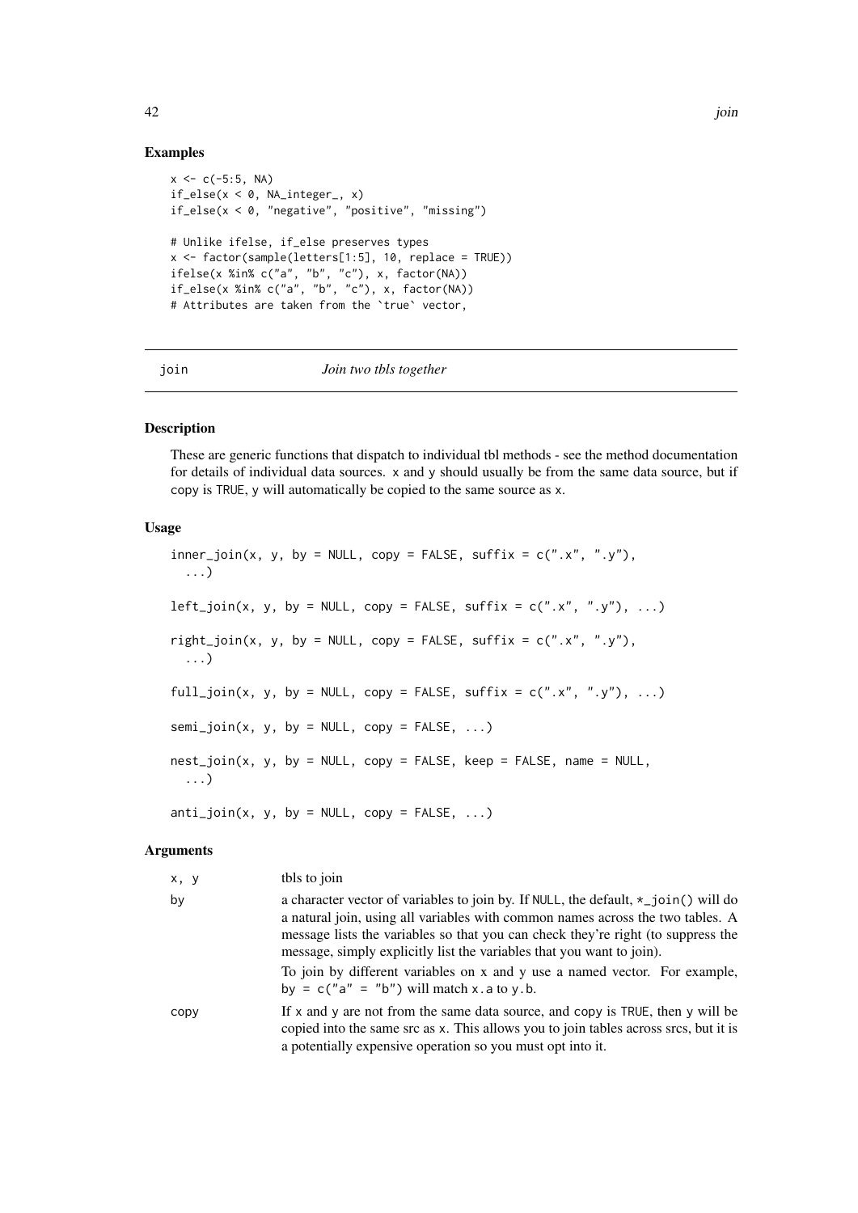### Examples

```
x <- c(-5:5, NA)
if_else(x < 0, NA_integer_, x)
if_else(x < 0, "negative", "positive", "missing")

# Unlike ifelse, if_else preserves types
x <- factor(sample(letters[1:5], 10, replace = TRUE))
ifelse(x %in% c("a", "b", "c"), x, factor(NA))
if_else(x %in% c("a", "b", "c"), x, factor(NA))
# Attributes are taken from the `true` vector,
```

---

## join — *Join two tbls together*

---

### Description

These are generic functions that dispatch to individual tbl methods - see the method documentation for details of individual data sources. x and y should usually be from the same data source, but if copy is TRUE, y will automatically be copied to the same source as x.

### Usage

```
inner_join(x, y, by = NULL, copy = FALSE, suffix = c(".x", ".y"),
  ...)

left_join(x, y, by = NULL, copy = FALSE, suffix = c(".x", ".y"), ...)

right_join(x, y, by = NULL, copy = FALSE, suffix = c(".x", ".y"),
  ...)

full_join(x, y, by = NULL, copy = FALSE, suffix = c(".x", ".y"), ...)

semi_join(x, y, by = NULL, copy = FALSE, ...)

nest_join(x, y, by = NULL, copy = FALSE, keep = FALSE, name = NULL,
  ...)

anti_join(x, y, by = NULL, copy = FALSE, ...)
```

### Arguments

| | |
|---|---|
| x, y | tbls to join |
| by | a character vector of variables to join by. If NULL, the default, *_join() will do a natural join, using all variables with common names across the two tables. A message lists the variables so that you can check they're right (to suppress the message, simply explicitly list the variables that you want to join).<br><br>To join by different variables on x and y use a named vector. For example, by = c("a" = "b") will match x.a to y.b. |
| copy | If x and y are not from the same data source, and copy is TRUE, then y will be copied into the same src as x. This allows you to join tables across srcs, but it is a potentially expensive operation so you must opt into it. |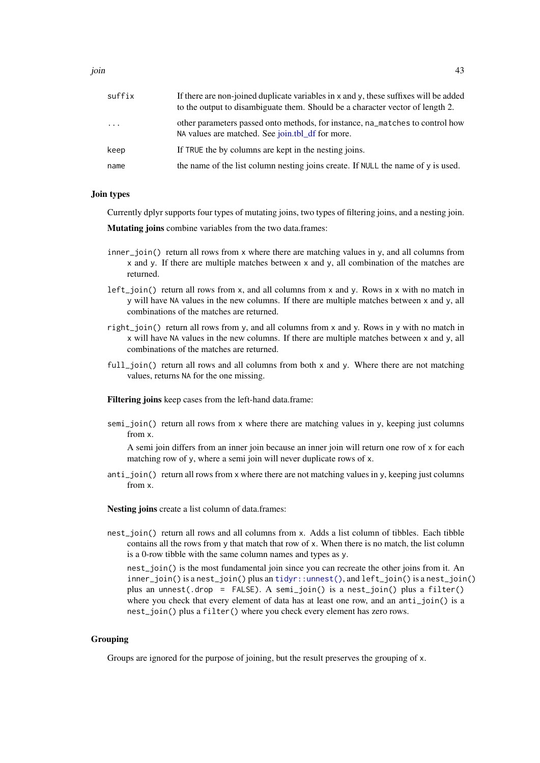| | |
|---|---|
| suffix | If there are non-joined duplicate variables in x and y, these suffixes will be added to the output to disambiguate them. Should be a character vector of length 2. |
| ... | other parameters passed onto methods, for instance, na_matches to control how NA values are matched. See join.tbl_df for more. |
| keep | If TRUE the by columns are kept in the nesting joins. |
| name | the name of the list column nesting joins create. If NULL the name of y is used. |

### Join types

Currently dplyr supports four types of mutating joins, two types of filtering joins, and a nesting join.

**Mutating joins** combine variables from the two data.frames:

`inner_join()` return all rows from x where there are matching values in y, and all columns from x and y. If there are multiple matches between x and y, all combination of the matches are returned.

`left_join()` return all rows from x, and all columns from x and y. Rows in x with no match in y will have NA values in the new columns. If there are multiple matches between x and y, all combinations of the matches are returned.

`right_join()` return all rows from y, and all columns from x and y. Rows in y with no match in x will have NA values in the new columns. If there are multiple matches between x and y, all combinations of the matches are returned.

`full_join()` return all rows and all columns from both x and y. Where there are not matching values, returns NA for the one missing.

**Filtering joins** keep cases from the left-hand data.frame:

`semi_join()` return all rows from x where there are matching values in y, keeping just columns from x.

A semi join differs from an inner join because an inner join will return one row of x for each matching row of y, where a semi join will never duplicate rows of x.

`anti_join()` return all rows from x where there are not matching values in y, keeping just columns from x.

**Nesting joins** create a list column of data.frames:

`nest_join()` return all rows and all columns from x. Adds a list column of tibbles. Each tibble contains all the rows from y that match that row of x. When there is no match, the list column is a 0-row tibble with the same column names and types as y.

`nest_join()` is the most fundamental join since you can recreate the other joins from it. An `inner_join()` is a `nest_join()` plus an `tidyr::unnest()`, and `left_join()` is a `nest_join()` plus an `unnest(.drop = FALSE)`. A `semi_join()` is a `nest_join()` plus a `filter()` where you check that every element of data has at least one row, and an `anti_join()` is a `nest_join()` plus a `filter()` where you check every element has zero rows.

### Grouping

Groups are ignored for the purpose of joining, but the result preserves the grouping of x.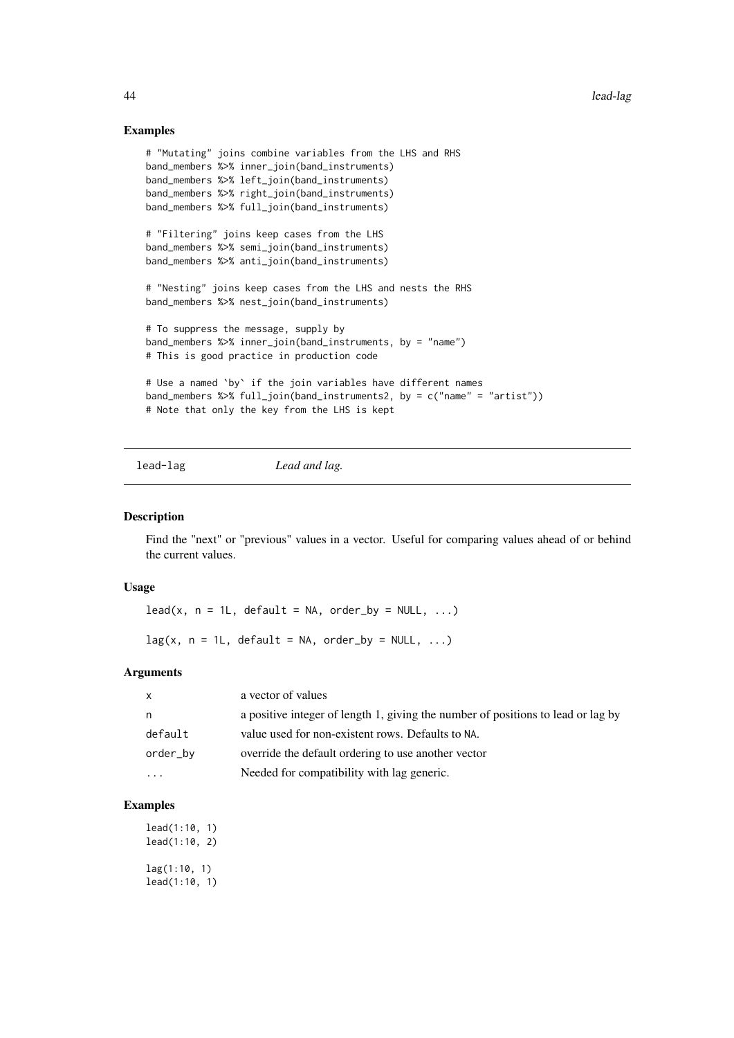### Examples

```
# "Mutating" joins combine variables from the LHS and RHS
band_members %>% inner_join(band_instruments)
band_members %>% left_join(band_instruments)
band_members %>% right_join(band_instruments)
band_members %>% full_join(band_instruments)

# "Filtering" joins keep cases from the LHS
band_members %>% semi_join(band_instruments)
band_members %>% anti_join(band_instruments)

# "Nesting" joins keep cases from the LHS and nests the RHS
band_members %>% nest_join(band_instruments)

# To suppress the message, supply by
band_members %>% inner_join(band_instruments, by = "name")
# This is good practice in production code

# Use a named `by` if the join variables have different names
band_members %>% full_join(band_instruments2, by = c("name" = "artist"))
# Note that only the key from the LHS is kept
```

---

## lead-lag *Lead and lag.*

---

### Description

Find the "next" or "previous" values in a vector. Useful for comparing values ahead of or behind the current values.

### Usage

```
lead(x, n = 1L, default = NA, order_by = NULL, ...)

lag(x, n = 1L, default = NA, order_by = NULL, ...)
```

### Arguments

| | |
|---|---|
| x | a vector of values |
| n | a positive integer of length 1, giving the number of positions to lead or lag by |
| default | value used for non-existent rows. Defaults to NA. |
| order_by | override the default ordering to use another vector |
| ... | Needed for compatibility with lag generic. |

### Examples

```
lead(1:10, 1)
lead(1:10, 2)

lag(1:10, 1)
lead(1:10, 1)
```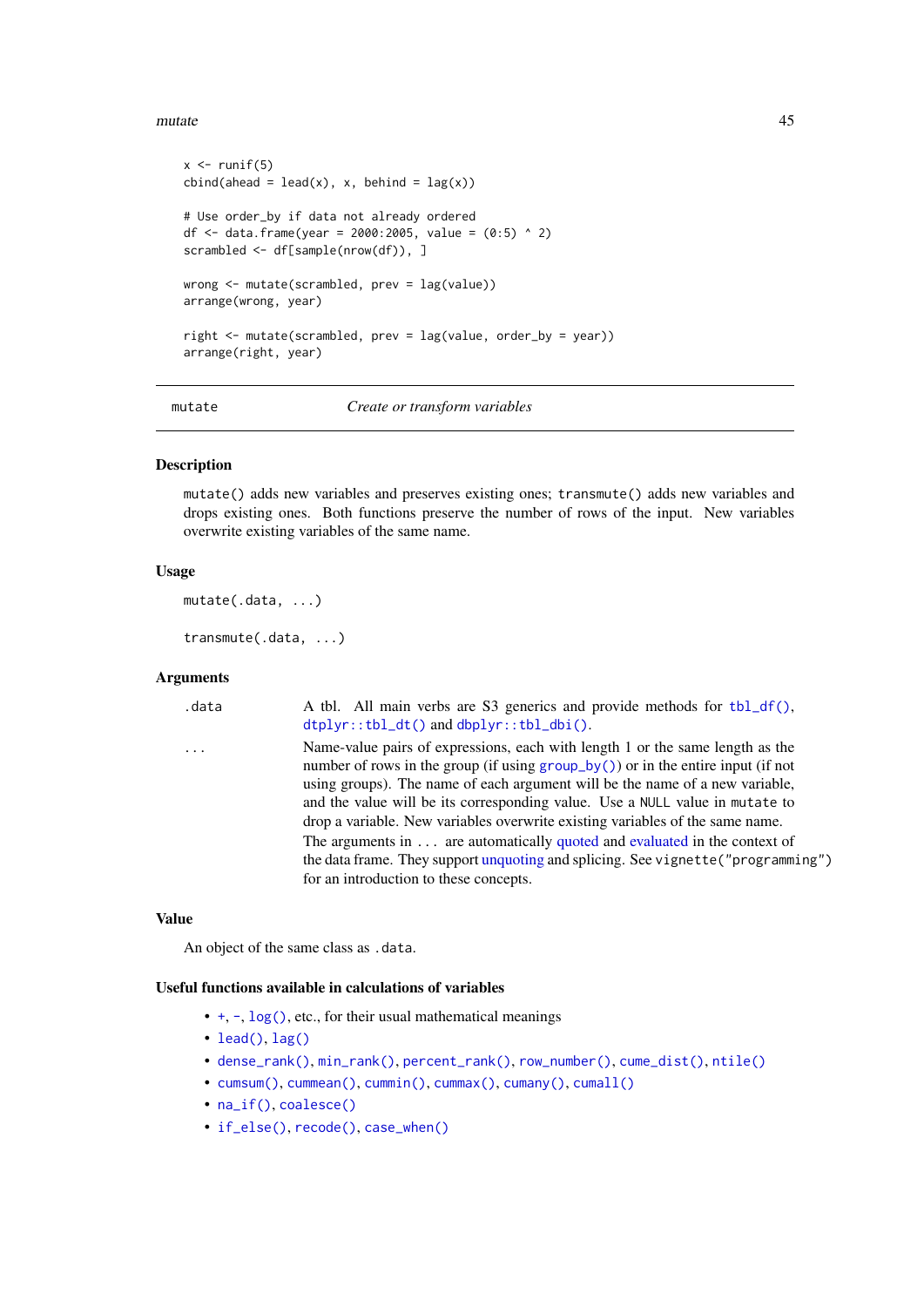```
x <- runif(5)
cbind(ahead = lead(x), x, behind = lag(x))

# Use order_by if data not already ordered
df <- data.frame(year = 2000:2005, value = (0:5) ^ 2)
scrambled <- df[sample(nrow(df)), ]

wrong <- mutate(scrambled, prev = lag(value))
arrange(wrong, year)

right <- mutate(scrambled, prev = lag(value, order_by = year))
arrange(right, year)
```

---

## mutate — *Create or transform variables*

---

### Description

`mutate()` adds new variables and preserves existing ones; `transmute()` adds new variables and drops existing ones. Both functions preserve the number of rows of the input. New variables overwrite existing variables of the same name.

### Usage

```
mutate(.data, ...)

transmute(.data, ...)
```

### Arguments

| | |
|---|---|
| `.data` | A tbl. All main verbs are S3 generics and provide methods for `tbl_df()`, `dtplyr::tbl_dt()` and `dbplyr::tbl_dbi()`. |
| `...` | Name-value pairs of expressions, each with length 1 or the same length as the number of rows in the group (if using `group_by()`) or in the entire input (if not using groups). The name of each argument will be the name of a new variable, and the value will be its corresponding value. Use a `NULL` value in `mutate` to drop a variable. New variables overwrite existing variables of the same name. The arguments in `...` are automatically quoted and evaluated in the context of the data frame. They support unquoting and splicing. See `vignette("programming")` for an introduction to these concepts. |

### Value

An object of the same class as `.data`.

### Useful functions available in calculations of variables

- `+`, `-`, `log()`, etc., for their usual mathematical meanings
- `lead()`, `lag()`
- `dense_rank()`, `min_rank()`, `percent_rank()`, `row_number()`, `cume_dist()`, `ntile()`
- `cumsum()`, `cummean()`, `cummin()`, `cummax()`, `cumany()`, `cumall()`
- `na_if()`, `coalesce()`
- `if_else()`, `recode()`, `case_when()`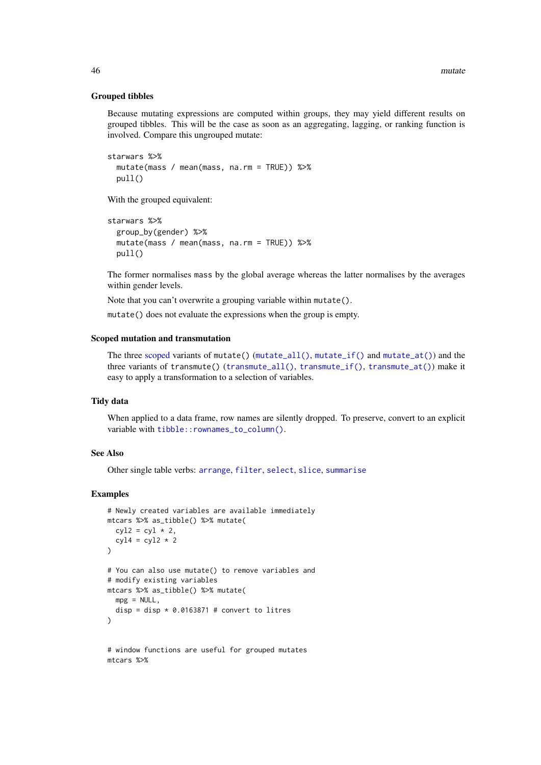## Grouped tibbles

Because mutating expressions are computed within groups, they may yield different results on grouped tibbles. This will be the case as soon as an aggregating, lagging, or ranking function is involved. Compare this ungrouped mutate:

```
starwars %>%
  mutate(mass / mean(mass, na.rm = TRUE)) %>%
  pull()
```

With the grouped equivalent:

```
starwars %>%
  group_by(gender) %>%
  mutate(mass / mean(mass, na.rm = TRUE)) %>%
  pull()
```

The former normalises `mass` by the global average whereas the latter normalises by the averages within gender levels.

Note that you can't overwrite a grouping variable within `mutate()`.

`mutate()` does not evaluate the expressions when the group is empty.

## Scoped mutation and transmutation

The three scoped variants of `mutate()` (`mutate_all()`, `mutate_if()` and `mutate_at()`) and the three variants of `transmute()` (`transmute_all()`, `transmute_if()`, `transmute_at()`) make it easy to apply a transformation to a selection of variables.

## Tidy data

When applied to a data frame, row names are silently dropped. To preserve, convert to an explicit variable with `tibble::rownames_to_column()`.

## See Also

Other single table verbs: `arrange`, `filter`, `select`, `slice`, `summarise`

## Examples

```
# Newly created variables are available immediately
mtcars %>% as_tibble() %>% mutate(
  cyl2 = cyl * 2,
  cyl4 = cyl2 * 2
)

# You can also use mutate() to remove variables and
# modify existing variables
mtcars %>% as_tibble() %>% mutate(
  mpg = NULL,
  disp = disp * 0.0163871 # convert to litres
)


# window functions are useful for grouped mutates
mtcars %>%
```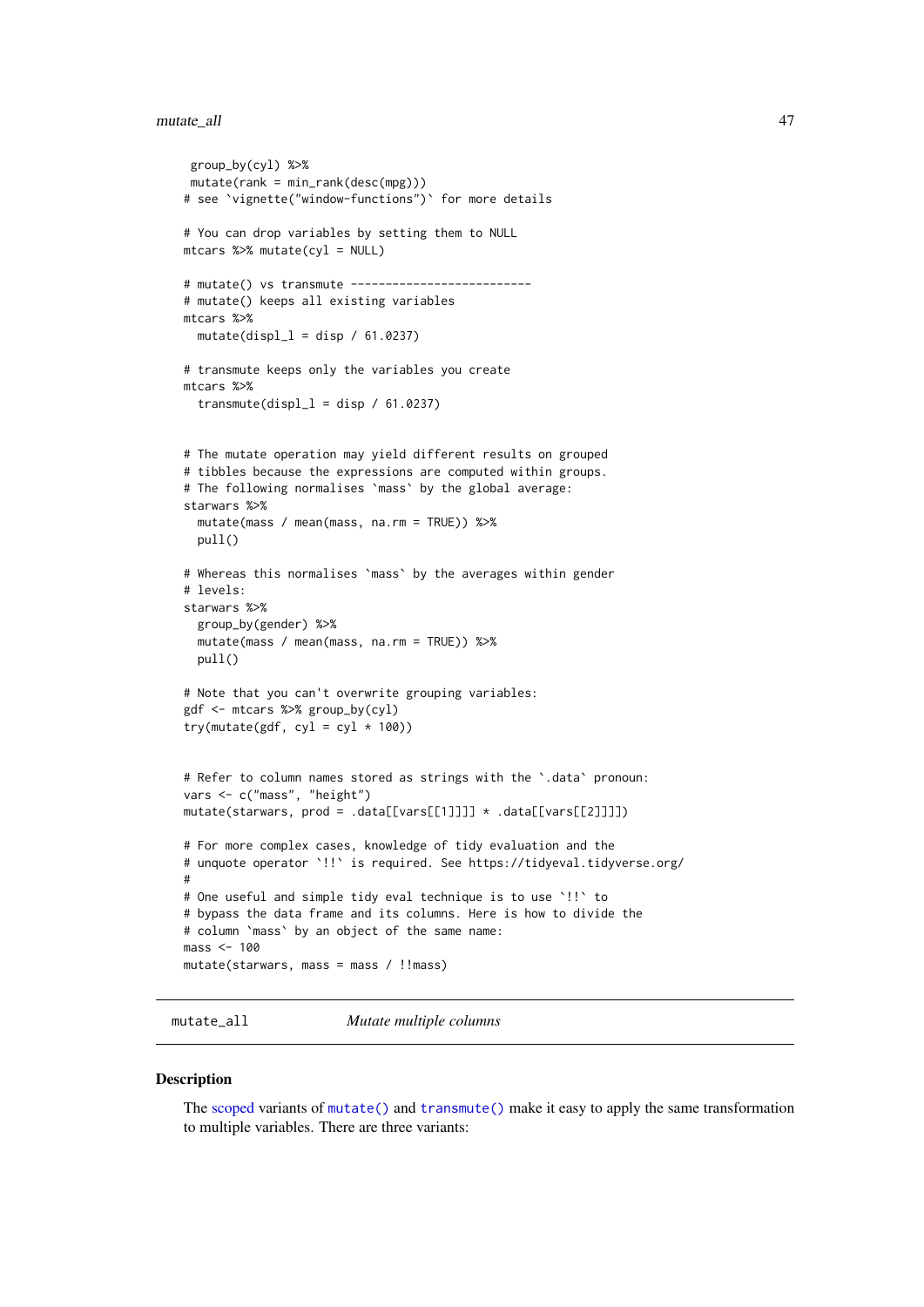```
 group_by(cyl) %>%
 mutate(rank = min_rank(desc(mpg)))
# see `vignette("window-functions")` for more details

# You can drop variables by setting them to NULL
mtcars %>% mutate(cyl = NULL)

# mutate() vs transmute --------------------------
# mutate() keeps all existing variables
mtcars %>%
  mutate(displ_l = disp / 61.0237)

# transmute keeps only the variables you create
mtcars %>%
  transmute(displ_l = disp / 61.0237)


# The mutate operation may yield different results on grouped
# tibbles because the expressions are computed within groups.
# The following normalises `mass` by the global average:
starwars %>%
  mutate(mass / mean(mass, na.rm = TRUE)) %>%
  pull()

# Whereas this normalises `mass` by the averages within gender
# levels:
starwars %>%
  group_by(gender) %>%
  mutate(mass / mean(mass, na.rm = TRUE)) %>%
  pull()

# Note that you can't overwrite grouping variables:
gdf <- mtcars %>% group_by(cyl)
try(mutate(gdf, cyl = cyl * 100))


# Refer to column names stored as strings with the `.data` pronoun:
vars <- c("mass", "height")
mutate(starwars, prod = .data[[vars[[1]]]] * .data[[vars[[2]]]])

# For more complex cases, knowledge of tidy evaluation and the
# unquote operator `!!` is required. See https://tidyeval.tidyverse.org/
#
# One useful and simple tidy eval technique is to use `!!` to
# bypass the data frame and its columns. Here is how to divide the
# column `mass` by an object of the same name:
mass <- 100
mutate(starwars, mass = mass / !!mass)
```

## mutate_all *Mutate multiple columns*

### Description

The scoped variants of `mutate()` and `transmute()` make it easy to apply the same transformation to multiple variables. There are three variants: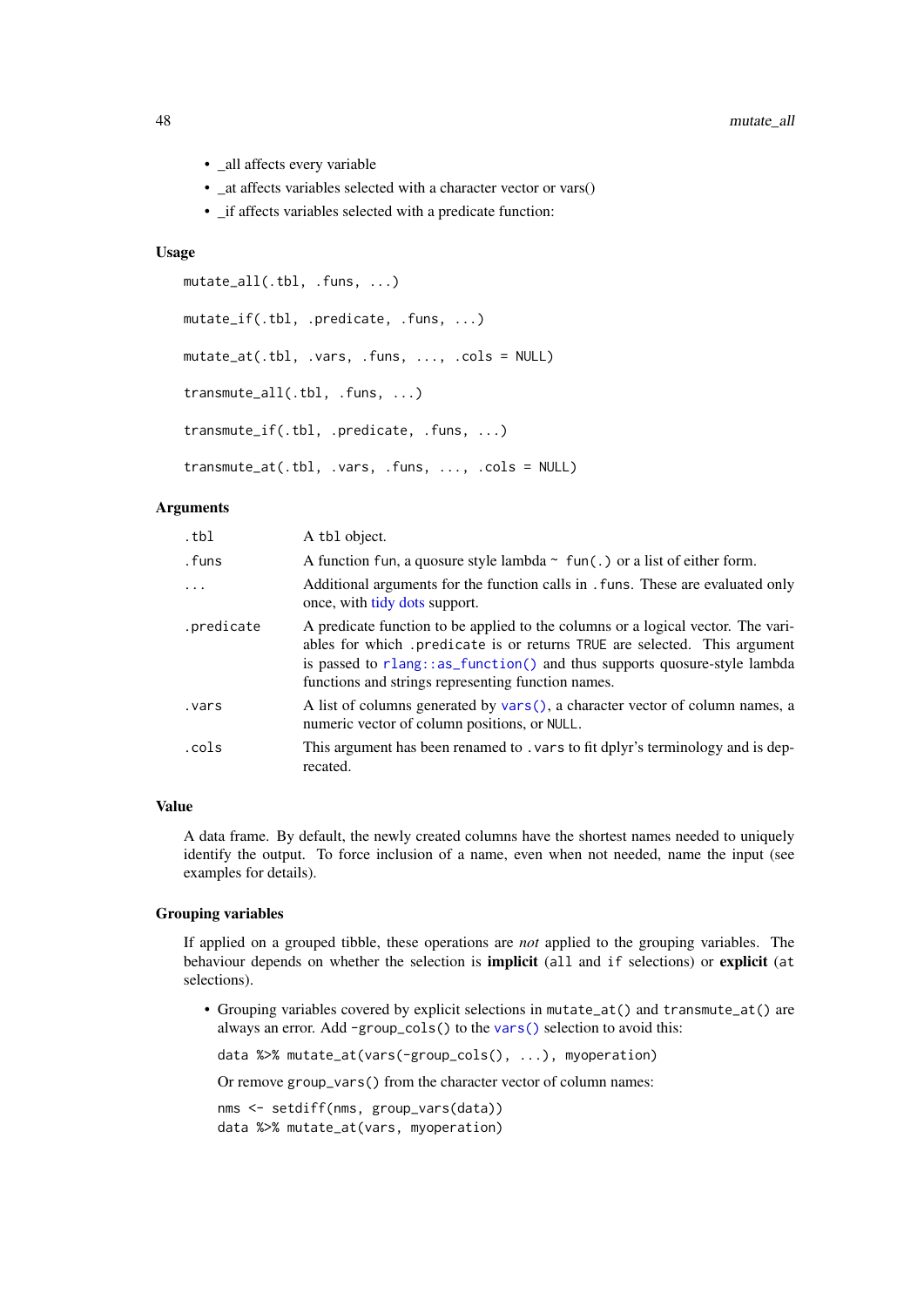- _all affects every variable
- _at affects variables selected with a character vector or vars()
- _if affects variables selected with a predicate function:

### Usage

```
mutate_all(.tbl, .funs, ...)

mutate_if(.tbl, .predicate, .funs, ...)

mutate_at(.tbl, .vars, .funs, ..., .cols = NULL)

transmute_all(.tbl, .funs, ...)

transmute_if(.tbl, .predicate, .funs, ...)

transmute_at(.tbl, .vars, .funs, ..., .cols = NULL)
```

### Arguments

| | |
|---|---|
| `.tbl` | A `tbl` object. |
| `.funs` | A function `fun`, a quosure style lambda `~ fun(.)` or a list of either form. |
| `...` | Additional arguments for the function calls in `.funs`. These are evaluated only once, with tidy dots support. |
| `.predicate` | A predicate function to be applied to the columns or a logical vector. The variables for which `.predicate` is or returns `TRUE` are selected. This argument is passed to `rlang::as_function()` and thus supports quosure-style lambda functions and strings representing function names. |
| `.vars` | A list of columns generated by `vars()`, a character vector of column names, a numeric vector of column positions, or `NULL`. |
| `.cols` | This argument has been renamed to `.vars` to fit dplyr's terminology and is deprecated. |

### Value

A data frame. By default, the newly created columns have the shortest names needed to uniquely identify the output. To force inclusion of a name, even when not needed, name the input (see examples for details).

### Grouping variables

If applied on a grouped tibble, these operations are *not* applied to the grouping variables. The behaviour depends on whether the selection is **implicit** (`all` and `if` selections) or **explicit** (`at` selections).

- Grouping variables covered by explicit selections in `mutate_at()` and `transmute_at()` are always an error. Add `-group_cols()` to the `vars()` selection to avoid this:

  ```
  data %>% mutate_at(vars(-group_cols(), ...), myoperation)
  ```

  Or remove `group_vars()` from the character vector of column names:

  ```
  nms <- setdiff(nms, group_vars(data))
  data %>% mutate_at(vars, myoperation)
  ```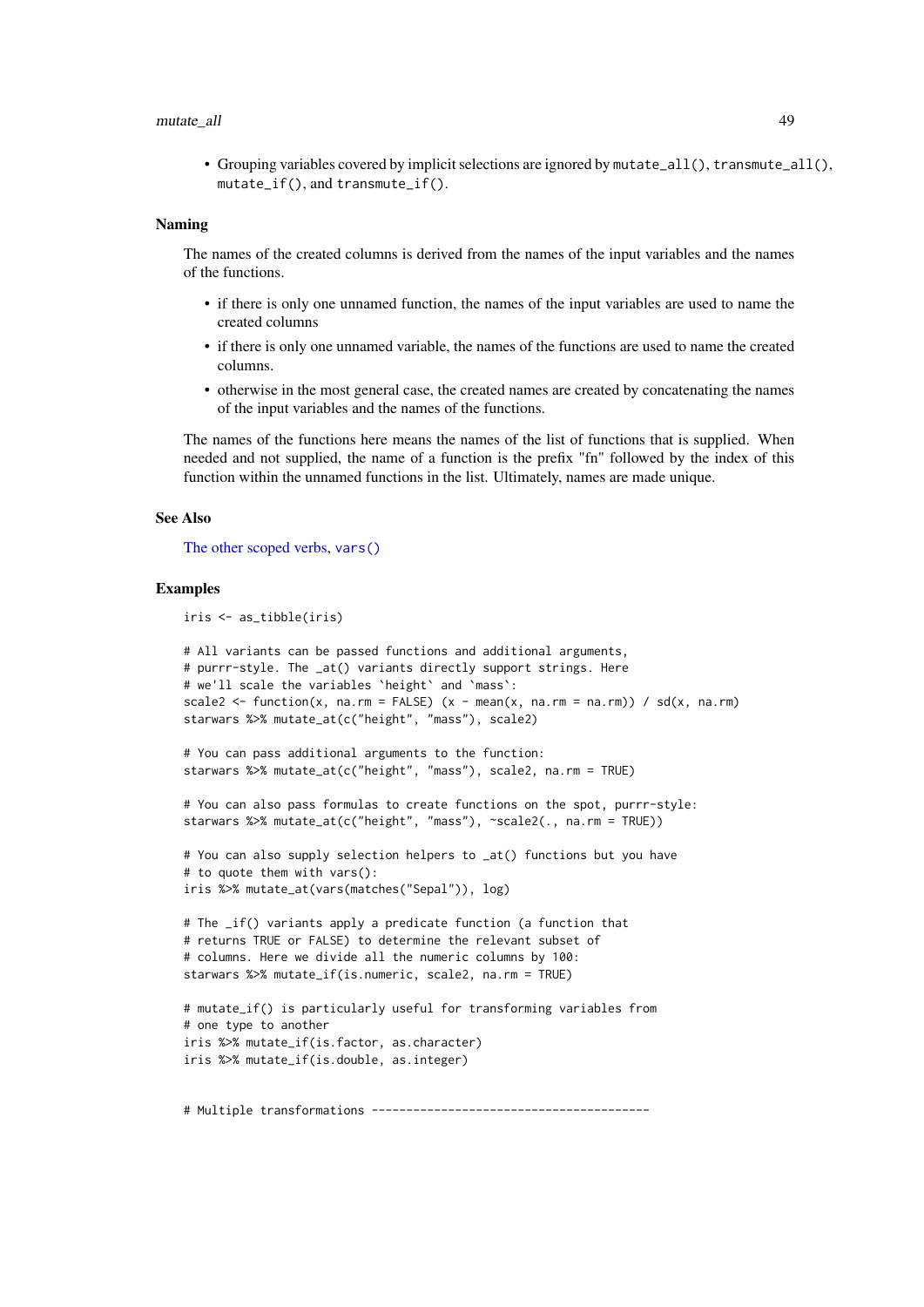- Grouping variables covered by implicit selections are ignored by `mutate_all()`, `transmute_all()`, `mutate_if()`, and `transmute_if()`.

### Naming

The names of the created columns is derived from the names of the input variables and the names of the functions.

- if there is only one unnamed function, the names of the input variables are used to name the created columns
- if there is only one unnamed variable, the names of the functions are used to name the created columns.
- otherwise in the most general case, the created names are created by concatenating the names of the input variables and the names of the functions.

The names of the functions here means the names of the list of functions that is supplied. When needed and not supplied, the name of a function is the prefix "fn" followed by the index of this function within the unnamed functions in the list. Ultimately, names are made unique.

### See Also

The other scoped verbs, `vars()`

### Examples

```
iris <- as_tibble(iris)

# All variants can be passed functions and additional arguments,
# purrr-style. The _at() variants directly support strings. Here
# we'll scale the variables `height` and `mass`:
scale2 <- function(x, na.rm = FALSE) (x - mean(x, na.rm = na.rm)) / sd(x, na.rm)
starwars %>% mutate_at(c("height", "mass"), scale2)

# You can pass additional arguments to the function:
starwars %>% mutate_at(c("height", "mass"), scale2, na.rm = TRUE)

# You can also pass formulas to create functions on the spot, purrr-style:
starwars %>% mutate_at(c("height", "mass"), ~scale2(., na.rm = TRUE))

# You can also supply selection helpers to _at() functions but you have
# to quote them with vars():
iris %>% mutate_at(vars(matches("Sepal")), log)

# The _if() variants apply a predicate function (a function that
# returns TRUE or FALSE) to determine the relevant subset of
# columns. Here we divide all the numeric columns by 100:
starwars %>% mutate_if(is.numeric, scale2, na.rm = TRUE)

# mutate_if() is particularly useful for transforming variables from
# one type to another
iris %>% mutate_if(is.factor, as.character)
iris %>% mutate_if(is.double, as.integer)


# Multiple transformations ----------------------------------------
```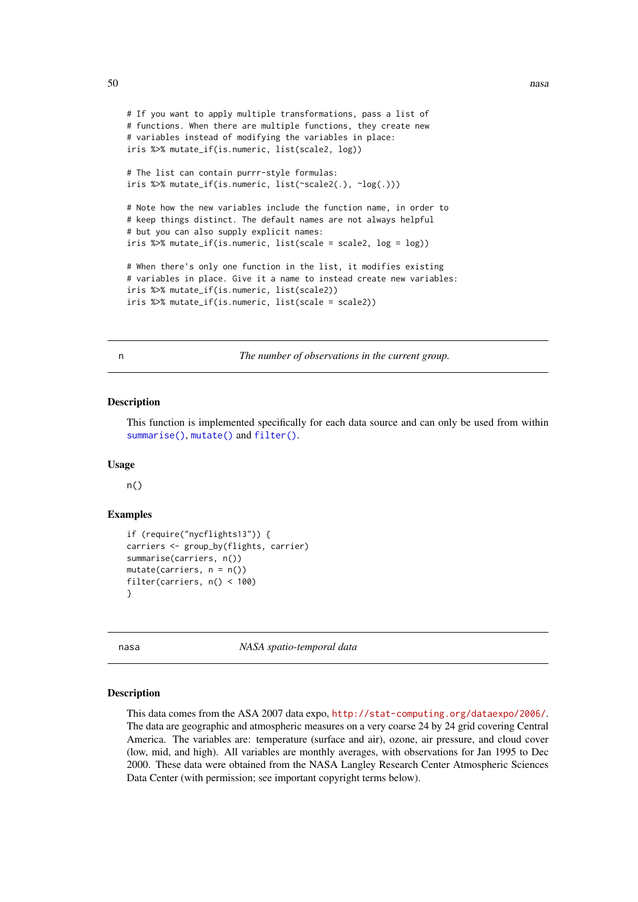```
# If you want to apply multiple transformations, pass a list of
# functions. When there are multiple functions, they create new
# variables instead of modifying the variables in place:
iris %>% mutate_if(is.numeric, list(scale2, log))

# The list can contain purrr-style formulas:
iris %>% mutate_if(is.numeric, list(~scale2(.), ~log(.)))

# Note how the new variables include the function name, in order to
# keep things distinct. The default names are not always helpful
# but you can also supply explicit names:
iris %>% mutate_if(is.numeric, list(scale = scale2, log = log))

# When there's only one function in the list, it modifies existing
# variables in place. Give it a name to instead create new variables:
iris %>% mutate_if(is.numeric, list(scale2))
iris %>% mutate_if(is.numeric, list(scale = scale2))
```

## n — *The number of observations in the current group.*

### Description

This function is implemented specifically for each data source and can only be used from within `summarise()`, `mutate()` and `filter()`.

### Usage

```
n()
```

### Examples

```
if (require("nycflights13")) {
carriers <- group_by(flights, carrier)
summarise(carriers, n())
mutate(carriers, n = n())
filter(carriers, n() < 100)
}
```

## nasa — *NASA spatio-temporal data*

### Description

This data comes from the ASA 2007 data expo, http://stat-computing.org/dataexpo/2006/. The data are geographic and atmospheric measures on a very coarse 24 by 24 grid covering Central America. The variables are: temperature (surface and air), ozone, air pressure, and cloud cover (low, mid, and high). All variables are monthly averages, with observations for Jan 1995 to Dec 2000. These data were obtained from the NASA Langley Research Center Atmospheric Sciences Data Center (with permission; see important copyright terms below).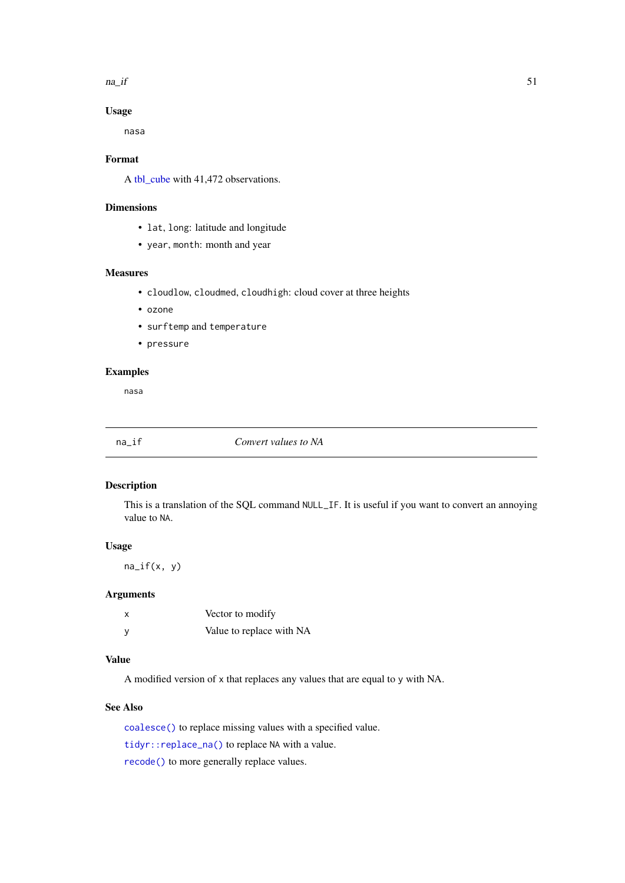### Usage

```
nasa
```

### Format

A tbl_cube with 41,472 observations.

### Dimensions

- `lat`, `long`: latitude and longitude
- `year`, `month`: month and year

### Measures

- `cloudlow`, `cloudmed`, `cloudhigh`: cloud cover at three heights
- `ozone`
- `surftemp` and `temperature`
- `pressure`

### Examples

```
nasa
```

---

## na_if — *Convert values to NA*

---

### Description

This is a translation of the SQL command `NULL_IF`. It is useful if you want to convert an annoying value to `NA`.

### Usage

```
na_if(x, y)
```

### Arguments

| | |
|---|---|
| x | Vector to modify |
| y | Value to replace with NA |

### Value

A modified version of `x` that replaces any values that are equal to `y` with NA.

### See Also

`coalesce()` to replace missing values with a specified value.

`tidyr::replace_na()` to replace `NA` with a value.

`recode()` to more generally replace values.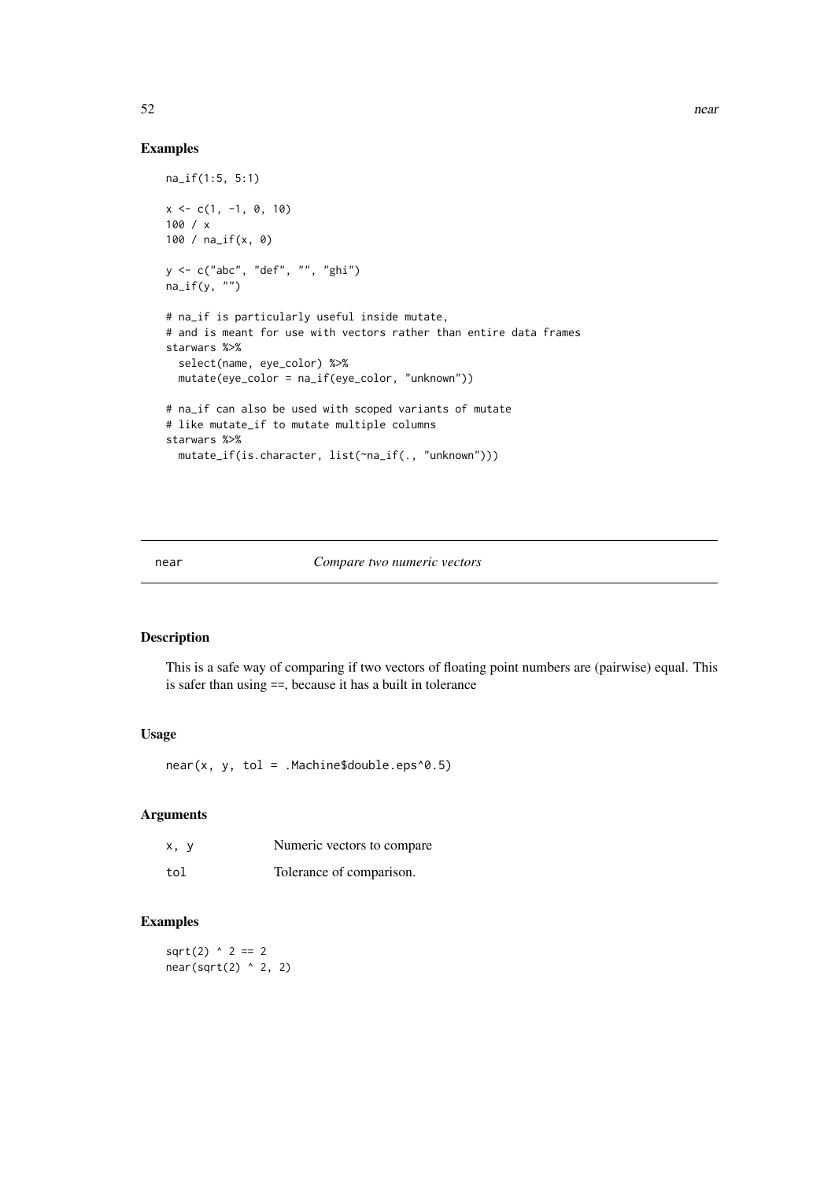## Examples

```
na_if(1:5, 5:1)

x <- c(1, -1, 0, 10)
100 / x
100 / na_if(x, 0)

y <- c("abc", "def", "", "ghi")
na_if(y, "")

# na_if is particularly useful inside mutate,
# and is meant for use with vectors rather than entire data frames
starwars %>%
  select(name, eye_color) %>%
  mutate(eye_color = na_if(eye_color, "unknown"))

# na_if can also be used with scoped variants of mutate
# like mutate_if to mutate multiple columns
starwars %>%
  mutate_if(is.character, list(~na_if(., "unknown")))
```

---

# near    *Compare two numeric vectors*

## Description

This is a safe way of comparing if two vectors of floating point numbers are (pairwise) equal. This is safer than using ==, because it has a built in tolerance

## Usage

```
near(x, y, tol = .Machine$double.eps^0.5)
```

## Arguments

| | |
|---|---|
| x, y | Numeric vectors to compare |
| tol | Tolerance of comparison. |

## Examples

```
sqrt(2) ^ 2 == 2
near(sqrt(2) ^ 2, 2)
```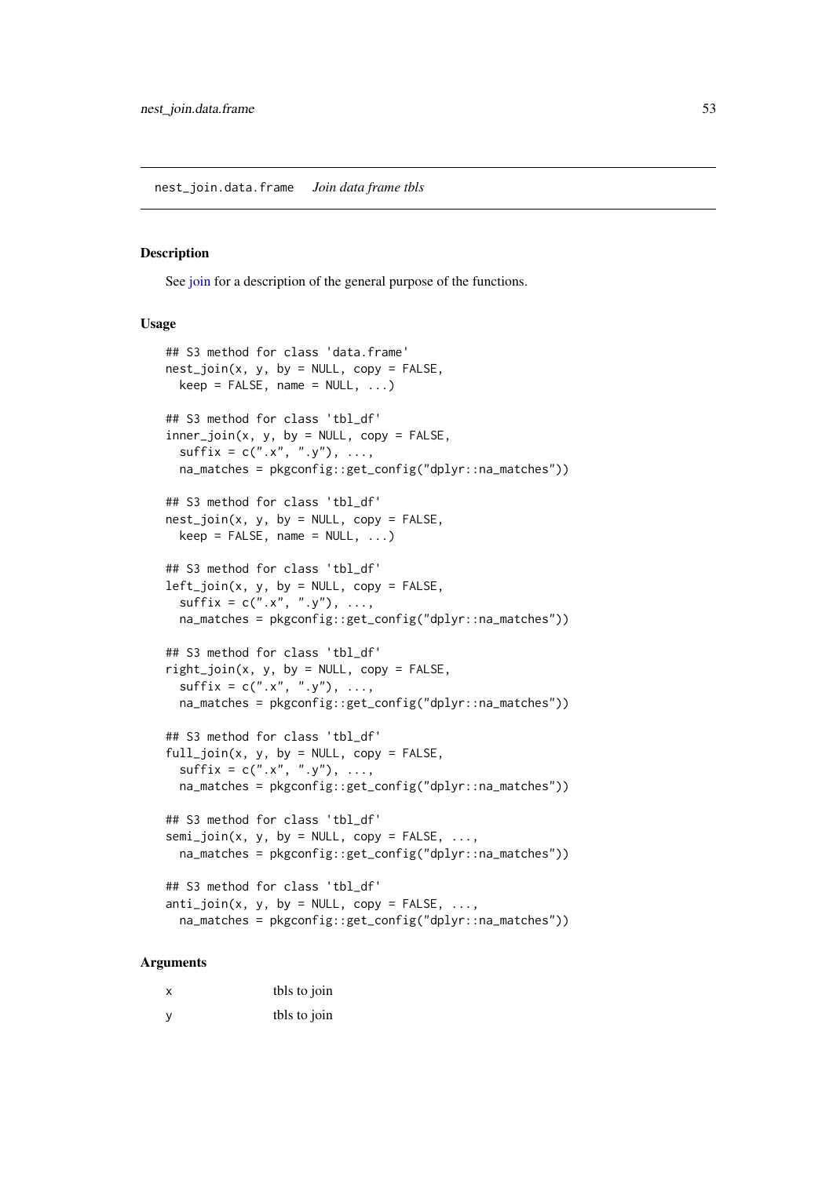## nest_join.data.frame *Join data frame tbls*

### Description

See join for a description of the general purpose of the functions.

### Usage

```
## S3 method for class 'data.frame'
nest_join(x, y, by = NULL, copy = FALSE,
  keep = FALSE, name = NULL, ...)

## S3 method for class 'tbl_df'
inner_join(x, y, by = NULL, copy = FALSE,
  suffix = c(".x", ".y"), ...,
  na_matches = pkgconfig::get_config("dplyr::na_matches"))

## S3 method for class 'tbl_df'
nest_join(x, y, by = NULL, copy = FALSE,
  keep = FALSE, name = NULL, ...)

## S3 method for class 'tbl_df'
left_join(x, y, by = NULL, copy = FALSE,
  suffix = c(".x", ".y"), ...,
  na_matches = pkgconfig::get_config("dplyr::na_matches"))

## S3 method for class 'tbl_df'
right_join(x, y, by = NULL, copy = FALSE,
  suffix = c(".x", ".y"), ...,
  na_matches = pkgconfig::get_config("dplyr::na_matches"))

## S3 method for class 'tbl_df'
full_join(x, y, by = NULL, copy = FALSE,
  suffix = c(".x", ".y"), ...,
  na_matches = pkgconfig::get_config("dplyr::na_matches"))

## S3 method for class 'tbl_df'
semi_join(x, y, by = NULL, copy = FALSE, ...,
  na_matches = pkgconfig::get_config("dplyr::na_matches"))

## S3 method for class 'tbl_df'
anti_join(x, y, by = NULL, copy = FALSE, ...,
  na_matches = pkgconfig::get_config("dplyr::na_matches"))
```

### Arguments

| | |
|---|---|
| x | tbls to join |
| y | tbls to join |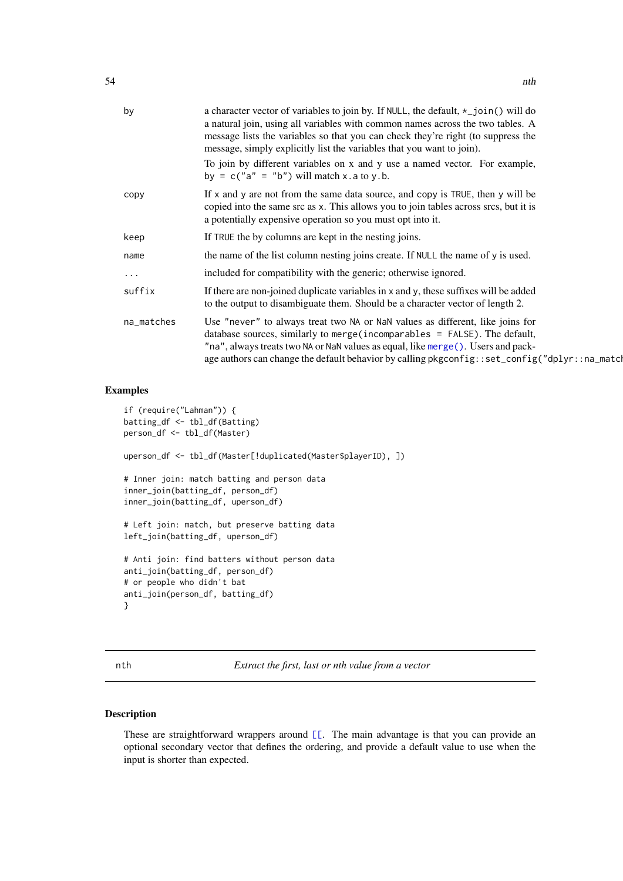| | |
|---|---|
| by | a character vector of variables to join by. If NULL, the default, *_join() will do a natural join, using all variables with common names across the two tables. A message lists the variables so that you can check they're right (to suppress the message, simply explicitly list the variables that you want to join).<br><br>To join by different variables on x and y use a named vector. For example, by = c("a" = "b") will match x.a to y.b. |
| copy | If x and y are not from the same data source, and copy is TRUE, then y will be copied into the same src as x. This allows you to join tables across srcs, but it is a potentially expensive operation so you must opt into it. |
| keep | If TRUE the by columns are kept in the nesting joins. |
| name | the name of the list column nesting joins create. If NULL the name of y is used. |
| ... | included for compatibility with the generic; otherwise ignored. |
| suffix | If there are non-joined duplicate variables in x and y, these suffixes will be added to the output to disambiguate them. Should be a character vector of length 2. |
| na_matches | Use "never" to always treat two NA or NaN values as different, like joins for database sources, similarly to merge(incomparables = FALSE). The default, "na", always treats two NA or NaN values as equal, like merge(). Users and package authors can change the default behavior by calling pkgconfig::set_config("dplyr::na_matc |

## Examples

```
if (require("Lahman")) {
batting_df <- tbl_df(Batting)
person_df <- tbl_df(Master)

uperson_df <- tbl_df(Master[!duplicated(Master$playerID), ])

# Inner join: match batting and person data
inner_join(batting_df, person_df)
inner_join(batting_df, uperson_df)

# Left join: match, but preserve batting data
left_join(batting_df, uperson_df)

# Anti join: find batters without person data
anti_join(batting_df, person_df)
# or people who didn't bat
anti_join(person_df, batting_df)
}
```

---

# nth — *Extract the first, last or nth value from a vector*

## Description

These are straightforward wrappers around [[. The main advantage is that you can provide an optional secondary vector that defines the ordering, and provide a default value to use when the input is shorter than expected.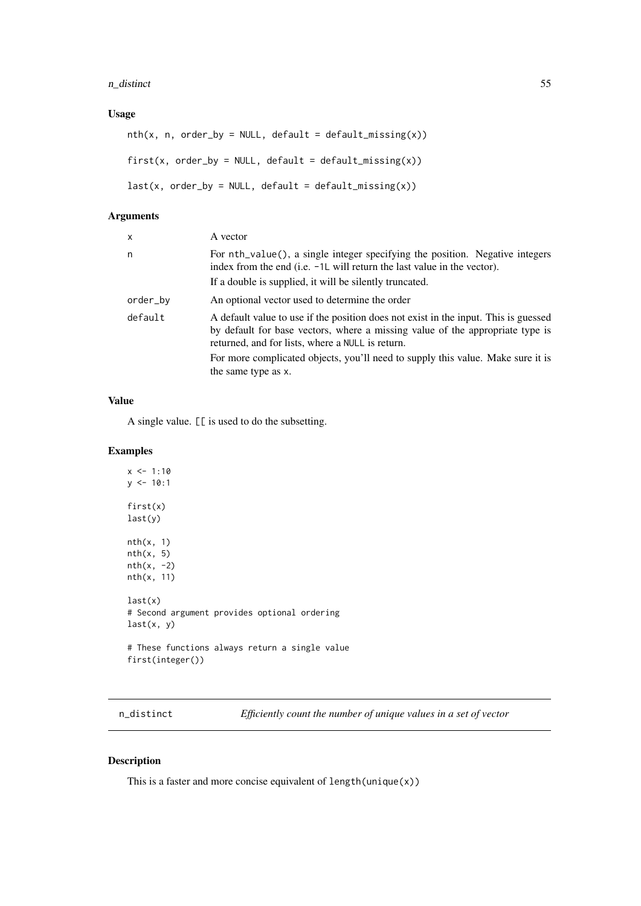### Usage

```
nth(x, n, order_by = NULL, default = default_missing(x))

first(x, order_by = NULL, default = default_missing(x))

last(x, order_by = NULL, default = default_missing(x))
```

### Arguments

| | |
|---|---|
| x | A vector |
| n | For nth_value(), a single integer specifying the position. Negative integers index from the end (i.e. -1L will return the last value in the vector). If a double is supplied, it will be silently truncated. |
| order_by | An optional vector used to determine the order |
| default | A default value to use if the position does not exist in the input. This is guessed by default for base vectors, where a missing value of the appropriate type is returned, and for lists, where a NULL is return. For more complicated objects, you'll need to supply this value. Make sure it is the same type as x. |

### Value

A single value. [[ is used to do the subsetting.

### Examples

```
x <- 1:10
y <- 10:1

first(x)
last(y)

nth(x, 1)
nth(x, 5)
nth(x, -2)
nth(x, 11)

last(x)
# Second argument provides optional ordering
last(x, y)

# These functions always return a single value
first(integer())
```

---

## n_distinct — *Efficiently count the number of unique values in a set of vector*

### Description

This is a faster and more concise equivalent of length(unique(x))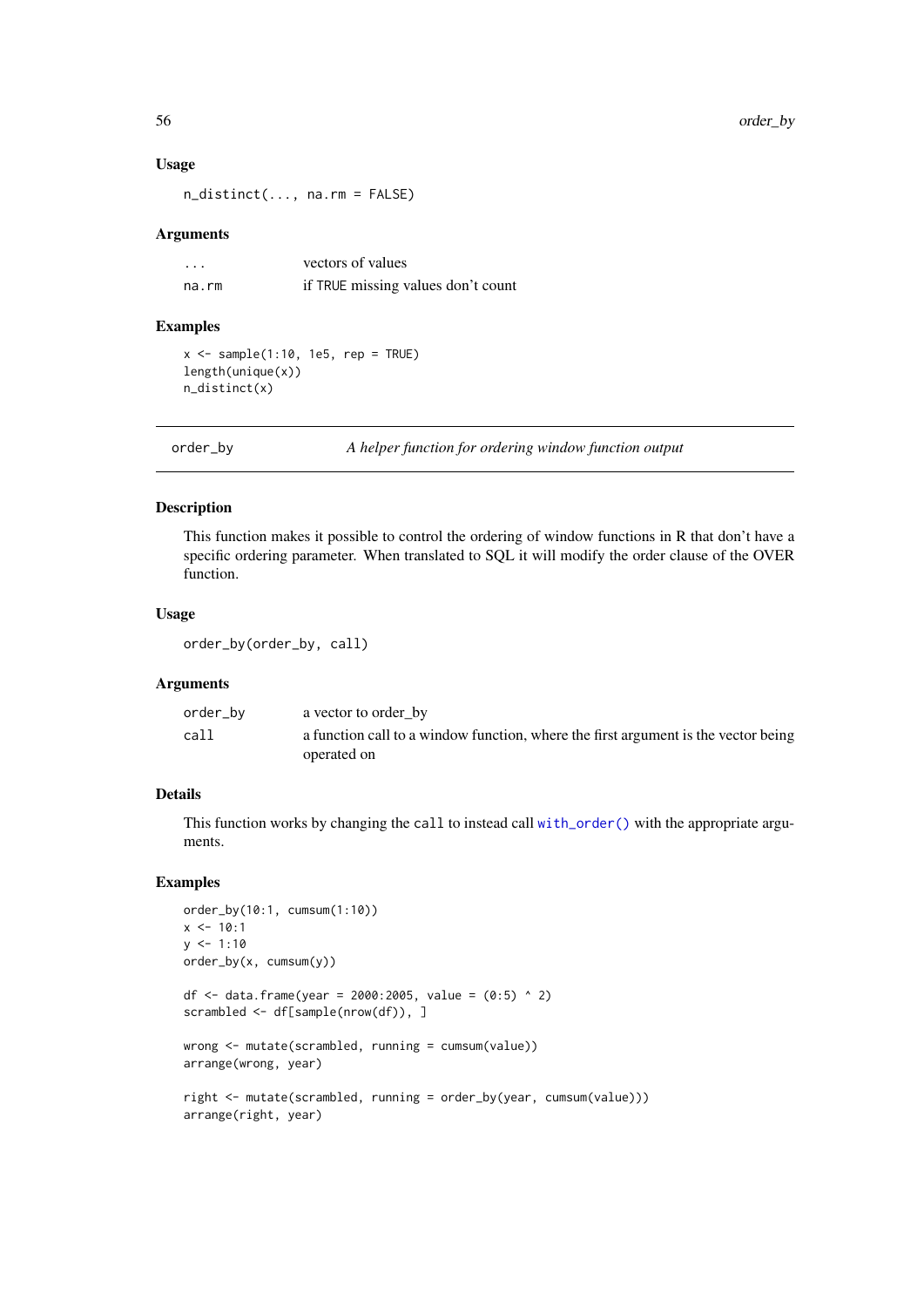### Usage

```
n_distinct(..., na.rm = FALSE)
```

### Arguments

| | |
|---|---|
| ... | vectors of values |
| na.rm | if TRUE missing values don't count |

### Examples

```
x <- sample(1:10, 1e5, rep = TRUE)
length(unique(x))
n_distinct(x)
```

---

## order_by — *A helper function for ordering window function output*

---

### Description

This function makes it possible to control the ordering of window functions in R that don't have a specific ordering parameter. When translated to SQL it will modify the order clause of the OVER function.

### Usage

```
order_by(order_by, call)
```

### Arguments

| | |
|---|---|
| order_by | a vector to order_by |
| call | a function call to a window function, where the first argument is the vector being operated on |

### Details

This function works by changing the `call` to instead call `with_order()` with the appropriate arguments.

### Examples

```
order_by(10:1, cumsum(1:10))
x <- 10:1
y <- 1:10
order_by(x, cumsum(y))

df <- data.frame(year = 2000:2005, value = (0:5) ^ 2)
scrambled <- df[sample(nrow(df)), ]

wrong <- mutate(scrambled, running = cumsum(value))
arrange(wrong, year)

right <- mutate(scrambled, running = order_by(year, cumsum(value)))
arrange(right, year)
```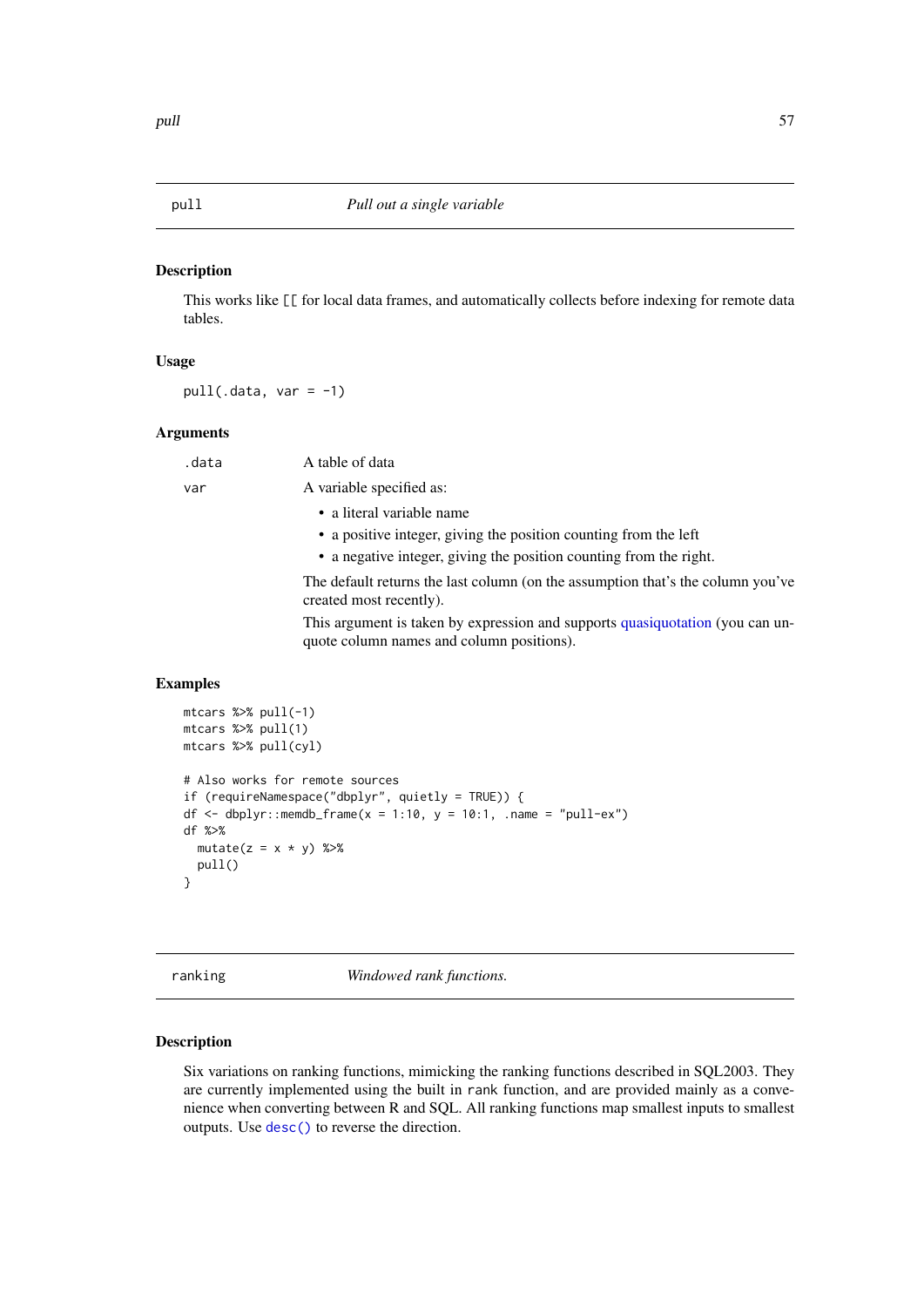## pull — *Pull out a single variable*

### Description

This works like `[[` for local data frames, and automatically collects before indexing for remote data tables.

### Usage

```
pull(.data, var = -1)
```

### Arguments

`.data` A table of data

`var` A variable specified as:

- a literal variable name
- a positive integer, giving the position counting from the left
- a negative integer, giving the position counting from the right.

The default returns the last column (on the assumption that's the column you've created most recently).

This argument is taken by expression and supports quasiquotation (you can unquote column names and column positions).

### Examples

```
mtcars %>% pull(-1)
mtcars %>% pull(1)
mtcars %>% pull(cyl)

# Also works for remote sources
if (requireNamespace("dbplyr", quietly = TRUE)) {
df <- dbplyr::memdb_frame(x = 1:10, y = 10:1, .name = "pull-ex")
df %>%
  mutate(z = x * y) %>%
  pull()
}
```

## ranking — *Windowed rank functions.*

### Description

Six variations on ranking functions, mimicking the ranking functions described in SQL2003. They are currently implemented using the built in `rank` function, and are provided mainly as a convenience when converting between R and SQL. All ranking functions map smallest inputs to smallest outputs. Use `desc()` to reverse the direction.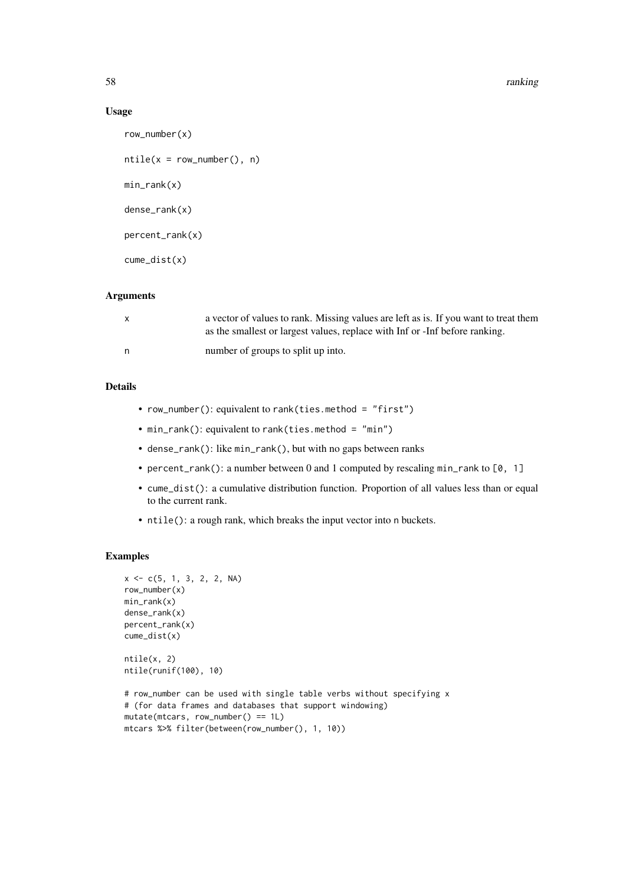### Usage

```
row_number(x)

ntile(x = row_number(), n)

min_rank(x)

dense_rank(x)

percent_rank(x)

cume_dist(x)
```

### Arguments

| | |
|---|---|
| x | a vector of values to rank. Missing values are left as is. If you want to treat them as the smallest or largest values, replace with Inf or -Inf before ranking. |
| n | number of groups to split up into. |

### Details

- `row_number()`: equivalent to `rank(ties.method = "first")`
- `min_rank()`: equivalent to `rank(ties.method = "min")`
- `dense_rank()`: like `min_rank()`, but with no gaps between ranks
- `percent_rank()`: a number between 0 and 1 computed by rescaling `min_rank` to `[0, 1]`
- `cume_dist()`: a cumulative distribution function. Proportion of all values less than or equal to the current rank.
- `ntile()`: a rough rank, which breaks the input vector into `n` buckets.

### Examples

```
x <- c(5, 1, 3, 2, 2, NA)
row_number(x)
min_rank(x)
dense_rank(x)
percent_rank(x)
cume_dist(x)

ntile(x, 2)
ntile(runif(100), 10)

# row_number can be used with single table verbs without specifying x
# (for data frames and databases that support windowing)
mutate(mtcars, row_number() == 1L)
mtcars %>% filter(between(row_number(), 1, 10))
```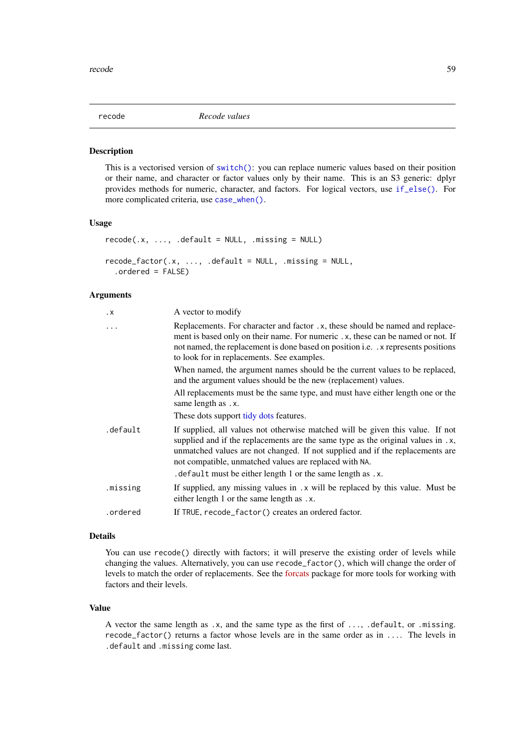## recode — *Recode values*

### Description

This is a vectorised version of `switch()`: you can replace numeric values based on their position or their name, and character or factor values only by their name. This is an S3 generic: dplyr provides methods for numeric, character, and factors. For logical vectors, use `if_else()`. For more complicated criteria, use `case_when()`.

### Usage

```
recode(.x, ..., .default = NULL, .missing = NULL)

recode_factor(.x, ..., .default = NULL, .missing = NULL,
  .ordered = FALSE)
```

### Arguments

| | |
|---|---|
| `.x` | A vector to modify |
| `...` | Replacements. For character and factor `.x`, these should be named and replacement is based only on their name. For numeric `.x`, these can be named or not. If not named, the replacement is done based on position i.e. `.x` represents positions to look for in replacements. See examples.<br><br>When named, the argument names should be the current values to be replaced, and the argument values should be the new (replacement) values.<br><br>All replacements must be the same type, and must have either length one or the same length as `.x`.<br><br>These dots support tidy dots features. |
| `.default` | If supplied, all values not otherwise matched will be given this value. If not supplied and if the replacements are the same type as the original values in `.x`, unmatched values are not changed. If not supplied and if the replacements are not compatible, unmatched values are replaced with `NA`.<br><br>`.default` must be either length 1 or the same length as `.x`. |
| `.missing` | If supplied, any missing values in `.x` will be replaced by this value. Must be either length 1 or the same length as `.x`. |
| `.ordered` | If `TRUE`, `recode_factor()` creates an ordered factor. |

### Details

You can use `recode()` directly with factors; it will preserve the existing order of levels while changing the values. Alternatively, you can use `recode_factor()`, which will change the order of levels to match the order of replacements. See the forcats package for more tools for working with factors and their levels.

### Value

A vector the same length as `.x`, and the same type as the first of `...`, `.default`, or `.missing`. `recode_factor()` returns a factor whose levels are in the same order as in `...`. The levels in `.default` and `.missing` come last.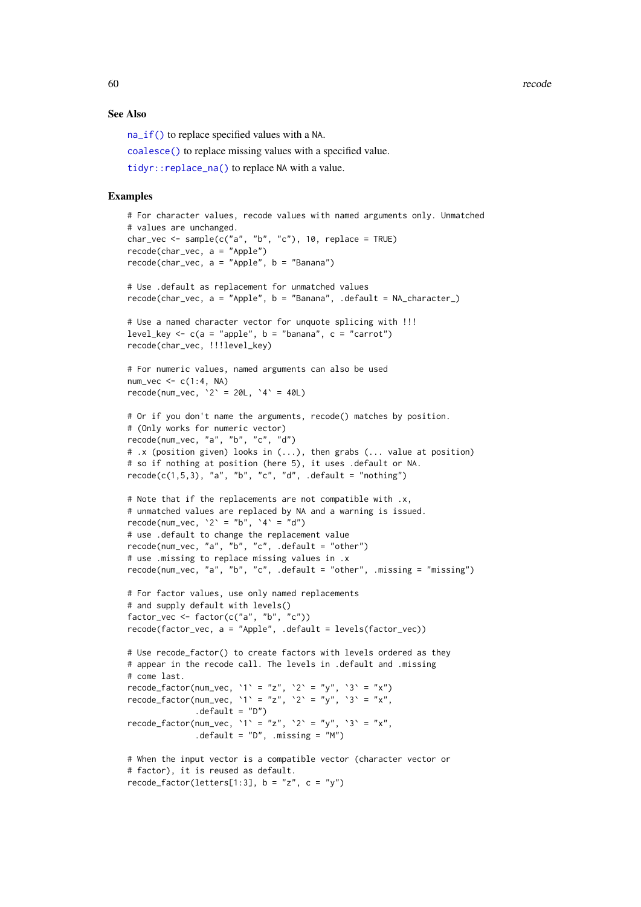## See Also

`na_if()` to replace specified values with a NA.

`coalesce()` to replace missing values with a specified value.

`tidyr::replace_na()` to replace NA with a value.

## Examples

```
# For character values, recode values with named arguments only. Unmatched
# values are unchanged.
char_vec <- sample(c("a", "b", "c"), 10, replace = TRUE)
recode(char_vec, a = "Apple")
recode(char_vec, a = "Apple", b = "Banana")

# Use .default as replacement for unmatched values
recode(char_vec, a = "Apple", b = "Banana", .default = NA_character_)

# Use a named character vector for unquote splicing with !!!
level_key <- c(a = "apple", b = "banana", c = "carrot")
recode(char_vec, !!!level_key)

# For numeric values, named arguments can also be used
num_vec <- c(1:4, NA)
recode(num_vec, `2` = 20L, `4` = 40L)

# Or if you don't name the arguments, recode() matches by position.
# (Only works for numeric vector)
recode(num_vec, "a", "b", "c", "d")
# .x (position given) looks in (...), then grabs (... value at position)
# so if nothing at position (here 5), it uses .default or NA.
recode(c(1,5,3), "a", "b", "c", "d", .default = "nothing")

# Note that if the replacements are not compatible with .x,
# unmatched values are replaced by NA and a warning is issued.
recode(num_vec, `2` = "b", `4` = "d")
# use .default to change the replacement value
recode(num_vec, "a", "b", "c", .default = "other")
# use .missing to replace missing values in .x
recode(num_vec, "a", "b", "c", .default = "other", .missing = "missing")

# For factor values, use only named replacements
# and supply default with levels()
factor_vec <- factor(c("a", "b", "c"))
recode(factor_vec, a = "Apple", .default = levels(factor_vec))

# Use recode_factor() to create factors with levels ordered as they
# appear in the recode call. The levels in .default and .missing
# come last.
recode_factor(num_vec, `1` = "z", `2` = "y", `3` = "x")
recode_factor(num_vec, `1` = "z", `2` = "y", `3` = "x",
              .default = "D")
recode_factor(num_vec, `1` = "z", `2` = "y", `3` = "x",
              .default = "D", .missing = "M")

# When the input vector is a compatible vector (character vector or
# factor), it is reused as default.
recode_factor(letters[1:3], b = "z", c = "y")
```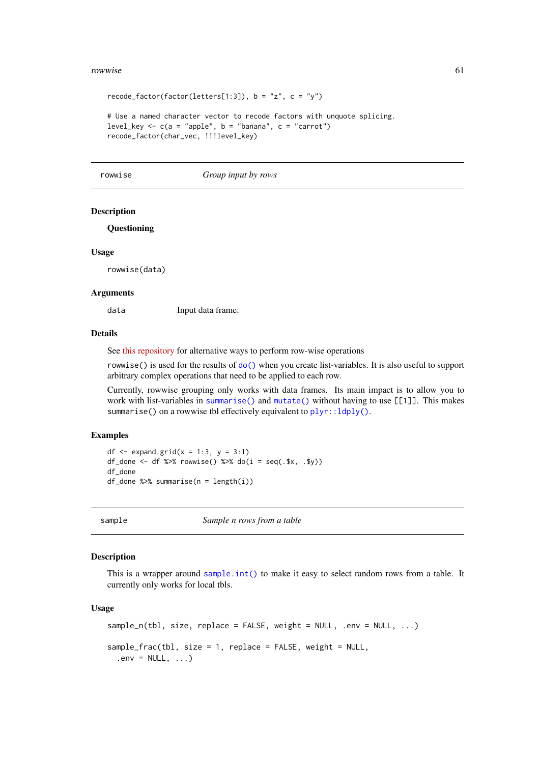```
recode_factor(factor(letters[1:3]), b = "z", c = "y")

# Use a named character vector to recode factors with unquote splicing.
level_key <- c(a = "apple", b = "banana", c = "carrot")
recode_factor(char_vec, !!!level_key)
```

---

## rowwise — *Group input by rows*

### Description

**Questioning**

### Usage

```
rowwise(data)
```

### Arguments

| | |
|---|---|
| data | Input data frame. |

### Details

See this repository for alternative ways to perform row-wise operations

`rowwise()` is used for the results of `do()` when you create list-variables. It is also useful to support arbitrary complex operations that need to be applied to each row.

Currently, rowwise grouping only works with data frames. Its main impact is to allow you to work with list-variables in `summarise()` and `mutate()` without having to use `[[1]]`. This makes `summarise()` on a rowwise tbl effectively equivalent to `plyr::ldply()`.

### Examples

```
df <- expand.grid(x = 1:3, y = 3:1)
df_done <- df %>% rowwise() %>% do(i = seq(.$x, .$y))
df_done
df_done %>% summarise(n = length(i))
```

---

## sample — *Sample n rows from a table*

### Description

This is a wrapper around `sample.int()` to make it easy to select random rows from a table. It currently only works for local tbls.

### Usage

```
sample_n(tbl, size, replace = FALSE, weight = NULL, .env = NULL, ...)

sample_frac(tbl, size = 1, replace = FALSE, weight = NULL,
  .env = NULL, ...)
```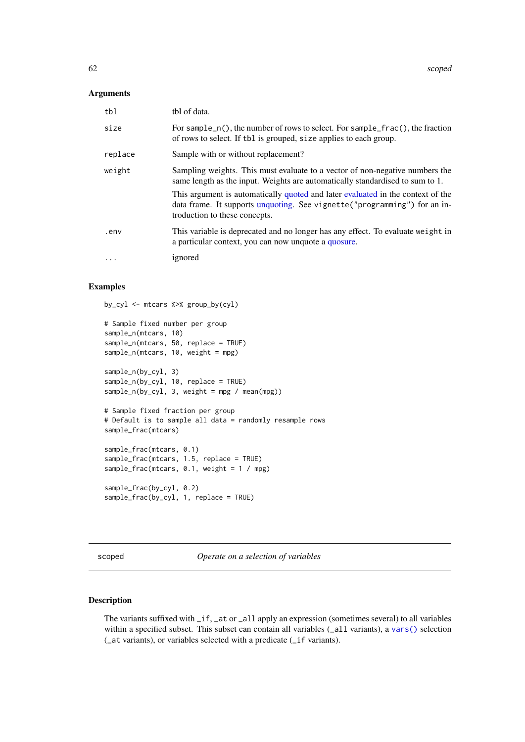### Arguments

| | |
|---|---|
| `tbl` | tbl of data. |
| `size` | For `sample_n()`, the number of rows to select. For `sample_frac()`, the fraction of rows to select. If `tbl` is grouped, `size` applies to each group. |
| `replace` | Sample with or without replacement? |
| `weight` | Sampling weights. This must evaluate to a vector of non-negative numbers the same length as the input. Weights are automatically standardised to sum to 1. This argument is automatically quoted and later evaluated in the context of the data frame. It supports unquoting. See `vignette("programming")` for an introduction to these concepts. |
| `.env` | This variable is deprecated and no longer has any effect. To evaluate `weight` in a particular context, you can now unquote a quosure. |
| `...` | ignored |

### Examples

```
by_cyl <- mtcars %>% group_by(cyl)

# Sample fixed number per group
sample_n(mtcars, 10)
sample_n(mtcars, 50, replace = TRUE)
sample_n(mtcars, 10, weight = mpg)

sample_n(by_cyl, 3)
sample_n(by_cyl, 10, replace = TRUE)
sample_n(by_cyl, 3, weight = mpg / mean(mpg))

# Sample fixed fraction per group
# Default is to sample all data = randomly resample rows
sample_frac(mtcars)

sample_frac(mtcars, 0.1)
sample_frac(mtcars, 1.5, replace = TRUE)
sample_frac(mtcars, 0.1, weight = 1 / mpg)

sample_frac(by_cyl, 0.2)
sample_frac(by_cyl, 1, replace = TRUE)
```

---

## scoped — *Operate on a selection of variables*

---

### Description

The variants suffixed with `_if`, `_at` or `_all` apply an expression (sometimes several) to all variables within a specified subset. This subset can contain all variables (`_all` variants), a `vars()` selection (`_at` variants), or variables selected with a predicate (`_if` variants).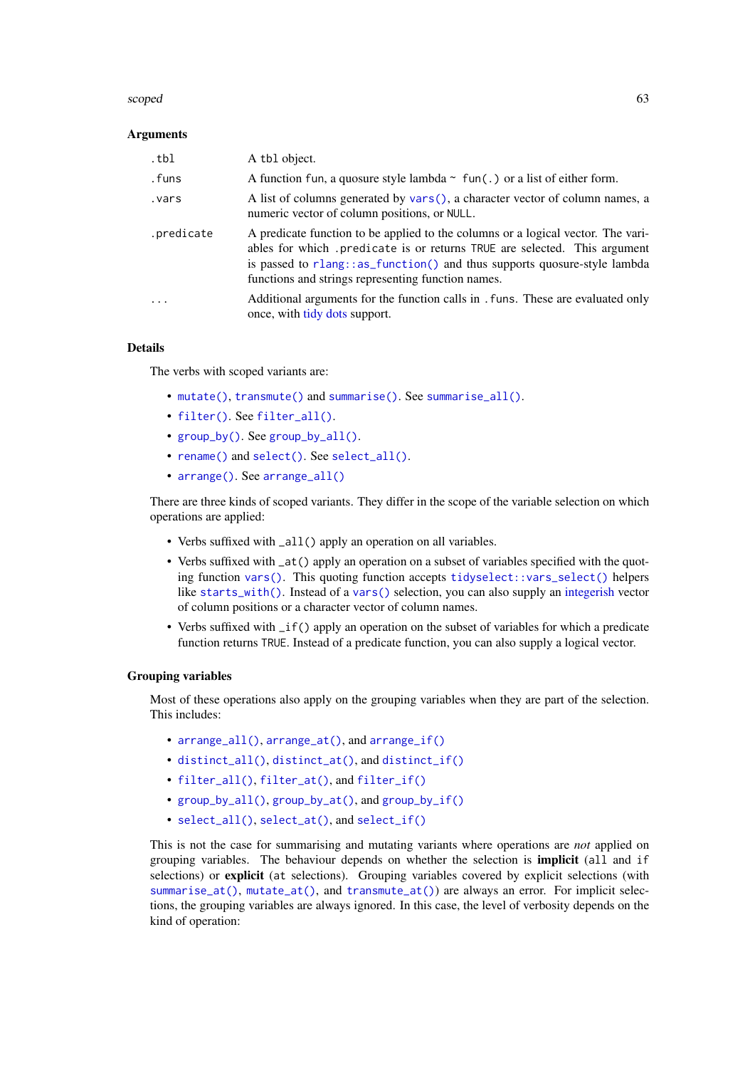### Arguments

| | |
|---|---|
| `.tbl` | A `tbl` object. |
| `.funs` | A function `fun`, a quosure style lambda `~ fun(.)` or a list of either form. |
| `.vars` | A list of columns generated by `vars()`, a character vector of column names, a numeric vector of column positions, or `NULL`. |
| `.predicate` | A predicate function to be applied to the columns or a logical vector. The variables for which `.predicate` is or returns `TRUE` are selected. This argument is passed to `rlang::as_function()` and thus supports quosure-style lambda functions and strings representing function names. |
| `...` | Additional arguments for the function calls in `.funs`. These are evaluated only once, with tidy dots support. |

### Details

The verbs with scoped variants are:

- `mutate()`, `transmute()` and `summarise()`. See `summarise_all()`.
- `filter()`. See `filter_all()`.
- `group_by()`. See `group_by_all()`.
- `rename()` and `select()`. See `select_all()`.
- `arrange()`. See `arrange_all()`

There are three kinds of scoped variants. They differ in the scope of the variable selection on which operations are applied:

- Verbs suffixed with `_all()` apply an operation on all variables.
- Verbs suffixed with `_at()` apply an operation on a subset of variables specified with the quoting function `vars()`. This quoting function accepts `tidyselect::vars_select()` helpers like `starts_with()`. Instead of a `vars()` selection, you can also supply an integerish vector of column positions or a character vector of column names.
- Verbs suffixed with `_if()` apply an operation on the subset of variables for which a predicate function returns `TRUE`. Instead of a predicate function, you can also supply a logical vector.

### Grouping variables

Most of these operations also apply on the grouping variables when they are part of the selection. This includes:

- `arrange_all()`, `arrange_at()`, and `arrange_if()`
- `distinct_all()`, `distinct_at()`, and `distinct_if()`
- `filter_all()`, `filter_at()`, and `filter_if()`
- `group_by_all()`, `group_by_at()`, and `group_by_if()`
- `select_all()`, `select_at()`, and `select_if()`

This is not the case for summarising and mutating variants where operations are *not* applied on grouping variables. The behaviour depends on whether the selection is **implicit** (`all` and `if` selections) or **explicit** (`at` selections). Grouping variables covered by explicit selections (with `summarise_at()`, `mutate_at()`, and `transmute_at()`) are always an error. For implicit selections, the grouping variables are always ignored. In this case, the level of verbosity depends on the kind of operation: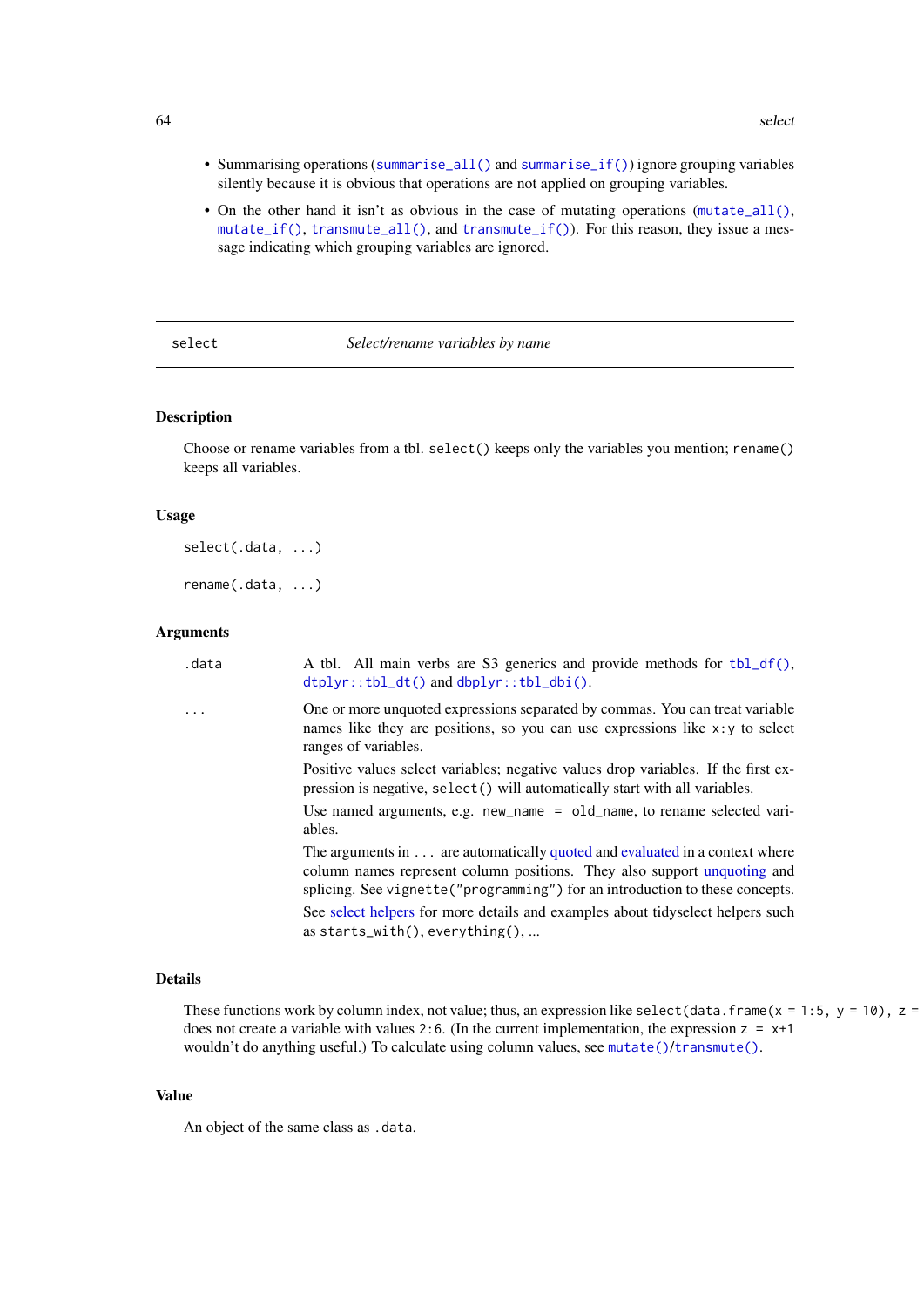- Summarising operations (`summarise_all()` and `summarise_if()`) ignore grouping variables silently because it is obvious that operations are not applied on grouping variables.
- On the other hand it isn't as obvious in the case of mutating operations (`mutate_all()`, `mutate_if()`, `transmute_all()`, and `transmute_if()`). For this reason, they issue a message indicating which grouping variables are ignored.

---

## select — *Select/rename variables by name*

---

### Description

Choose or rename variables from a tbl. `select()` keeps only the variables you mention; `rename()` keeps all variables.

### Usage

```
select(.data, ...)

rename(.data, ...)
```

### Arguments

| | |
|---|---|
| `.data` | A tbl. All main verbs are S3 generics and provide methods for `tbl_df()`, `dtplyr::tbl_dt()` and `dbplyr::tbl_dbi()`. |
| `...` | One or more unquoted expressions separated by commas. You can treat variable names like they are positions, so you can use expressions like `x:y` to select ranges of variables. <br><br> Positive values select variables; negative values drop variables. If the first expression is negative, `select()` will automatically start with all variables. <br><br> Use named arguments, e.g. `new_name = old_name`, to rename selected variables. <br><br> The arguments in `...` are automatically quoted and evaluated in a context where column names represent column positions. They also support unquoting and splicing. See `vignette("programming")` for an introduction to these concepts. <br><br> See select helpers for more details and examples about tidyselect helpers such as `starts_with()`, `everything()`, ... |

### Details

These functions work by column index, not value; thus, an expression like `select(data.frame(x = 1:5, y = 10), z = x+1)` does not create a variable with values `2:6`. (In the current implementation, the expression `z = x+1` wouldn't do anything useful.) To calculate using column values, see `mutate()`/`transmute()`.

### Value

An object of the same class as `.data`.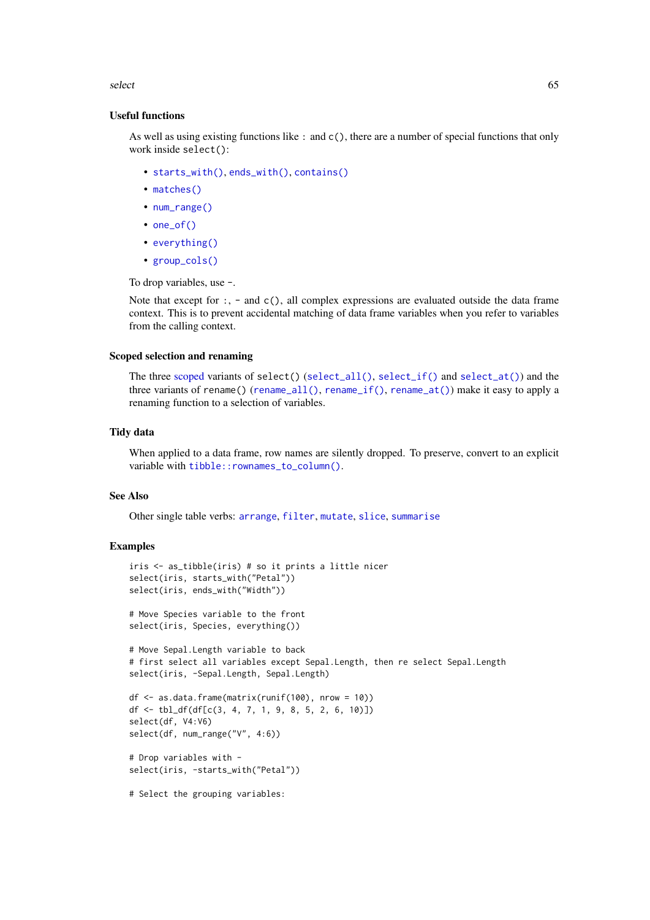### Useful functions

As well as using existing functions like : and c(), there are a number of special functions that only work inside select():

- starts_with(), ends_with(), contains()
- matches()
- num_range()
- one_of()
- everything()
- group_cols()

To drop variables, use -.

Note that except for :, - and c(), all complex expressions are evaluated outside the data frame context. This is to prevent accidental matching of data frame variables when you refer to variables from the calling context.

### Scoped selection and renaming

The three scoped variants of select() (select_all(), select_if() and select_at()) and the three variants of rename() (rename_all(), rename_if(), rename_at()) make it easy to apply a renaming function to a selection of variables.

### Tidy data

When applied to a data frame, row names are silently dropped. To preserve, convert to an explicit variable with tibble::rownames_to_column().

### See Also

Other single table verbs: arrange, filter, mutate, slice, summarise

### Examples

```
iris <- as_tibble(iris) # so it prints a little nicer
select(iris, starts_with("Petal"))
select(iris, ends_with("Width"))

# Move Species variable to the front
select(iris, Species, everything())

# Move Sepal.Length variable to back
# first select all variables except Sepal.Length, then re select Sepal.Length
select(iris, -Sepal.Length, Sepal.Length)

df <- as.data.frame(matrix(runif(100), nrow = 10))
df <- tbl_df(df[c(3, 4, 7, 1, 9, 8, 5, 2, 6, 10)])
select(df, V4:V6)
select(df, num_range("V", 4:6))

# Drop variables with -
select(iris, -starts_with("Petal"))

# Select the grouping variables:
```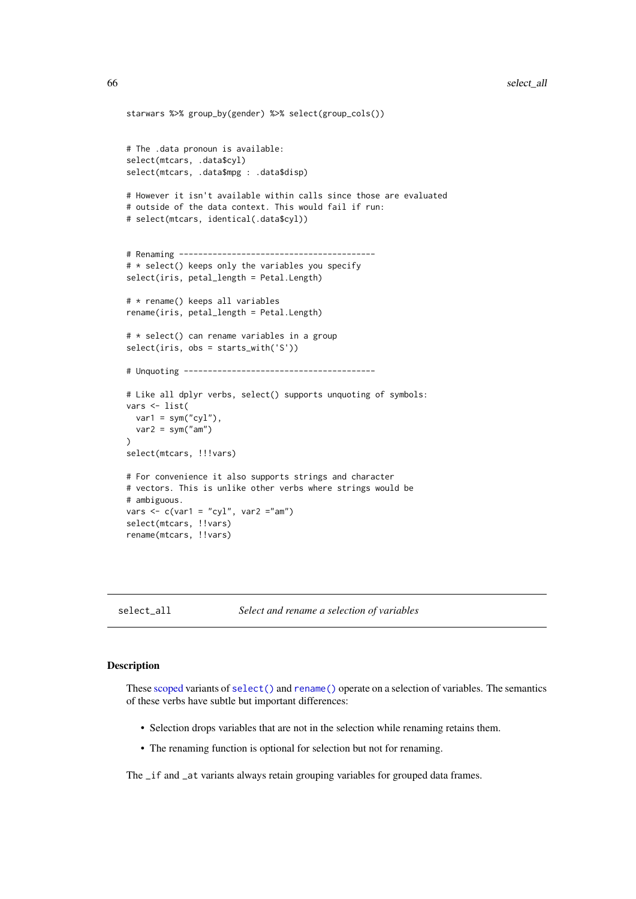```
starwars %>% group_by(gender) %>% select(group_cols())


# The .data pronoun is available:
select(mtcars, .data$cyl)
select(mtcars, .data$mpg : .data$disp)

# However it isn't available within calls since those are evaluated
# outside of the data context. This would fail if run:
# select(mtcars, identical(.data$cyl))


# Renaming -----------------------------------------
# * select() keeps only the variables you specify
select(iris, petal_length = Petal.Length)

# * rename() keeps all variables
rename(iris, petal_length = Petal.Length)

# * select() can rename variables in a group
select(iris, obs = starts_with('S'))

# Unquoting ----------------------------------------

# Like all dplyr verbs, select() supports unquoting of symbols:
vars <- list(
  var1 = sym("cyl"),
  var2 = sym("am")
)
select(mtcars, !!!vars)

# For convenience it also supports strings and character
# vectors. This is unlike other verbs where strings would be
# ambiguous.
vars <- c(var1 = "cyl", var2 ="am")
select(mtcars, !!vars)
rename(mtcars, !!vars)
```

## select_all — *Select and rename a selection of variables*

### Description

These scoped variants of `select()` and `rename()` operate on a selection of variables. The semantics of these verbs have subtle but important differences:

- Selection drops variables that are not in the selection while renaming retains them.
- The renaming function is optional for selection but not for renaming.

The `_if` and `_at` variants always retain grouping variables for grouped data frames.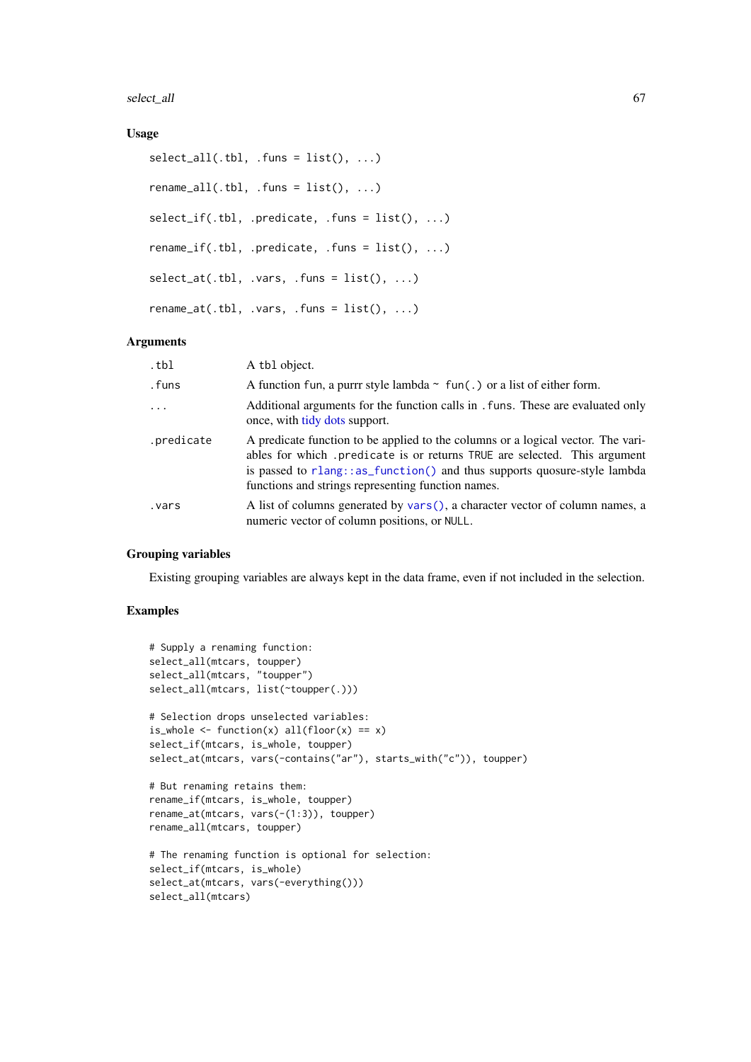### Usage

```
select_all(.tbl, .funs = list(), ...)

rename_all(.tbl, .funs = list(), ...)

select_if(.tbl, .predicate, .funs = list(), ...)

rename_if(.tbl, .predicate, .funs = list(), ...)

select_at(.tbl, .vars, .funs = list(), ...)

rename_at(.tbl, .vars, .funs = list(), ...)
```

### Arguments

| | |
|---|---|
| `.tbl` | A `tbl` object. |
| `.funs` | A function `fun`, a purrr style lambda `~ fun(.)` or a list of either form. |
| `...` | Additional arguments for the function calls in `.funs`. These are evaluated only once, with tidy dots support. |
| `.predicate` | A predicate function to be applied to the columns or a logical vector. The variables for which `.predicate` is or returns `TRUE` are selected. This argument is passed to `rlang::as_function()` and thus supports quosure-style lambda functions and strings representing function names. |
| `.vars` | A list of columns generated by `vars()`, a character vector of column names, a numeric vector of column positions, or `NULL`. |

### Grouping variables

Existing grouping variables are always kept in the data frame, even if not included in the selection.

### Examples

```
# Supply a renaming function:
select_all(mtcars, toupper)
select_all(mtcars, "toupper")
select_all(mtcars, list(~toupper(.)))

# Selection drops unselected variables:
is_whole <- function(x) all(floor(x) == x)
select_if(mtcars, is_whole, toupper)
select_at(mtcars, vars(-contains("ar"), starts_with("c")), toupper)

# But renaming retains them:
rename_if(mtcars, is_whole, toupper)
rename_at(mtcars, vars(-(1:3)), toupper)
rename_all(mtcars, toupper)

# The renaming function is optional for selection:
select_if(mtcars, is_whole)
select_at(mtcars, vars(-everything()))
select_all(mtcars)
```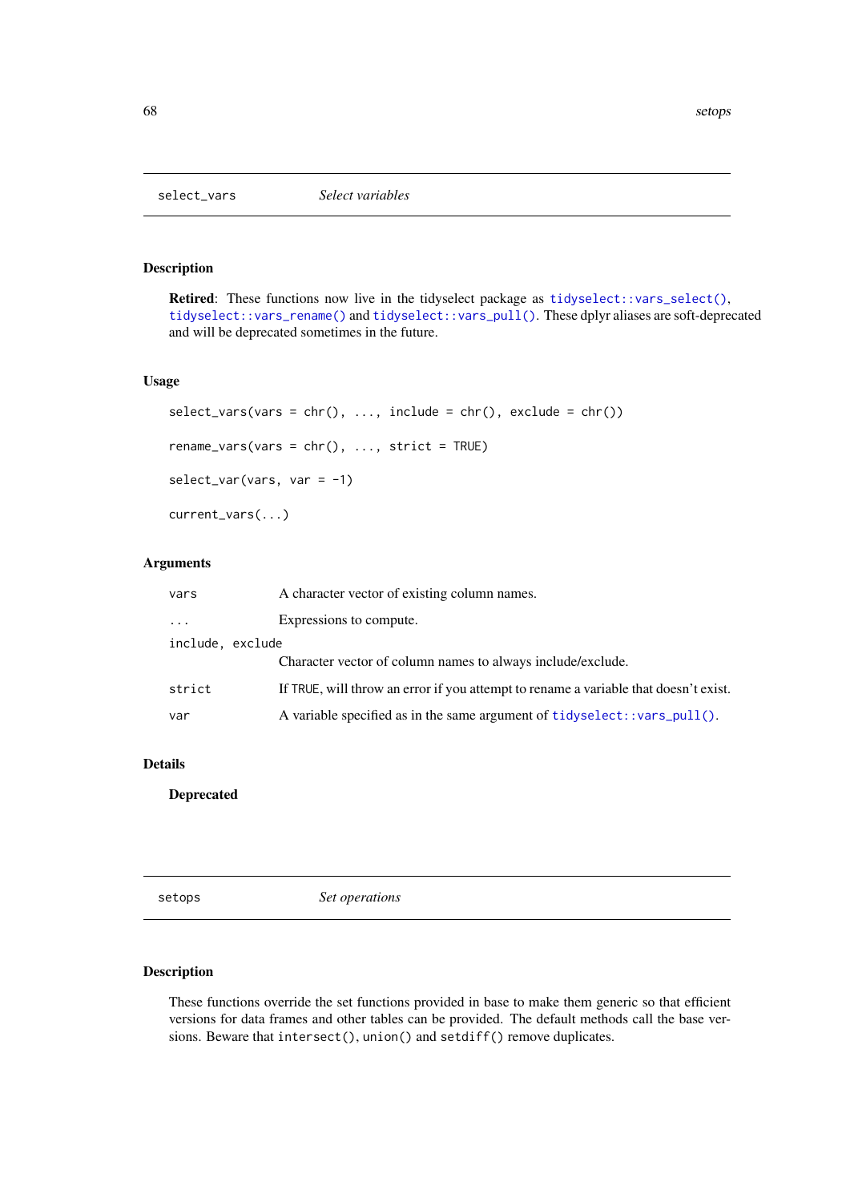## select_vars — *Select variables*

### Description

**Retired**: These functions now live in the tidyselect package as `tidyselect::vars_select()`, `tidyselect::vars_rename()` and `tidyselect::vars_pull()`. These dplyr aliases are soft-deprecated and will be deprecated sometimes in the future.

### Usage

```
select_vars(vars = chr(), ..., include = chr(), exclude = chr())

rename_vars(vars = chr(), ..., strict = TRUE)

select_var(vars, var = -1)

current_vars(...)
```

### Arguments

| | |
|---|---|
| `vars` | A character vector of existing column names. |
| `...` | Expressions to compute. |
| `include, exclude` | Character vector of column names to always include/exclude. |
| `strict` | If `TRUE`, will throw an error if you attempt to rename a variable that doesn't exist. |
| `var` | A variable specified as in the same argument of `tidyselect::vars_pull()`. |

### Details

**Deprecated**

## setops — *Set operations*

### Description

These functions override the set functions provided in base to make them generic so that efficient versions for data frames and other tables can be provided. The default methods call the base versions. Beware that `intersect()`, `union()` and `setdiff()` remove duplicates.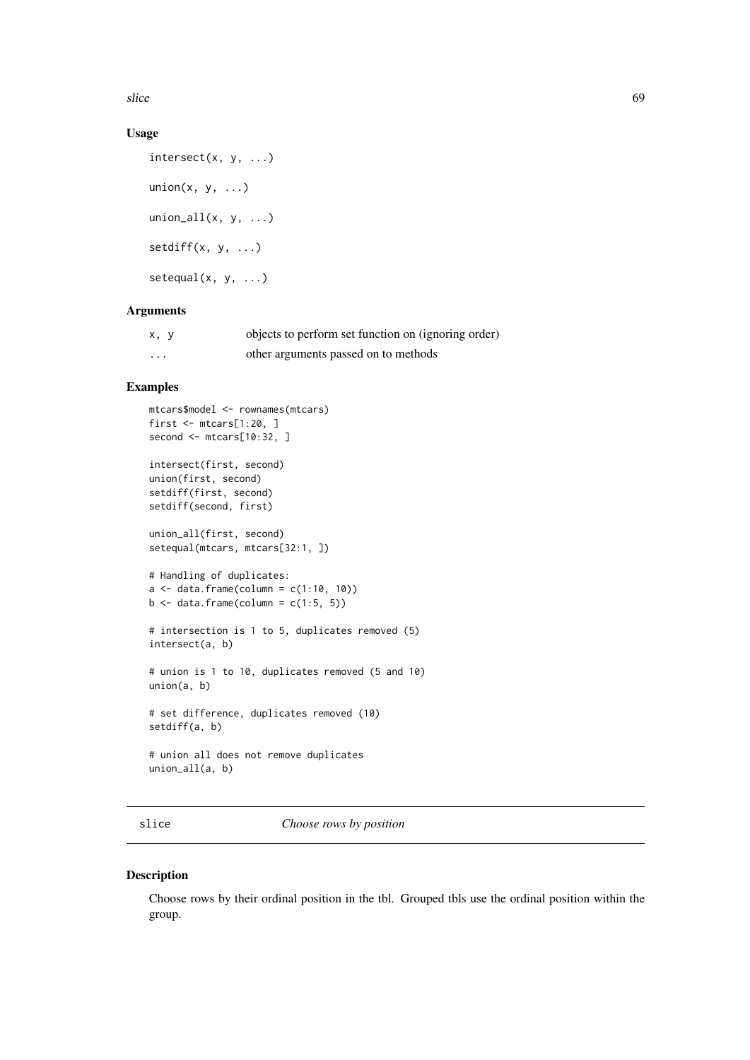## Usage

```
intersect(x, y, ...)

union(x, y, ...)

union_all(x, y, ...)

setdiff(x, y, ...)

setequal(x, y, ...)
```

## Arguments

| | |
|---|---|
| x, y | objects to perform set function on (ignoring order) |
| ... | other arguments passed on to methods |

## Examples

```
mtcars$model <- rownames(mtcars)
first <- mtcars[1:20, ]
second <- mtcars[10:32, ]

intersect(first, second)
union(first, second)
setdiff(first, second)
setdiff(second, first)

union_all(first, second)
setequal(mtcars, mtcars[32:1, ])

# Handling of duplicates:
a <- data.frame(column = c(1:10, 10))
b <- data.frame(column = c(1:5, 5))

# intersection is 1 to 5, duplicates removed (5)
intersect(a, b)

# union is 1 to 10, duplicates removed (5 and 10)
union(a, b)

# set difference, duplicates removed (10)
setdiff(a, b)

# union all does not remove duplicates
union_all(a, b)
```

---

# slice — *Choose rows by position*

## Description

Choose rows by their ordinal position in the tbl. Grouped tbls use the ordinal position within the group.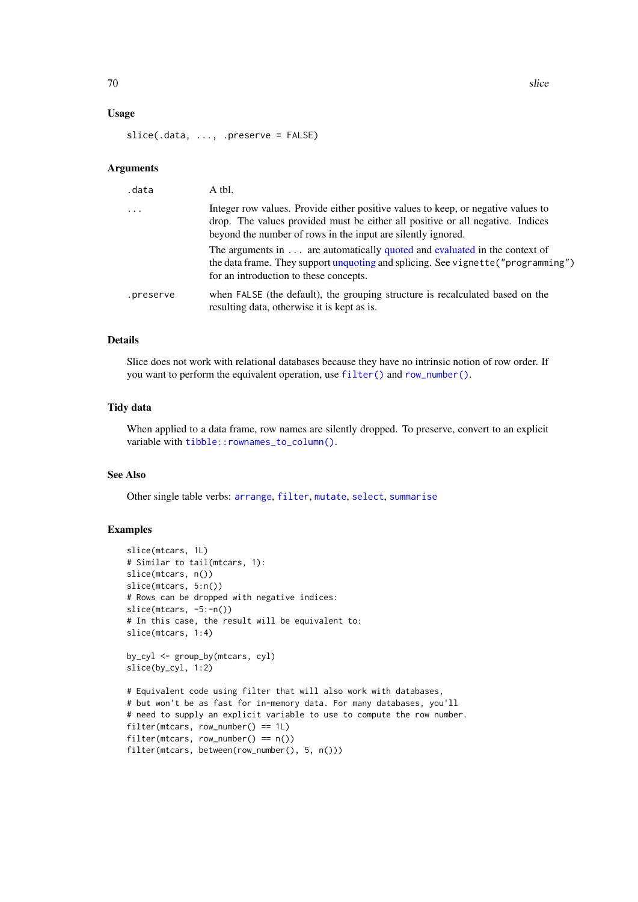### Usage

```
slice(.data, ..., .preserve = FALSE)
```

### Arguments

| | |
|---|---|
| `.data` | A tbl. |
| `...` | Integer row values. Provide either positive values to keep, or negative values to drop. The values provided must be either all positive or all negative. Indices beyond the number of rows in the input are silently ignored.<br><br>The arguments in `...` are automatically quoted and evaluated in the context of the data frame. They support unquoting and splicing. See `vignette("programming")` for an introduction to these concepts. |
| `.preserve` | when `FALSE` (the default), the grouping structure is recalculated based on the resulting data, otherwise it is kept as is. |

### Details

Slice does not work with relational databases because they have no intrinsic notion of row order. If you want to perform the equivalent operation, use `filter()` and `row_number()`.

### Tidy data

When applied to a data frame, row names are silently dropped. To preserve, convert to an explicit variable with `tibble::rownames_to_column()`.

### See Also

Other single table verbs: `arrange`, `filter`, `mutate`, `select`, `summarise`

### Examples

```
slice(mtcars, 1L)
# Similar to tail(mtcars, 1):
slice(mtcars, n())
slice(mtcars, 5:n())
# Rows can be dropped with negative indices:
slice(mtcars, -5:-n())
# In this case, the result will be equivalent to:
slice(mtcars, 1:4)

by_cyl <- group_by(mtcars, cyl)
slice(by_cyl, 1:2)

# Equivalent code using filter that will also work with databases,
# but won't be as fast for in-memory data. For many databases, you'll
# need to supply an explicit variable to use to compute the row number.
filter(mtcars, row_number() == 1L)
filter(mtcars, row_number() == n())
filter(mtcars, between(row_number(), 5, n()))
```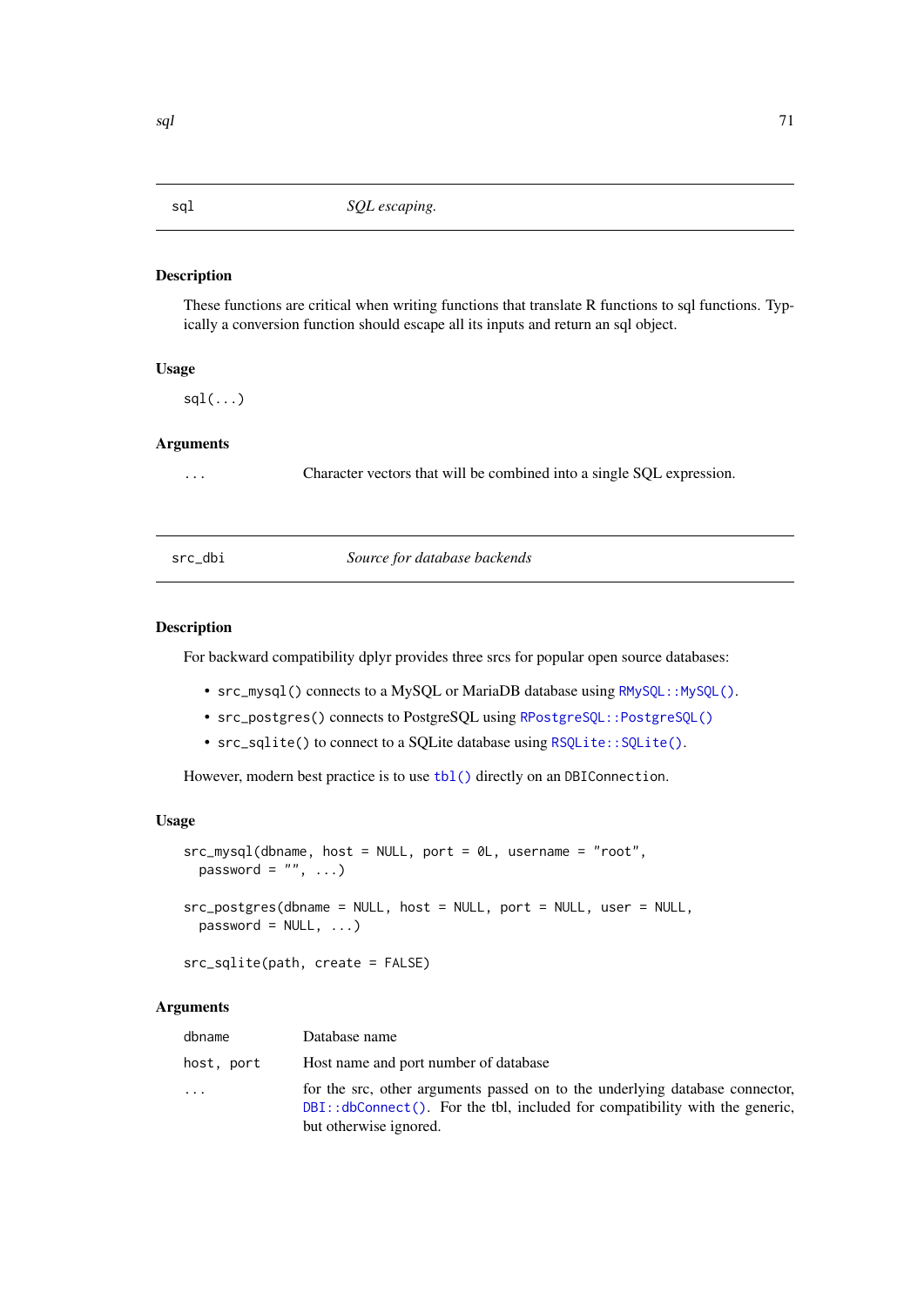## sql — *SQL escaping.*

### Description

These functions are critical when writing functions that translate R functions to sql functions. Typically a conversion function should escape all its inputs and return an sql object.

### Usage

```
sql(...)
```

### Arguments

| | |
|---|---|
| `...` | Character vectors that will be combined into a single SQL expression. |

## src_dbi — *Source for database backends*

### Description

For backward compatibility dplyr provides three srcs for popular open source databases:

- `src_mysql()` connects to a MySQL or MariaDB database using `RMySQL::MySQL()`.
- `src_postgres()` connects to PostgreSQL using `RPostgreSQL::PostgreSQL()`
- `src_sqlite()` to connect to a SQLite database using `RSQLite::SQLite()`.

However, modern best practice is to use `tbl()` directly on an `DBIConnection`.

### Usage

```
src_mysql(dbname, host = NULL, port = 0L, username = "root",
  password = "", ...)

src_postgres(dbname = NULL, host = NULL, port = NULL, user = NULL,
  password = NULL, ...)

src_sqlite(path, create = FALSE)
```

### Arguments

| | |
|---|---|
| `dbname` | Database name |
| `host, port` | Host name and port number of database |
| `...` | for the src, other arguments passed on to the underlying database connector, `DBI::dbConnect()`. For the tbl, included for compatibility with the generic, but otherwise ignored. |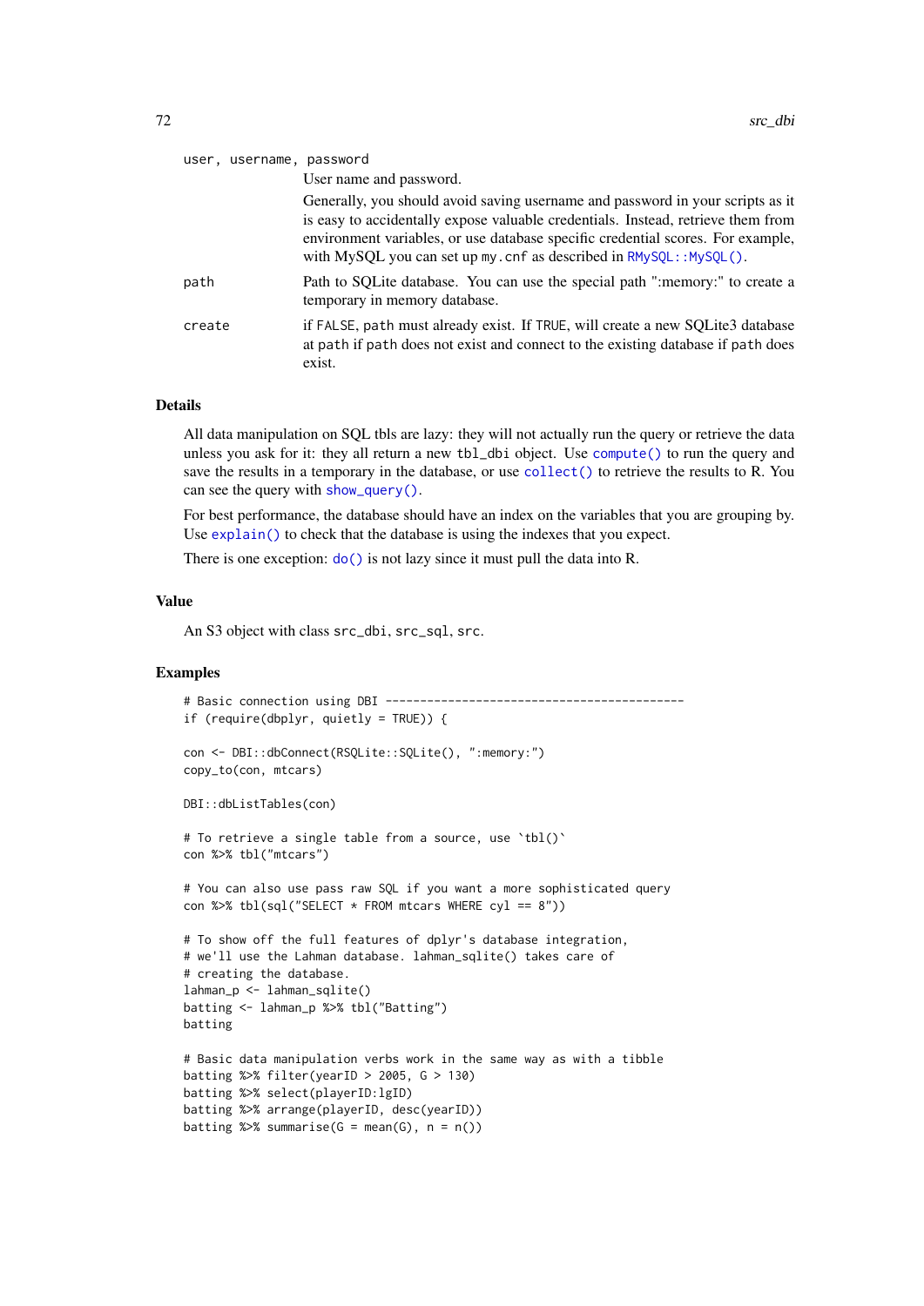user, username, password
: User name and password.

  Generally, you should avoid saving username and password in your scripts as it is easy to accidentally expose valuable credentials. Instead, retrieve them from environment variables, or use database specific credential scores. For example, with MySQL you can set up `my.cnf` as described in `RMySQL::MySQL()`.

path
: Path to SQLite database. You can use the special path ":memory:" to create a temporary in memory database.

create
: if `FALSE`, `path` must already exist. If `TRUE`, will create a new SQLite3 database at `path` if `path` does not exist and connect to the existing database if `path` does exist.

## Details

All data manipulation on SQL tbls are lazy: they will not actually run the query or retrieve the data unless you ask for it: they all return a new `tbl_dbi` object. Use `compute()` to run the query and save the results in a temporary in the database, or use `collect()` to retrieve the results to R. You can see the query with `show_query()`.

For best performance, the database should have an index on the variables that you are grouping by. Use `explain()` to check that the database is using the indexes that you expect.

There is one exception: `do()` is not lazy since it must pull the data into R.

## Value

An S3 object with class `src_dbi`, `src_sql`, `src`.

## Examples

```
# Basic connection using DBI -------------------------------------------
if (require(dbplyr, quietly = TRUE)) {

con <- DBI::dbConnect(RSQLite::SQLite(), ":memory:")
copy_to(con, mtcars)

DBI::dbListTables(con)

# To retrieve a single table from a source, use `tbl()`
con %>% tbl("mtcars")

# You can also use pass raw SQL if you want a more sophisticated query
con %>% tbl(sql("SELECT * FROM mtcars WHERE cyl == 8"))

# To show off the full features of dplyr's database integration,
# we'll use the Lahman database. lahman_sqlite() takes care of
# creating the database.
lahman_p <- lahman_sqlite()
batting <- lahman_p %>% tbl("Batting")
batting

# Basic data manipulation verbs work in the same way as with a tibble
batting %>% filter(yearID > 2005, G > 130)
batting %>% select(playerID:lgID)
batting %>% arrange(playerID, desc(yearID))
batting %>% summarise(G = mean(G), n = n())
```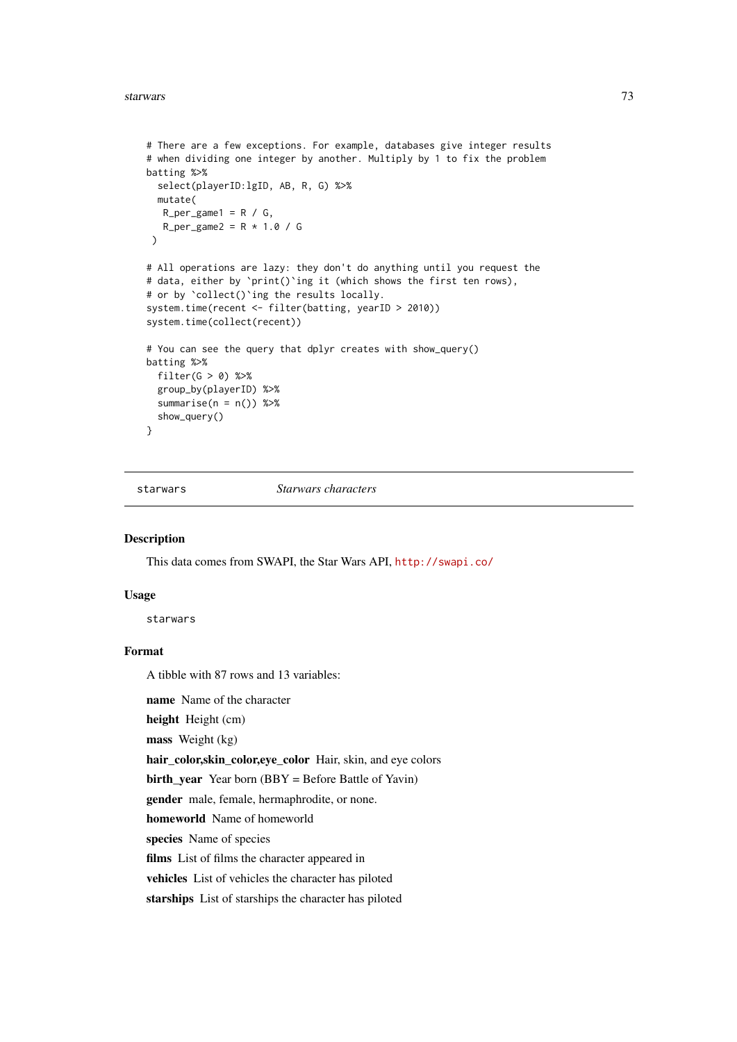```
# There are a few exceptions. For example, databases give integer results
# when dividing one integer by another. Multiply by 1 to fix the problem
batting %>%
  select(playerID:lgID, AB, R, G) %>%
  mutate(
   R_per_game1 = R / G,
   R_per_game2 = R * 1.0 / G
 )

# All operations are lazy: they don't do anything until you request the
# data, either by `print()`ing it (which shows the first ten rows),
# or by `collect()`ing the results locally.
system.time(recent <- filter(batting, yearID > 2010))
system.time(collect(recent))

# You can see the query that dplyr creates with show_query()
batting %>%
  filter(G > 0) %>%
  group_by(playerID) %>%
  summarise(n = n()) %>%
  show_query()
}
```

---

starwars *Starwars characters*

---

### Description

This data comes from SWAPI, the Star Wars API, http://swapi.co/

### Usage

```
starwars
```

### Format

A tibble with 87 rows and 13 variables:

**name** Name of the character

**height** Height (cm)

**mass** Weight (kg)

**hair_color,skin_color,eye_color** Hair, skin, and eye colors

**birth_year** Year born (BBY = Before Battle of Yavin)

**gender** male, female, hermaphrodite, or none.

**homeworld** Name of homeworld

**species** Name of species

**films** List of films the character appeared in

**vehicles** List of vehicles the character has piloted

**starships** List of starships the character has piloted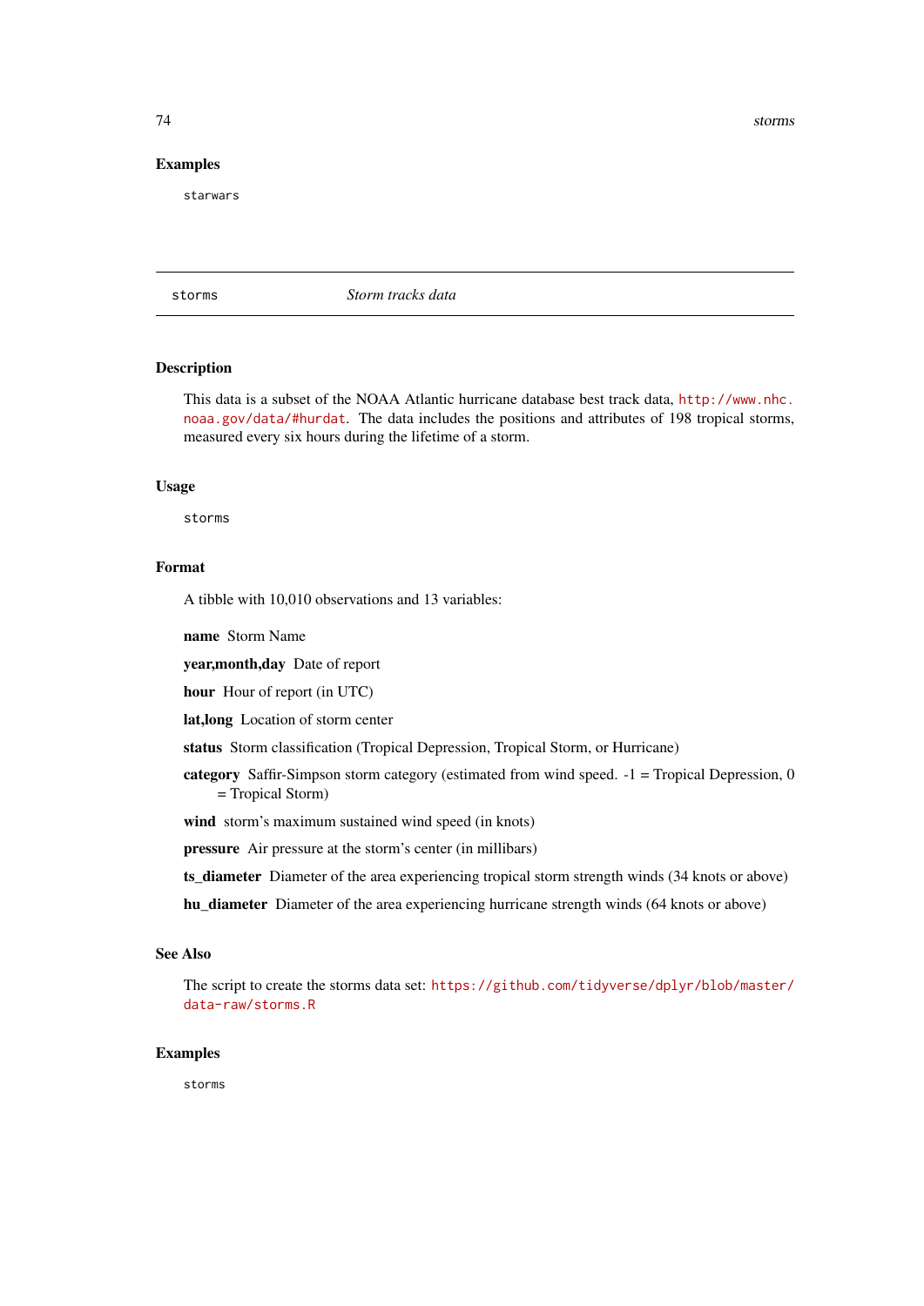### Examples

```
starwars
```

---

`storms` *Storm tracks data*

---

### Description

This data is a subset of the NOAA Atlantic hurricane database best track data, http://www.nhc.noaa.gov/data/#hurdat. The data includes the positions and attributes of 198 tropical storms, measured every six hours during the lifetime of a storm.

### Usage

```
storms
```

### Format

A tibble with 10,010 observations and 13 variables:

**name** Storm Name

**year,month,day** Date of report

**hour** Hour of report (in UTC)

**lat,long** Location of storm center

**status** Storm classification (Tropical Depression, Tropical Storm, or Hurricane)

**category** Saffir-Simpson storm category (estimated from wind speed. -1 = Tropical Depression, 0 = Tropical Storm)

**wind** storm's maximum sustained wind speed (in knots)

**pressure** Air pressure at the storm's center (in millibars)

**ts_diameter** Diameter of the area experiencing tropical storm strength winds (34 knots or above)

**hu_diameter** Diameter of the area experiencing hurricane strength winds (64 knots or above)

### See Also

The script to create the storms data set: https://github.com/tidyverse/dplyr/blob/master/data-raw/storms.R

### Examples

```
storms
```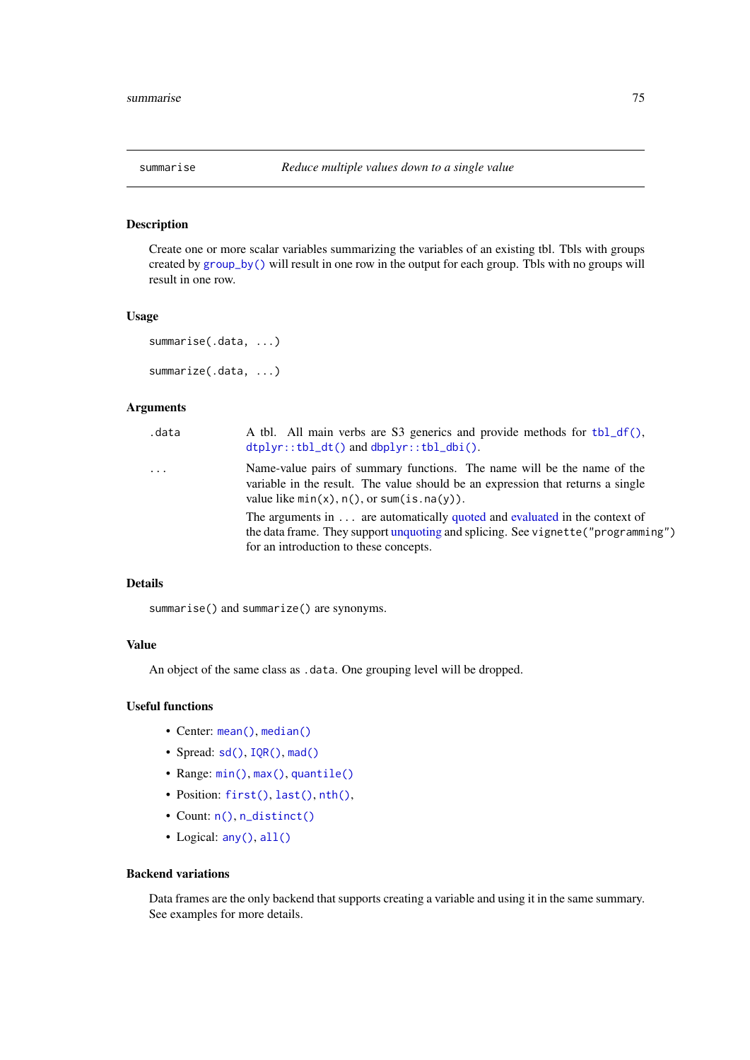## summarise — *Reduce multiple values down to a single value*

### Description

Create one or more scalar variables summarizing the variables of an existing tbl. Tbls with groups created by `group_by()` will result in one row in the output for each group. Tbls with no groups will result in one row.

### Usage

```
summarise(.data, ...)

summarize(.data, ...)
```

### Arguments

| | |
|---|---|
| `.data` | A tbl. All main verbs are S3 generics and provide methods for `tbl_df()`, `dtplyr::tbl_dt()` and `dbplyr::tbl_dbi()`. |
| `...` | Name-value pairs of summary functions. The name will be the name of the variable in the result. The value should be an expression that returns a single value like `min(x)`, `n()`, or `sum(is.na(y))`. <br><br> The arguments in `...` are automatically quoted and evaluated in the context of the data frame. They support unquoting and splicing. See `vignette("programming")` for an introduction to these concepts. |

### Details

`summarise()` and `summarize()` are synonyms.

### Value

An object of the same class as `.data`. One grouping level will be dropped.

### Useful functions

- Center: `mean()`, `median()`
- Spread: `sd()`, `IQR()`, `mad()`
- Range: `min()`, `max()`, `quantile()`
- Position: `first()`, `last()`, `nth()`,
- Count: `n()`, `n_distinct()`
- Logical: `any()`, `all()`

### Backend variations

Data frames are the only backend that supports creating a variable and using it in the same summary. See examples for more details.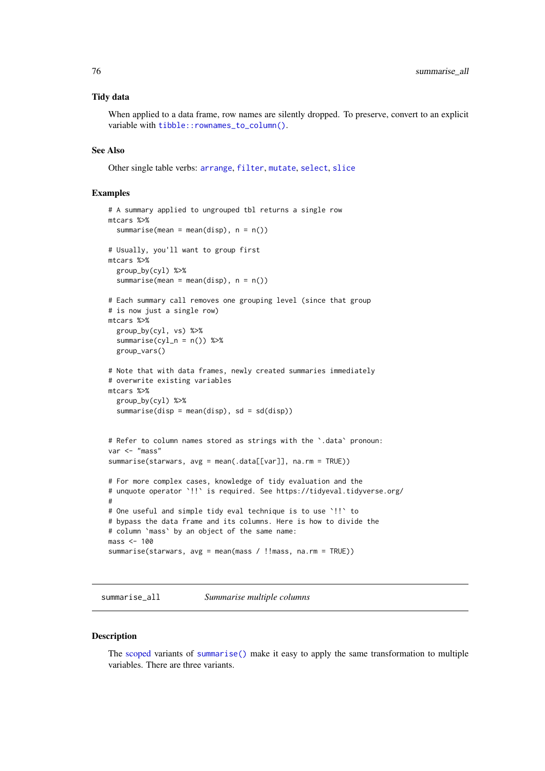### Tidy data

When applied to a data frame, row names are silently dropped. To preserve, convert to an explicit variable with `tibble::rownames_to_column()`.

### See Also

Other single table verbs: `arrange`, `filter`, `mutate`, `select`, `slice`

### Examples

```
# A summary applied to ungrouped tbl returns a single row
mtcars %>%
  summarise(mean = mean(disp), n = n())

# Usually, you'll want to group first
mtcars %>%
  group_by(cyl) %>%
  summarise(mean = mean(disp), n = n())

# Each summary call removes one grouping level (since that group
# is now just a single row)
mtcars %>%
  group_by(cyl, vs) %>%
  summarise(cyl_n = n()) %>%
  group_vars()

# Note that with data frames, newly created summaries immediately
# overwrite existing variables
mtcars %>%
  group_by(cyl) %>%
  summarise(disp = mean(disp), sd = sd(disp))


# Refer to column names stored as strings with the `.data` pronoun:
var <- "mass"
summarise(starwars, avg = mean(.data[[var]], na.rm = TRUE))

# For more complex cases, knowledge of tidy evaluation and the
# unquote operator `!!` is required. See https://tidyeval.tidyverse.org/
#
# One useful and simple tidy eval technique is to use `!!` to
# bypass the data frame and its columns. Here is how to divide the
# column `mass` by an object of the same name:
mass <- 100
summarise(starwars, avg = mean(mass / !!mass, na.rm = TRUE))
```

---

## summarise_all &nbsp;&nbsp;&nbsp; *Summarise multiple columns*

---

### Description

The scoped variants of `summarise()` make it easy to apply the same transformation to multiple variables. There are three variants.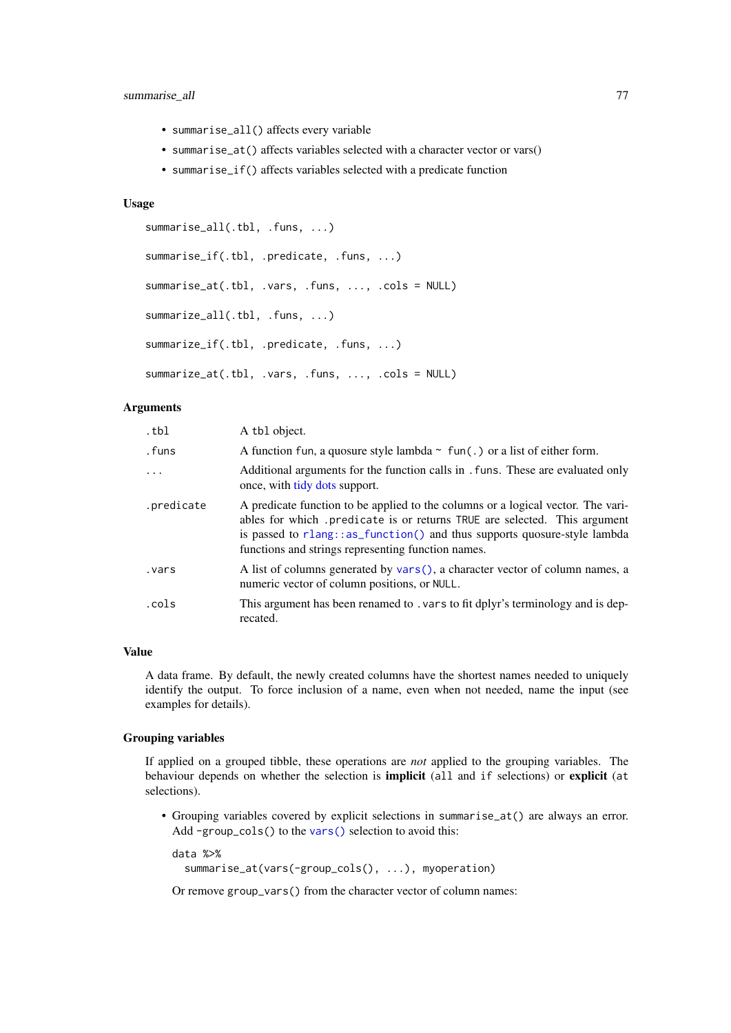- `summarise_all()` affects every variable
- `summarise_at()` affects variables selected with a character vector or vars()
- `summarise_if()` affects variables selected with a predicate function

### Usage

```
summarise_all(.tbl, .funs, ...)

summarise_if(.tbl, .predicate, .funs, ...)

summarise_at(.tbl, .vars, .funs, ..., .cols = NULL)

summarize_all(.tbl, .funs, ...)

summarize_if(.tbl, .predicate, .funs, ...)

summarize_at(.tbl, .vars, .funs, ..., .cols = NULL)
```

### Arguments

| | |
|---|---|
| `.tbl` | A `tbl` object. |
| `.funs` | A function `fun`, a quosure style lambda `~ fun(.)` or a list of either form. |
| `...` | Additional arguments for the function calls in `.funs`. These are evaluated only once, with tidy dots support. |
| `.predicate` | A predicate function to be applied to the columns or a logical vector. The variables for which `.predicate` is or returns `TRUE` are selected. This argument is passed to `rlang::as_function()` and thus supports quosure-style lambda functions and strings representing function names. |
| `.vars` | A list of columns generated by `vars()`, a character vector of column names, a numeric vector of column positions, or `NULL`. |
| `.cols` | This argument has been renamed to `.vars` to fit dplyr's terminology and is deprecated. |

### Value

A data frame. By default, the newly created columns have the shortest names needed to uniquely identify the output. To force inclusion of a name, even when not needed, name the input (see examples for details).

### Grouping variables

If applied on a grouped tibble, these operations are *not* applied to the grouping variables. The behaviour depends on whether the selection is **implicit** (`all` and `if` selections) or **explicit** (`at` selections).

- Grouping variables covered by explicit selections in `summarise_at()` are always an error. Add `-group_cols()` to the `vars()` selection to avoid this:

  ```
  data %>%
    summarise_at(vars(-group_cols(), ...), myoperation)
  ```

  Or remove `group_vars()` from the character vector of column names: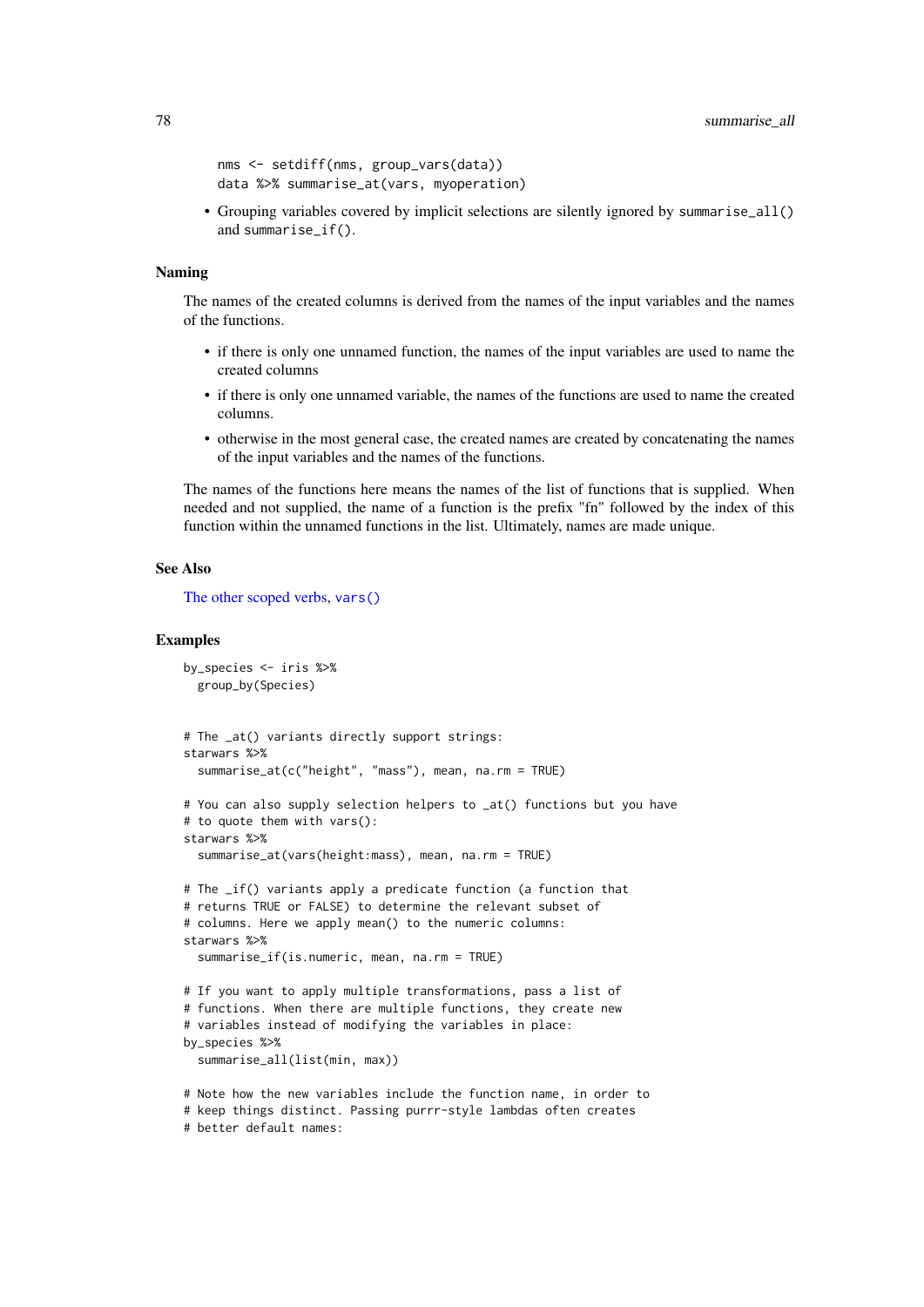```
nms <- setdiff(nms, group_vars(data))
data %>% summarise_at(vars, myoperation)
```

- Grouping variables covered by implicit selections are silently ignored by `summarise_all()` and `summarise_if()`.

### Naming

The names of the created columns is derived from the names of the input variables and the names of the functions.

- if there is only one unnamed function, the names of the input variables are used to name the created columns
- if there is only one unnamed variable, the names of the functions are used to name the created columns.
- otherwise in the most general case, the created names are created by concatenating the names of the input variables and the names of the functions.

The names of the functions here means the names of the list of functions that is supplied. When needed and not supplied, the name of a function is the prefix "fn" followed by the index of this function within the unnamed functions in the list. Ultimately, names are made unique.

### See Also

The other scoped verbs, `vars()`

### Examples

```
by_species <- iris %>%
  group_by(Species)


# The _at() variants directly support strings:
starwars %>%
  summarise_at(c("height", "mass"), mean, na.rm = TRUE)

# You can also supply selection helpers to _at() functions but you have
# to quote them with vars():
starwars %>%
  summarise_at(vars(height:mass), mean, na.rm = TRUE)

# The _if() variants apply a predicate function (a function that
# returns TRUE or FALSE) to determine the relevant subset of
# columns. Here we apply mean() to the numeric columns:
starwars %>%
  summarise_if(is.numeric, mean, na.rm = TRUE)

# If you want to apply multiple transformations, pass a list of
# functions. When there are multiple functions, they create new
# variables instead of modifying the variables in place:
by_species %>%
  summarise_all(list(min, max))

# Note how the new variables include the function name, in order to
# keep things distinct. Passing purrr-style lambdas often creates
# better default names:
```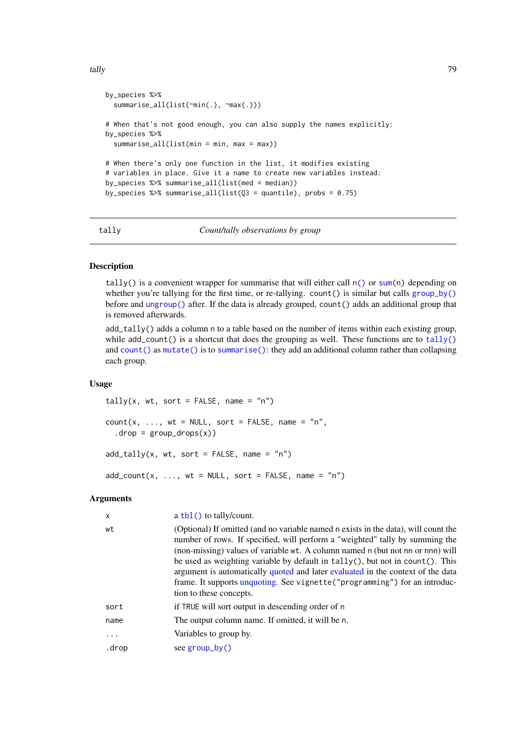```
by_species %>%
  summarise_all(list(~min(.), ~max(.)))

# When that's not good enough, you can also supply the names explicitly:
by_species %>%
  summarise_all(list(min = min, max = max))

# When there's only one function in the list, it modifies existing
# variables in place. Give it a name to create new variables instead:
by_species %>% summarise_all(list(med = median))
by_species %>% summarise_all(list(Q3 = quantile), probs = 0.75)
```

## tally — *Count/tally observations by group*

### Description

tally() is a convenient wrapper for summarise that will either call n() or sum(n) depending on whether you're tallying for the first time, or re-tallying. count() is similar but calls group_by() before and ungroup() after. If the data is already grouped, count() adds an additional group that is removed afterwards.

add_tally() adds a column n to a table based on the number of items within each existing group, while add_count() is a shortcut that does the grouping as well. These functions are to tally() and count() as mutate() is to summarise(): they add an additional column rather than collapsing each group.

### Usage

```
tally(x, wt, sort = FALSE, name = "n")

count(x, ..., wt = NULL, sort = FALSE, name = "n",
  .drop = group_drops(x))

add_tally(x, wt, sort = FALSE, name = "n")

add_count(x, ..., wt = NULL, sort = FALSE, name = "n")
```

### Arguments

| | |
|---|---|
| x | a tbl() to tally/count. |
| wt | (Optional) If omitted (and no variable named n exists in the data), will count the number of rows. If specified, will perform a "weighted" tally by summing the (non-missing) values of variable wt. A column named n (but not nn or nnn) will be used as weighting variable by default in tally(), but not in count(). This argument is automatically quoted and later evaluated in the context of the data frame. It supports unquoting. See vignette("programming") for an introduction to these concepts. |
| sort | if TRUE will sort output in descending order of n |
| name | The output column name. If omitted, it will be n. |
| ... | Variables to group by. |
| .drop | see group_by() |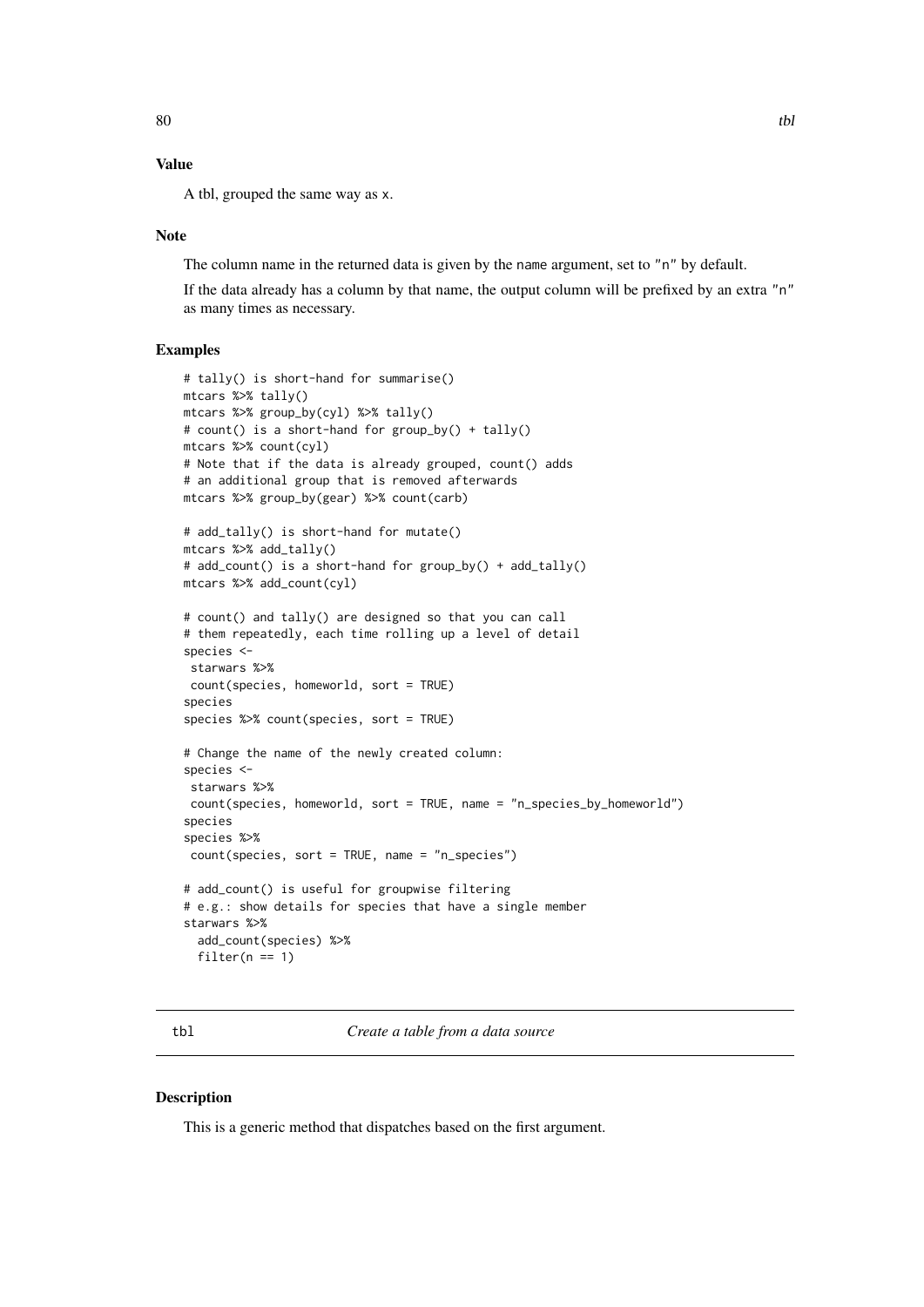### Value

A tbl, grouped the same way as x.

### Note

The column name in the returned data is given by the name argument, set to "n" by default.

If the data already has a column by that name, the output column will be prefixed by an extra "n" as many times as necessary.

### Examples

```
# tally() is short-hand for summarise()
mtcars %>% tally()
mtcars %>% group_by(cyl) %>% tally()
# count() is a short-hand for group_by() + tally()
mtcars %>% count(cyl)
# Note that if the data is already grouped, count() adds
# an additional group that is removed afterwards
mtcars %>% group_by(gear) %>% count(carb)

# add_tally() is short-hand for mutate()
mtcars %>% add_tally()
# add_count() is a short-hand for group_by() + add_tally()
mtcars %>% add_count(cyl)

# count() and tally() are designed so that you can call
# them repeatedly, each time rolling up a level of detail
species <-
 starwars %>%
 count(species, homeworld, sort = TRUE)
species
species %>% count(species, sort = TRUE)

# Change the name of the newly created column:
species <-
 starwars %>%
 count(species, homeworld, sort = TRUE, name = "n_species_by_homeworld")
species
species %>%
 count(species, sort = TRUE, name = "n_species")

# add_count() is useful for groupwise filtering
# e.g.: show details for species that have a single member
starwars %>%
  add_count(species) %>%
  filter(n == 1)
```

## tbl — *Create a table from a data source*

### Description

This is a generic method that dispatches based on the first argument.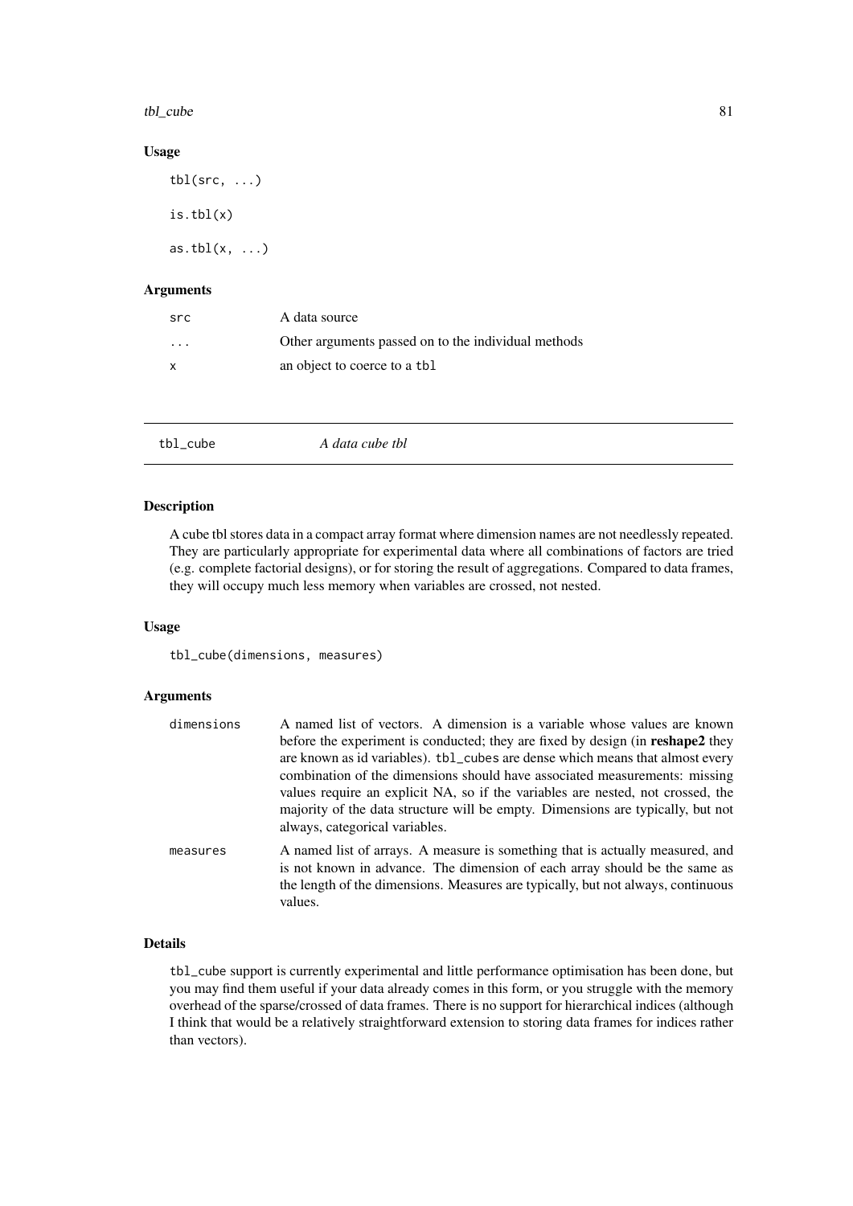### Usage

```
tbl(src, ...)

is.tbl(x)

as.tbl(x, ...)
```

### Arguments

| | |
|---|---|
| src | A data source |
| ... | Other arguments passed on to the individual methods |
| x | an object to coerce to a tbl |

---

## tbl_cube — *A data cube tbl*

---

### Description

A cube tbl stores data in a compact array format where dimension names are not needlessly repeated. They are particularly appropriate for experimental data where all combinations of factors are tried (e.g. complete factorial designs), or for storing the result of aggregations. Compared to data frames, they will occupy much less memory when variables are crossed, not nested.

### Usage

```
tbl_cube(dimensions, measures)
```

### Arguments

| | |
|---|---|
| dimensions | A named list of vectors. A dimension is a variable whose values are known before the experiment is conducted; they are fixed by design (in **reshape2** they are known as id variables). tbl_cubes are dense which means that almost every combination of the dimensions should have associated measurements: missing values require an explicit NA, so if the variables are nested, not crossed, the majority of the data structure will be empty. Dimensions are typically, but not always, categorical variables. |
| measures | A named list of arrays. A measure is something that is actually measured, and is not known in advance. The dimension of each array should be the same as the length of the dimensions. Measures are typically, but not always, continuous values. |

### Details

tbl_cube support is currently experimental and little performance optimisation has been done, but you may find them useful if your data already comes in this form, or you struggle with the memory overhead of the sparse/crossed of data frames. There is no support for hierarchical indices (although I think that would be a relatively straightforward extension to storing data frames for indices rather than vectors).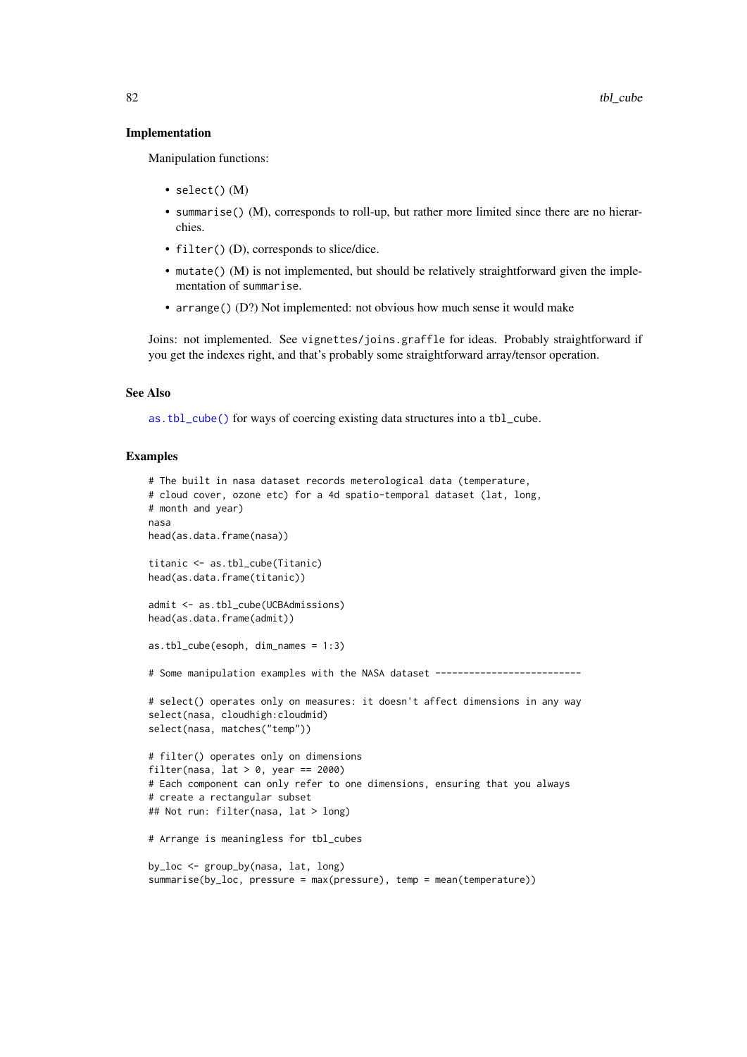### Implementation

Manipulation functions:

- `select()` (M)
- `summarise()` (M), corresponds to roll-up, but rather more limited since there are no hierarchies.
- `filter()` (D), corresponds to slice/dice.
- `mutate()` (M) is not implemented, but should be relatively straightforward given the implementation of `summarise`.
- `arrange()` (D?) Not implemented: not obvious how much sense it would make

Joins: not implemented. See `vignettes/joins.graffle` for ideas. Probably straightforward if you get the indexes right, and that's probably some straightforward array/tensor operation.

### See Also

`as.tbl_cube()` for ways of coercing existing data structures into a `tbl_cube`.

### Examples

```
# The built in nasa dataset records meterological data (temperature,
# cloud cover, ozone etc) for a 4d spatio-temporal dataset (lat, long,
# month and year)
nasa
head(as.data.frame(nasa))

titanic <- as.tbl_cube(Titanic)
head(as.data.frame(titanic))

admit <- as.tbl_cube(UCBAdmissions)
head(as.data.frame(admit))

as.tbl_cube(esoph, dim_names = 1:3)

# Some manipulation examples with the NASA dataset --------------------------

# select() operates only on measures: it doesn't affect dimensions in any way
select(nasa, cloudhigh:cloudmid)
select(nasa, matches("temp"))

# filter() operates only on dimensions
filter(nasa, lat > 0, year == 2000)
# Each component can only refer to one dimensions, ensuring that you always
# create a rectangular subset
## Not run: filter(nasa, lat > long)

# Arrange is meaningless for tbl_cubes

by_loc <- group_by(nasa, lat, long)
summarise(by_loc, pressure = max(pressure), temp = mean(temperature))
```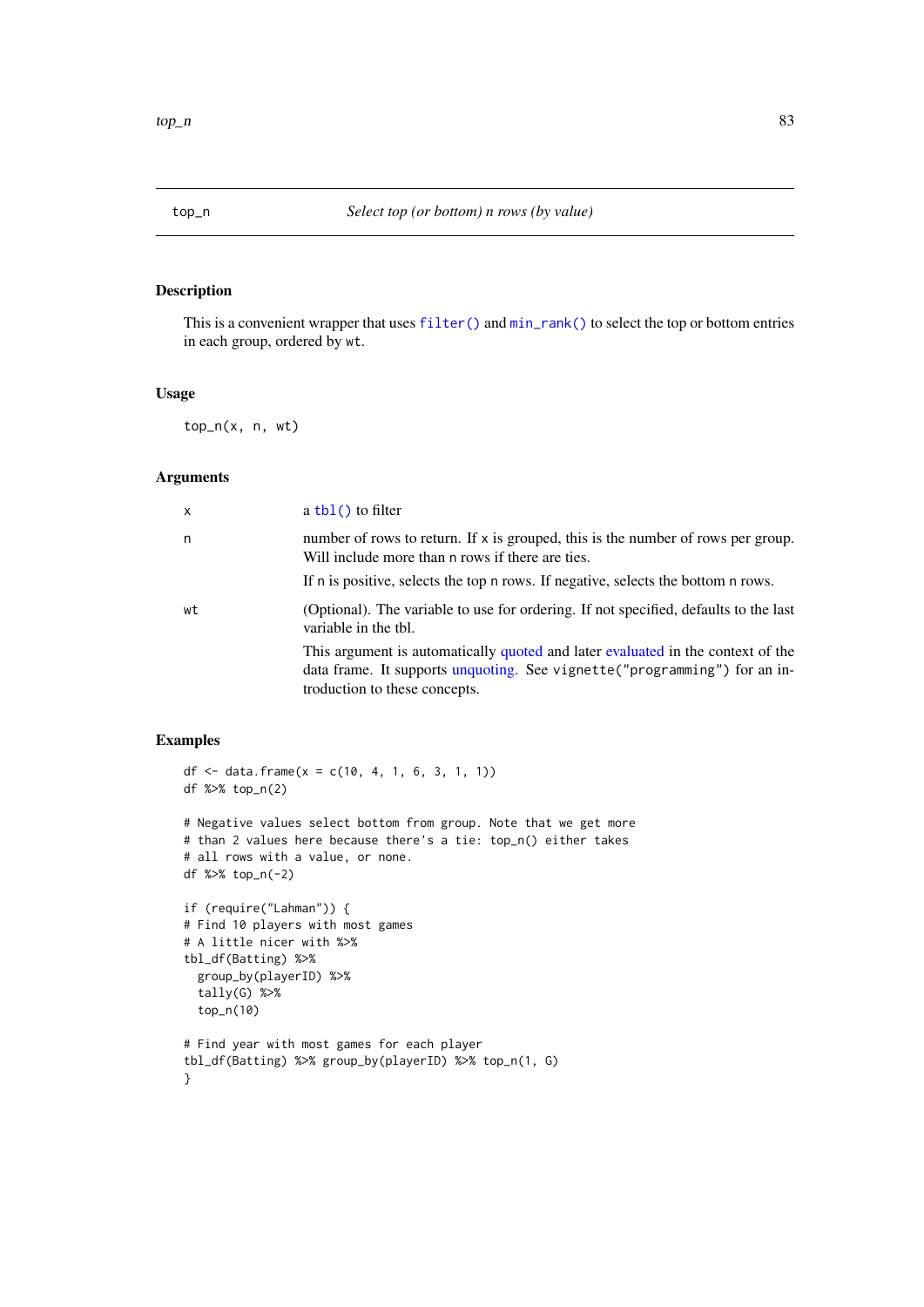top_n *Select top (or bottom) n rows (by value)*

## Description

This is a convenient wrapper that uses `filter()` and `min_rank()` to select the top or bottom entries in each group, ordered by `wt`.

## Usage

```
top_n(x, n, wt)
```

## Arguments

| | |
|---|---|
| `x` | a `tbl()` to filter |
| `n` | number of rows to return. If `x` is grouped, this is the number of rows per group. Will include more than `n` rows if there are ties.<br><br>If `n` is positive, selects the top `n` rows. If negative, selects the bottom `n` rows. |
| `wt` | (Optional). The variable to use for ordering. If not specified, defaults to the last variable in the tbl.<br><br>This argument is automatically quoted and later evaluated in the context of the data frame. It supports unquoting. See `vignette("programming")` for an introduction to these concepts. |

## Examples

```
df <- data.frame(x = c(10, 4, 1, 6, 3, 1, 1))
df %>% top_n(2)

# Negative values select bottom from group. Note that we get more
# than 2 values here because there's a tie: top_n() either takes
# all rows with a value, or none.
df %>% top_n(-2)

if (require("Lahman")) {
# Find 10 players with most games
# A little nicer with %>%
tbl_df(Batting) %>%
  group_by(playerID) %>%
  tally(G) %>%
  top_n(10)

# Find year with most games for each player
tbl_df(Batting) %>% group_by(playerID) %>% top_n(1, G)
}
```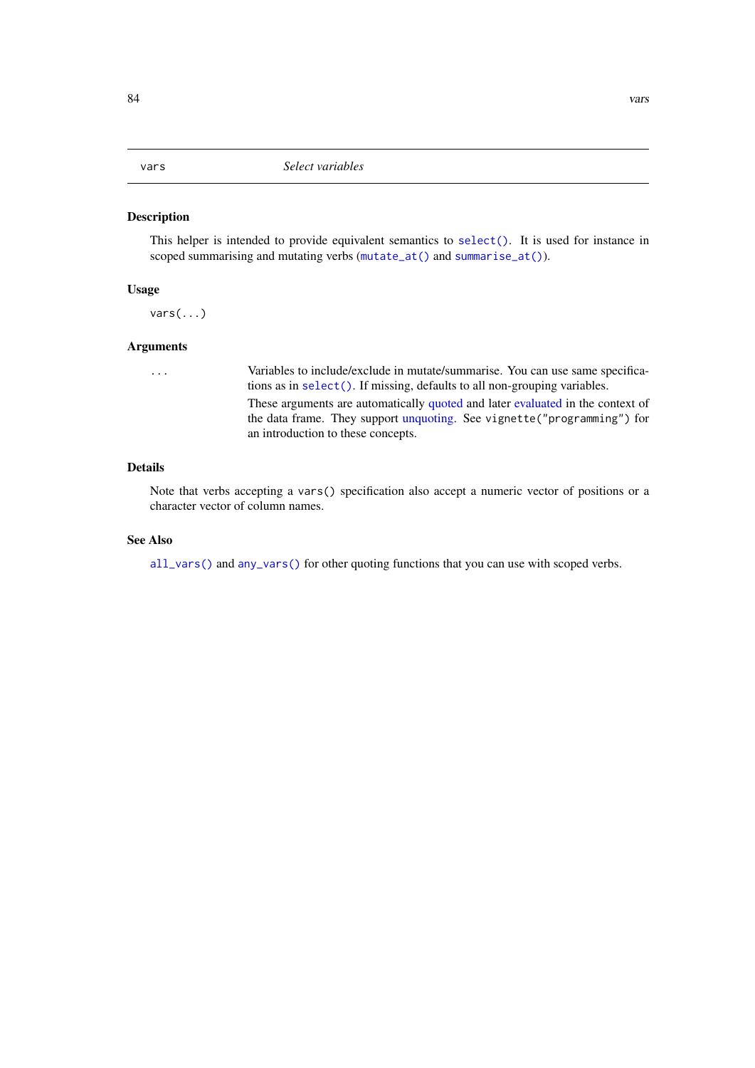## vars — *Select variables*

### Description

This helper is intended to provide equivalent semantics to `select()`. It is used for instance in scoped summarising and mutating verbs (`mutate_at()` and `summarise_at()`).

### Usage

```
vars(...)
```

### Arguments

| | |
|---|---|
| `...` | Variables to include/exclude in mutate/summarise. You can use same specifications as in `select()`. If missing, defaults to all non-grouping variables.<br>These arguments are automatically quoted and later evaluated in the context of the data frame. They support unquoting. See `vignette("programming")` for an introduction to these concepts. |

### Details

Note that verbs accepting a `vars()` specification also accept a numeric vector of positions or a character vector of column names.

### See Also

`all_vars()` and `any_vars()` for other quoting functions that you can use with scoped verbs.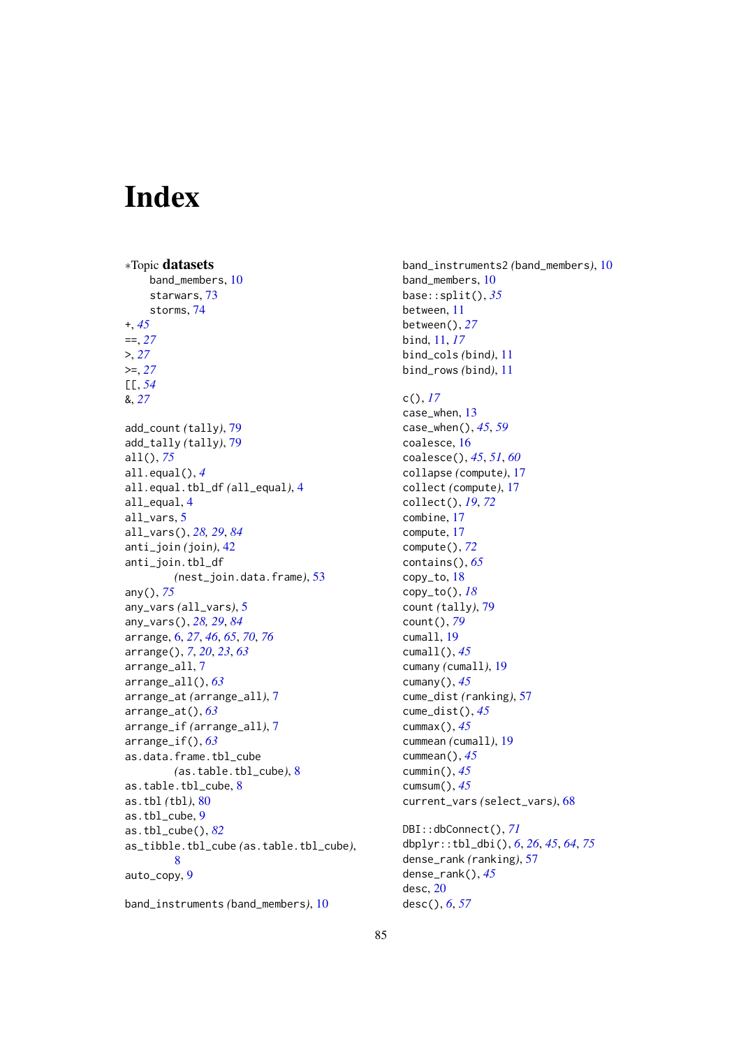# Index

∗Topic **datasets**

band_members, 10
starwars, 73
storms, 74

+, *45*
==, *27*
>, *27*
>=, *27*
[[, *54*
&, *27*

add_count *(tally)*, 79
add_tally *(tally)*, 79
all(), *75*
all.equal(), *4*
all.equal.tbl_df *(all_equal)*, 4
all_equal, 4
all_vars, 5
all_vars(), *28, 29*, *84*
anti_join *(join)*, 42
anti_join.tbl_df
*(nest_join.data.frame)*, 53
any(), *75*
any_vars *(all_vars)*, 5
any_vars(), *28, 29*, *84*
arrange, 6, *27*, *46*, *65*, *70*, *76*
arrange(), *7*, *20*, *23*, *63*
arrange_all, 7
arrange_all(), *63*
arrange_at *(arrange_all)*, 7
arrange_at(), *63*
arrange_if *(arrange_all)*, 7
arrange_if(), *63*
as.data.frame.tbl_cube
*(as.table.tbl_cube)*, 8
as.table.tbl_cube, 8
as.tbl *(tbl)*, 80
as.tbl_cube, 9
as.tbl_cube(), *82*
as_tibble.tbl_cube *(as.table.tbl_cube)*, 8
auto_copy, 9

band_instruments *(band_members)*, 10
band_instruments2 *(band_members)*, 10
band_members, 10
base::split(), *35*
between, 11
between(), *27*
bind, 11, *17*
bind_cols *(bind)*, 11
bind_rows *(bind)*, 11

c(), *17*
case_when, 13
case_when(), *45*, *59*
coalesce, 16
coalesce(), *45*, *51*, *60*
collapse *(compute)*, 17
collect *(compute)*, 17
collect(), *19*, *72*
combine, 17
compute, 17
compute(), *72*
contains(), *65*
copy_to, 18
copy_to(), *18*
count *(tally)*, 79
count(), *79*
cumall, 19
cumall(), *45*
cumany *(cumall)*, 19
cumany(), *45*
cume_dist *(ranking)*, 57
cume_dist(), *45*
cummax(), *45*
cummean *(cumall)*, 19
cummean(), *45*
cummin(), *45*
cumsum(), *45*
current_vars *(select_vars)*, 68

DBI::dbConnect(), *71*
dbplyr::tbl_dbi(), *6*, *26*, *45*, *64*, *75*
dense_rank *(ranking)*, 57
dense_rank(), *45*
desc, 20
desc(), *6*, *57*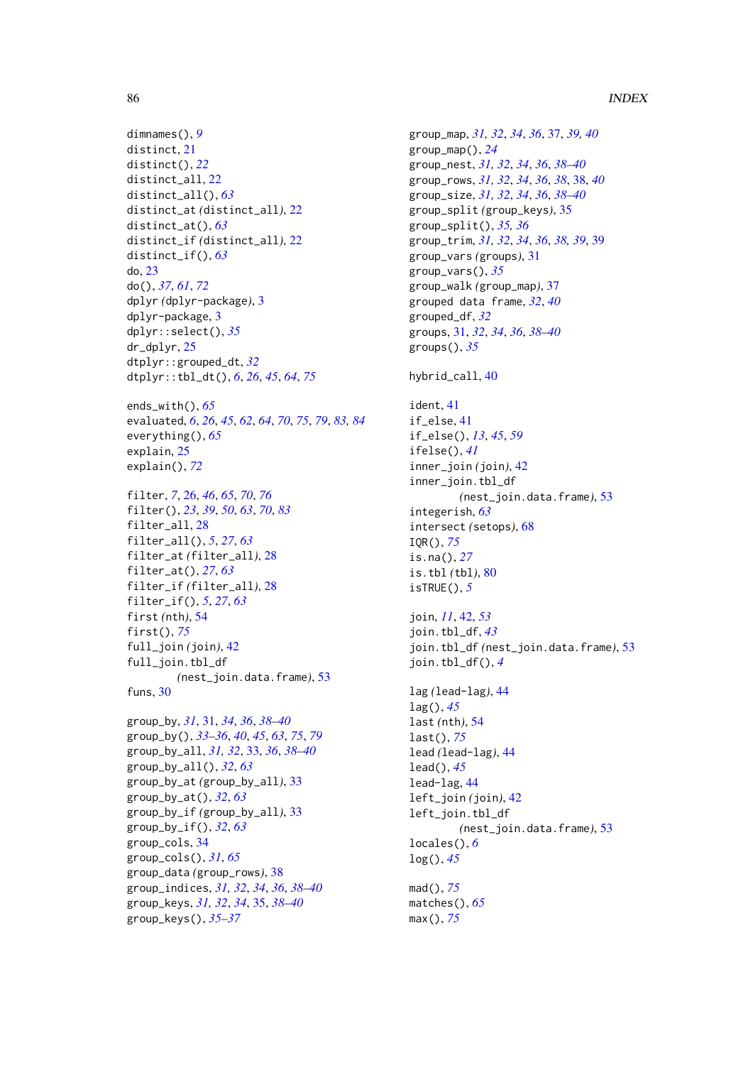dimnames(), *9*
distinct, 21
distinct(), *22*
distinct_all, 22
distinct_all(), *63*
distinct_at *(*distinct_all*)*, 22
distinct_at(), *63*
distinct_if *(*distinct_all*)*, 22
distinct_if(), *63*
do, 23
do(), *37*, *61*, *72*
dplyr *(*dplyr-package*)*, 3
dplyr-package, 3
dplyr::select(), *35*
dr_dplyr, 25
dtplyr::grouped_dt, *32*
dtplyr::tbl_dt(), *6*, *26*, *45*, *64*, *75*

ends_with(), *65*
evaluated, *6*, *26*, *45*, *62*, *64*, *70*, *75*, *79*, *83*, *84*
everything(), *65*
explain, 25
explain(), *72*

filter, *7*, 26, *46*, *65*, *70*, *76*
filter(), *23*, *39*, *50*, *63*, *70*, *83*
filter_all, 28
filter_all(), *5*, *27*, *63*
filter_at *(*filter_all*)*, 28
filter_at(), *27*, *63*
filter_if *(*filter_all*)*, 28
filter_if(), *5*, *27*, *63*
first *(*nth*)*, 54
first(), *75*
full_join *(*join*)*, 42
full_join.tbl_df
        *(*nest_join.data.frame*)*, 53
funs, 30

group_by, *31*, 31, *34*, *36*, *38–40*
group_by(), *33–36*, *40*, *45*, *63*, *75*, *79*
group_by_all, *31, 32*, 33, *36*, *38–40*
group_by_all(), *32*, *63*
group_by_at *(*group_by_all*)*, 33
group_by_at(), *32*, *63*
group_by_if *(*group_by_all*)*, 33
group_by_if(), *32*, *63*
group_cols, 34
group_cols(), *31*, *65*
group_data *(*group_rows*)*, 38
group_indices, *31, 32*, *34*, *36*, *38–40*
group_keys, *31, 32*, *34*, 35, *38–40*
group_keys(), *35–37*
group_map, *31, 32*, *34*, *36*, 37, *39, 40*
group_map(), *24*
group_nest, *31, 32*, *34*, *36*, *38–40*
group_rows, *31, 32*, *34*, *36*, *38*, 38, *40*
group_size, *31, 32*, *34*, *36*, *38–40*
group_split *(*group_keys*)*, 35
group_split(), *35, 36*
group_trim, *31, 32*, *34*, *36*, *38, 39*, 39
group_vars *(*groups*)*, 31
group_vars(), *35*
group_walk *(*group_map*)*, 37
grouped data frame, *32*, *40*
grouped_df, *32*
groups, 31, *32*, *34*, *36*, *38–40*
groups(), *35*

hybrid_call, 40

ident, 41
if_else, 41
if_else(), *13*, *45*, *59*
ifelse(), *41*
inner_join *(*join*)*, 42
inner_join.tbl_df
        *(*nest_join.data.frame*)*, 53
integerish, *63*
intersect *(*setops*)*, 68
IQR(), *75*
is.na(), *27*
is.tbl *(*tbl*)*, 80
isTRUE(), *5*

join, *11*, 42, *53*
join.tbl_df, *43*
join.tbl_df *(*nest_join.data.frame*)*, 53
join.tbl_df(), *4*

lag *(*lead-lag*)*, 44
lag(), *45*
last *(*nth*)*, 54
last(), *75*
lead *(*lead-lag*)*, 44
lead(), *45*
lead-lag, 44
left_join *(*join*)*, 42
left_join.tbl_df
        *(*nest_join.data.frame*)*, 53
locales(), *6*
log(), *45*

mad(), *75*
matches(), *65*
max(), *75*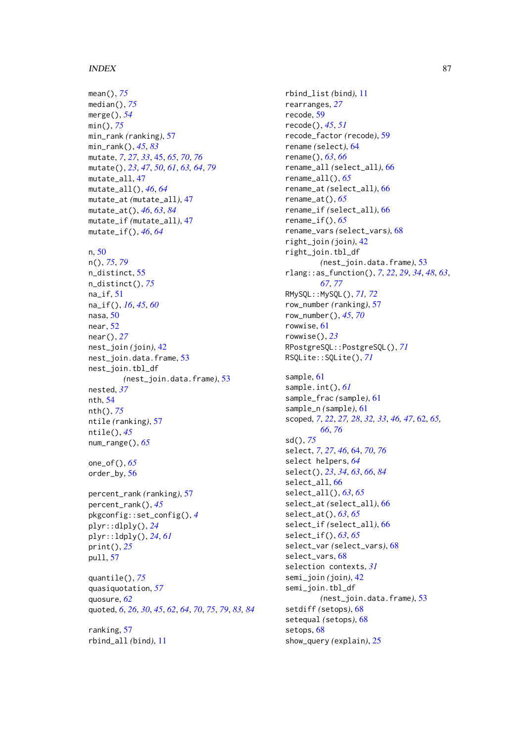mean(), *75*
median(), *75*
merge(), *54*
min(), *75*
min_rank *(ranking)*, 57
min_rank(), *45*, *83*
mutate, *7*, *27*, *33*, 45, *65*, *70*, *76*
mutate(), *23*, *47*, *50*, *61*, *63*, *64*, *79*
mutate_all, 47
mutate_all(), *46*, *64*
mutate_at *(mutate_all)*, 47
mutate_at(), *46*, *63*, *84*
mutate_if *(mutate_all)*, 47
mutate_if(), *46*, *64*

n, 50
n(), *75*, *79*
n_distinct, 55
n_distinct(), *75*
na_if, 51
na_if(), *16*, *45*, *60*
nasa, 50
near, 52
near(), *27*
nest_join *(join)*, 42
nest_join.data.frame, 53
nest_join.tbl_df
        *(nest_join.data.frame)*, 53
nested, *37*
nth, 54
nth(), *75*
ntile *(ranking)*, 57
ntile(), *45*
num_range(), *65*

one_of(), *65*
order_by, 56

percent_rank *(ranking)*, 57
percent_rank(), *45*
pkgconfig::set_config(), *4*
plyr::dlply(), *24*
plyr::ldply(), *24*, *61*
print(), *25*
pull, 57

quantile(), *75*
quasiquotation, *57*
quosure, *62*
quoted, *6*, *26*, *30*, *45*, *62*, *64*, *70*, *75*, *79*, *83*, *84*

ranking, 57
rbind_all *(bind)*, 11
rbind_list *(bind)*, 11
rearranges, *27*
recode, 59
recode(), *45*, *51*
recode_factor *(recode)*, 59
rename *(select)*, 64
rename(), *63*, *66*
rename_all *(select_all)*, 66
rename_all(), *65*
rename_at *(select_all)*, 66
rename_at(), *65*
rename_if *(select_all)*, 66
rename_if(), *65*
rename_vars *(select_vars)*, 68
right_join *(join)*, 42
right_join.tbl_df
        *(nest_join.data.frame)*, 53
rlang::as_function(), *7*, *22*, *29*, *34*, *48*, *63*,
        *67*, *77*
RMySQL::MySQL(), *71*, *72*
row_number *(ranking)*, 57
row_number(), *45*, *70*
rowwise, 61
rowwise(), *23*
RPostgreSQL::PostgreSQL(), *71*
RSQLite::SQLite(), *71*

sample, 61
sample.int(), *61*
sample_frac *(sample)*, 61
sample_n *(sample)*, 61
scoped, *7*, *22*, *27*, *28*, *32*, *33*, *46*, *47*, 62, *65*,
        *66*, *76*
sd(), *75*
select, *7*, *27*, *46*, 64, *70*, *76*
select helpers, *64*
select(), *23*, *34*, *63*, *66*, *84*
select_all, 66
select_all(), *63*, *65*
select_at *(select_all)*, 66
select_at(), *63*, *65*
select_if *(select_all)*, 66
select_if(), *63*, *65*
select_var *(select_vars)*, 68
select_vars, 68
selection contexts, *31*
semi_join *(join)*, 42
semi_join.tbl_df
        *(nest_join.data.frame)*, 53
setdiff *(setops)*, 68
setequal *(setops)*, 68
setops, 68
show_query *(explain)*, 25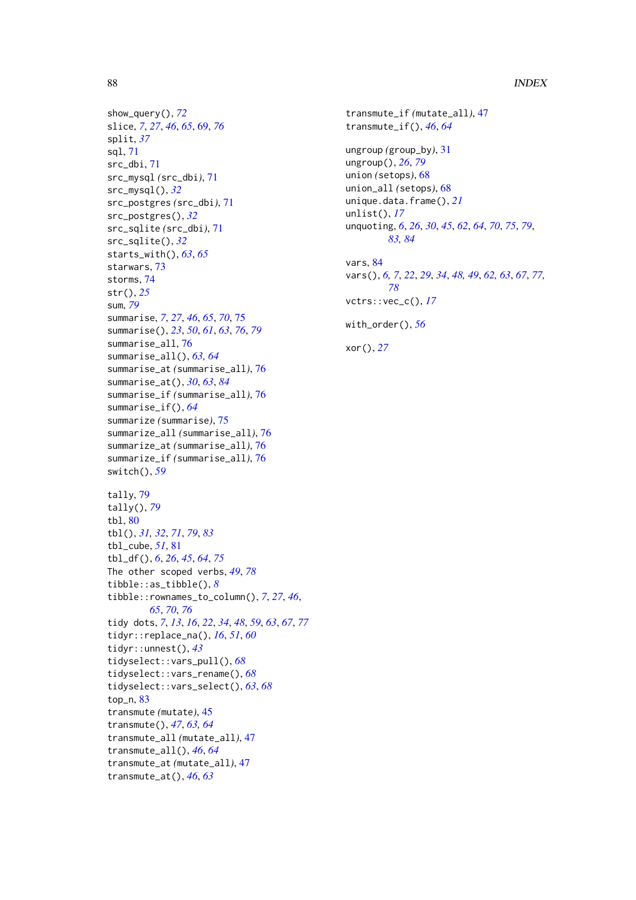show_query(), *72*
slice, *7*, *27*, *46*, *65*, 69, *76*
split, *37*
sql, 71
src_dbi, 71
src_mysql (src_dbi), 71
src_mysql(), *32*
src_postgres (src_dbi), 71
src_postgres(), *32*
src_sqlite (src_dbi), 71
src_sqlite(), *32*
starts_with(), *63*, *65*
starwars, 73
storms, 74
str(), *25*
sum, *79*
summarise, *7*, *27*, *46*, *65*, *70*, 75
summarise(), *23*, *50*, *61*, *63*, *76*, *79*
summarise_all, 76
summarise_all(), *63*, *64*
summarise_at (summarise_all), 76
summarise_at(), *30*, *63*, *84*
summarise_if (summarise_all), 76
summarise_if(), *64*
summarize (summarise), 75
summarize_all (summarise_all), 76
summarize_at (summarise_all), 76
summarize_if (summarise_all), 76
switch(), *59*

tally, 79
tally(), *79*
tbl, 80
tbl(), *31*, *32*, *71*, *79*, *83*
tbl_cube, *51*, 81
tbl_df(), *6*, *26*, *45*, *64*, *75*
The other scoped verbs, *49*, *78*
tibble::as_tibble(), *8*
tibble::rownames_to_column(), *7*, *27*, *46*, *65*, *70*, *76*
tidy dots, *7*, *13*, *16*, *22*, *34*, *48*, *59*, *63*, *67*, *77*
tidyr::replace_na(), *16*, *51*, *60*
tidyr::unnest(), *43*
tidyselect::vars_pull(), *68*
tidyselect::vars_rename(), *68*
tidyselect::vars_select(), *63*, *68*
top_n, 83
transmute (mutate), 45
transmute(), *47*, *63*, *64*
transmute_all (mutate_all), 47
transmute_all(), *46*, *64*
transmute_at (mutate_all), 47
transmute_at(), *46*, *63*
transmute_if (mutate_all), 47
transmute_if(), *46*, *64*

ungroup (group_by), 31
ungroup(), *26*, *79*
union (setops), 68
union_all (setops), 68
unique.data.frame(), *21*
unlist(), *17*
unquoting, *6*, *26*, *30*, *45*, *62*, *64*, *70*, *75*, *79*, *83*, *84*

vars, 84
vars(), *6*, *7*, *22*, *29*, *34*, *48*, *49*, *62*, *63*, *67*, *77*, *78*
vctrs::vec_c(), *17*

with_order(), *56*

xor(), *27*